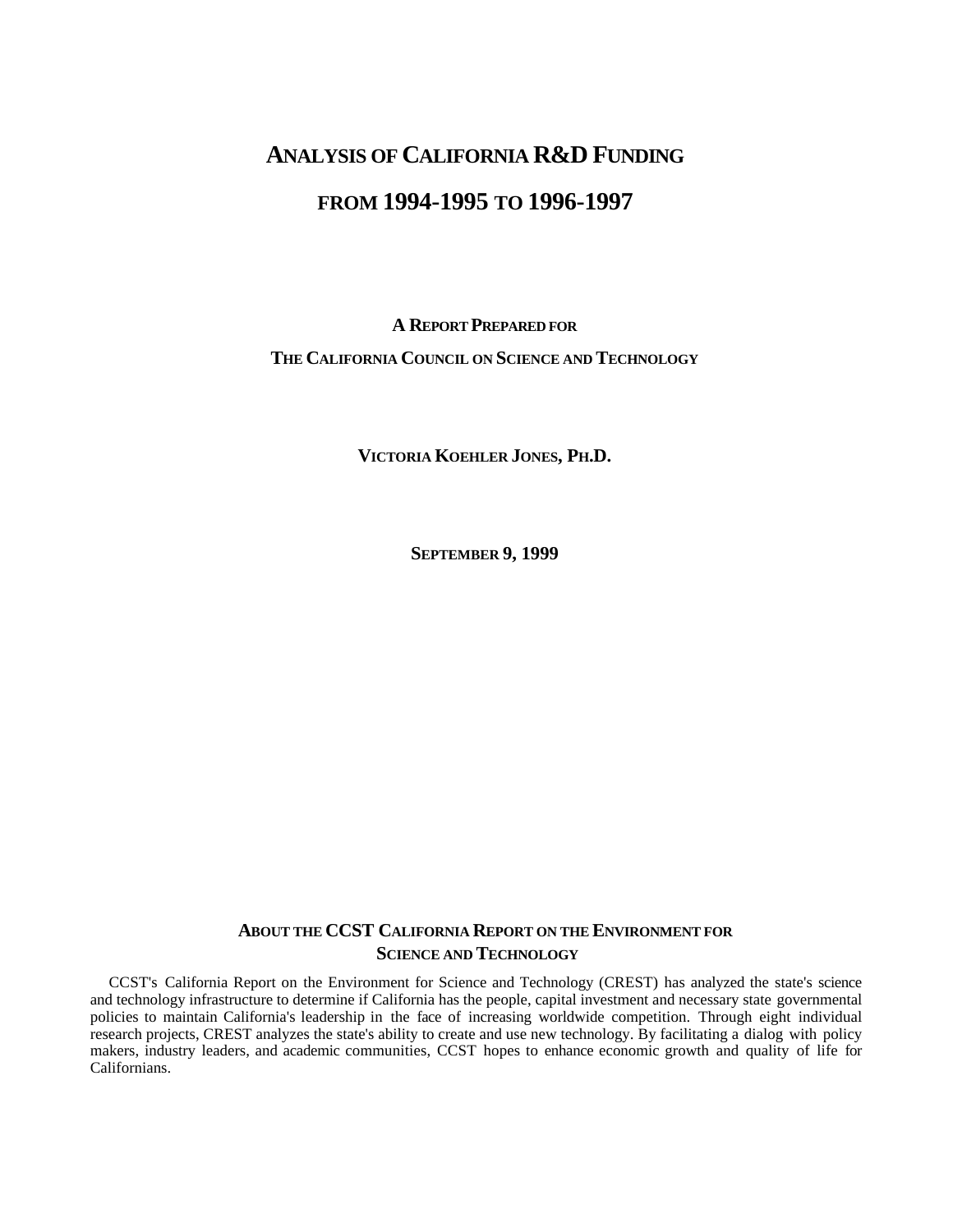# Analysis of California R&D Funding from 1994-1995 to 1996-1997

**A Report Prepared for**

**The California Council on Science and Technology**

**Victoria Koehler Jones, Ph.D.**

**September 9, 1999**

## About the CCST California Report on the Environment for Science and Technology

CCST's California Report on the Environment for Science and Technology (CREST) has analyzed the state's science and technology infrastructure to determine if California has the people, capital investment and necessary state governmental policies to maintain California's leadership in the face of increasing worldwide competition. Through eight individual research projects, CREST analyzes the state's ability to create and use new technology. By facilitating a dialog with policy makers, industry leaders, and academic communities, CCST hopes to enhance economic growth and quality of life for Californians.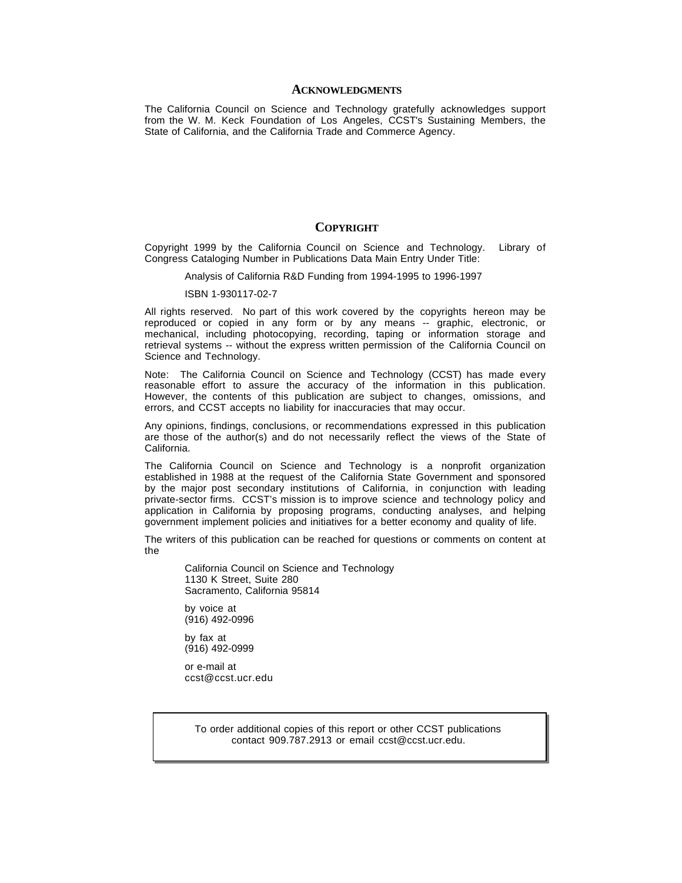## Acknowledgments

The California Council on Science and Technology gratefully acknowledges support from the W. M. Keck Foundation of Los Angeles, CCST's Sustaining Members, the State of California, and the California Trade and Commerce Agency.

## Copyright

Copyright 1999 by the California Council on Science and Technology. Library of Congress Cataloging Number in Publications Data Main Entry Under Title:

Analysis of California R&D Funding from 1994-1995 to 1996-1997

ISBN 1-930117-02-7

All rights reserved. No part of this work covered by the copyrights hereon may be reproduced or copied in any form or by any means -- graphic, electronic, or mechanical, including photocopying, recording, taping or information storage and retrieval systems -- without the express written permission of the California Council on Science and Technology.

Note: The California Council on Science and Technology (CCST) has made every reasonable effort to assure the accuracy of the information in this publication. However, the contents of this publication are subject to changes, omissions, and errors, and CCST accepts no liability for inaccuracies that may occur.

Any opinions, findings, conclusions, or recommendations expressed in this publication are those of the author(s) and do not necessarily reflect the views of the State of California.

The California Council on Science and Technology is a nonprofit organization established in 1988 at the request of the California State Government and sponsored by the major post secondary institutions of California, in conjunction with leading private-sector firms. CCST's mission is to improve science and technology policy and application in California by proposing programs, conducting analyses, and helping government implement policies and initiatives for a better economy and quality of life.

The writers of this publication can be reached for questions or comments on content at the

California Council on Science and Technology
1130 K Street, Suite 280
Sacramento, California 95814

by voice at
(916) 492-0996

by fax at
(916) 492-0999

or e-mail at
ccst@ccst.ucr.edu

To order additional copies of this report or other CCST publications contact 909.787.2913 or email ccst@ccst.ucr.edu.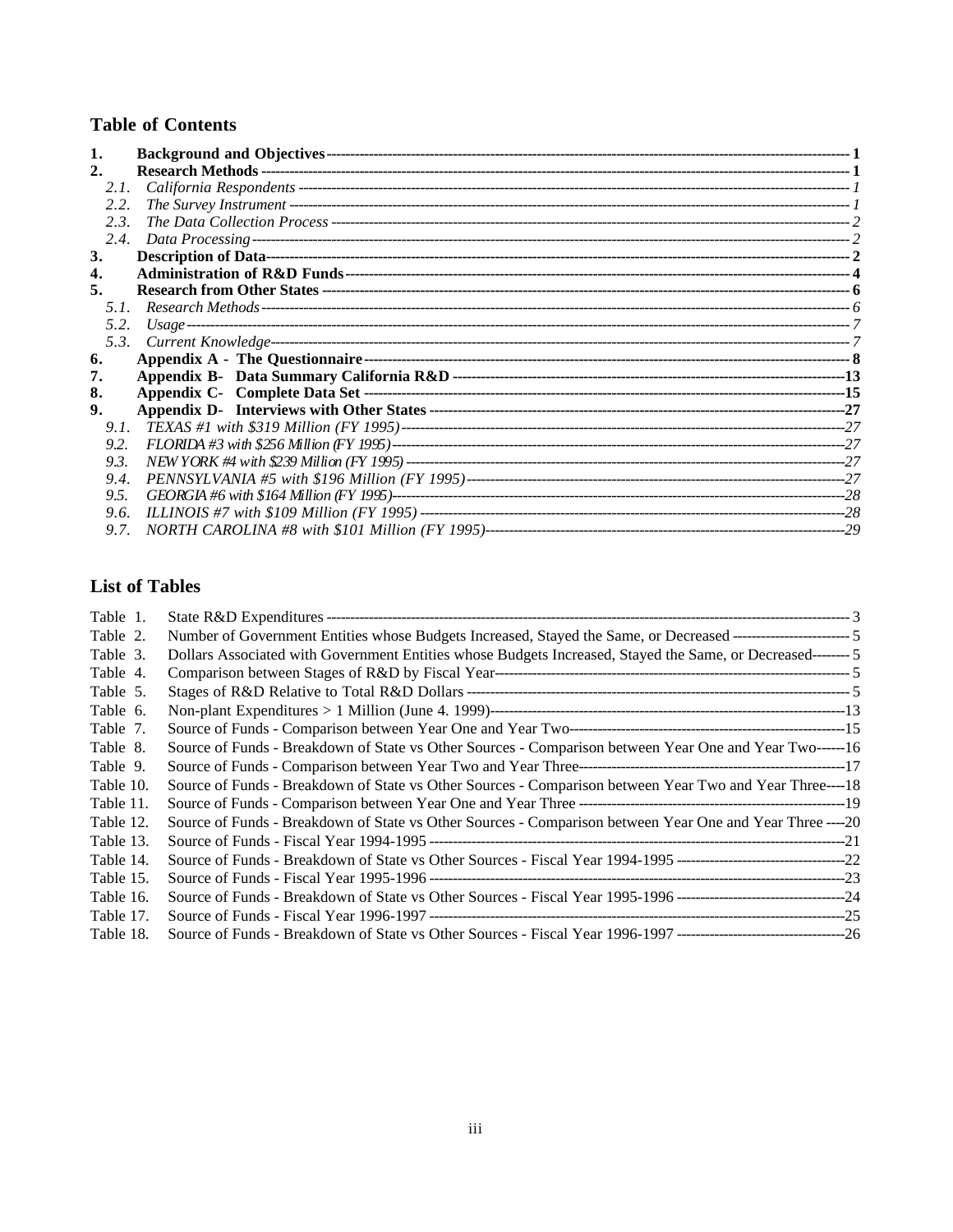## Table of Contents

| | | |
|---|---|---|
| **1.** | **Background and Objectives** | **1** |
| **2.** | **Research Methods** | **1** |
| *2.1.* | *California Respondents* | *1* |
| *2.2.* | *The Survey Instrument* | *1* |
| *2.3.* | *The Data Collection Process* | *2* |
| *2.4.* | *Data Processing* | *2* |
| **3.** | **Description of Data** | **2** |
| **4.** | **Administration of R&D Funds** | **4** |
| **5.** | **Research from Other States** | **6** |
| *5.1.* | *Research Methods* | *6* |
| *5.2.* | *Usage* | *7* |
| *5.3.* | *Current Knowledge* | *7* |
| **6.** | **Appendix A - The Questionnaire** | **8** |
| **7.** | **Appendix B- Data Summary California R&D** | **13** |
| **8.** | **Appendix C- Complete Data Set** | **15** |
| **9.** | **Appendix D- Interviews with Other States** | **27** |
| *9.1.* | *TEXAS #1 with $319 Million (FY 1995)* | *27* |
| *9.2.* | *FLORIDA #3 with $256 Million (FY 1995)* | *27* |
| *9.3.* | *NEW YORK #4 with $239 Million (FY 1995)* | *27* |
| *9.4.* | *PENNSYLVANIA #5 with $196 Million (FY 1995)* | *27* |
| *9.5.* | *GEORGIA #6 with $164 Million (FY 1995)* | *28* |
| *9.6.* | *ILLINOIS #7 with $109 Million (FY 1995)* | *28* |
| *9.7.* | *NORTH CAROLINA #8 with $101 Million (FY 1995)* | *29* |

## List of Tables

| | | |
|---|---|---|
| Table 1. | State R&D Expenditures | 3 |
| Table 2. | Number of Government Entities whose Budgets Increased, Stayed the Same, or Decreased | 5 |
| Table 3. | Dollars Associated with Government Entities whose Budgets Increased, Stayed the Same, or Decreased | 5 |
| Table 4. | Comparison between Stages of R&D by Fiscal Year | 5 |
| Table 5. | Stages of R&D Relative to Total R&D Dollars | 5 |
| Table 6. | Non-plant Expenditures > 1 Million (June 4. 1999) | 13 |
| Table 7. | Source of Funds - Comparison between Year One and Year Two | 15 |
| Table 8. | Source of Funds - Breakdown of State vs Other Sources - Comparison between Year One and Year Two | 16 |
| Table 9. | Source of Funds - Comparison between Year Two and Year Three | 17 |
| Table 10. | Source of Funds - Breakdown of State vs Other Sources - Comparison between Year Two and Year Three | 18 |
| Table 11. | Source of Funds - Comparison between Year One and Year Three | 19 |
| Table 12. | Source of Funds - Breakdown of State vs Other Sources - Comparison between Year One and Year Three | 20 |
| Table 13. | Source of Funds - Fiscal Year 1994-1995 | 21 |
| Table 14. | Source of Funds - Breakdown of State vs Other Sources - Fiscal Year 1994-1995 | 22 |
| Table 15. | Source of Funds - Fiscal Year 1995-1996 | 23 |
| Table 16. | Source of Funds - Breakdown of State vs Other Sources - Fiscal Year 1995-1996 | 24 |
| Table 17. | Source of Funds - Fiscal Year 1996-1997 | 25 |
| Table 18. | Source of Funds - Breakdown of State vs Other Sources - Fiscal Year 1996-1997 | 26 |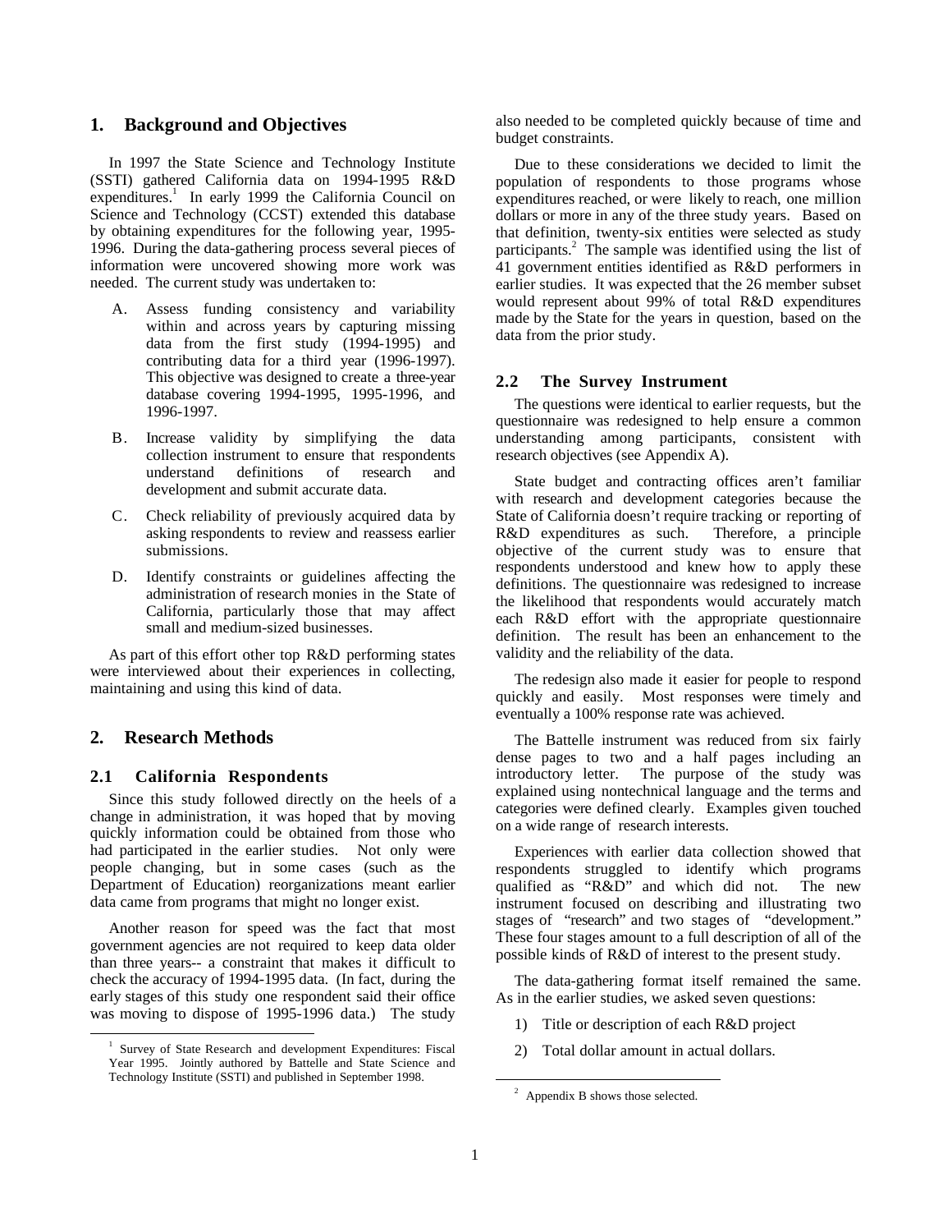## 1. Background and Objectives

In 1997 the State Science and Technology Institute (SSTI) gathered California data on 1994-1995 R&D expenditures.[1] In early 1999 the California Council on Science and Technology (CCST) extended this database by obtaining expenditures for the following year, 1995-1996. During the data-gathering process several pieces of information were uncovered showing more work was needed. The current study was undertaken to:

- A. Assess funding consistency and variability within and across years by capturing missing data from the first study (1994-1995) and contributing data for a third year (1996-1997). This objective was designed to create a three-year database covering 1994-1995, 1995-1996, and 1996-1997.
- B. Increase validity by simplifying the data collection instrument to ensure that respondents understand definitions of research and development and submit accurate data.
- C. Check reliability of previously acquired data by asking respondents to review and reassess earlier submissions.
- D. Identify constraints or guidelines affecting the administration of research monies in the State of California, particularly those that may affect small and medium-sized businesses.

As part of this effort other top R&D performing states were interviewed about their experiences in collecting, maintaining and using this kind of data.

## 2. Research Methods

### 2.1 California Respondents

Since this study followed directly on the heels of a change in administration, it was hoped that by moving quickly information could be obtained from those who had participated in the earlier studies. Not only were people changing, but in some cases (such as the Department of Education) reorganizations meant earlier data came from programs that might no longer exist.

Another reason for speed was the fact that most government agencies are not required to keep data older than three years-- a constraint that makes it difficult to check the accuracy of 1994-1995 data. (In fact, during the early stages of this study one respondent said their office was moving to dispose of 1995-1996 data.) The study also needed to be completed quickly because of time and budget constraints.

Due to these considerations we decided to limit the population of respondents to those programs whose expenditures reached, or were likely to reach, one million dollars or more in any of the three study years. Based on that definition, twenty-six entities were selected as study participants.[2] The sample was identified using the list of 41 government entities identified as R&D performers in earlier studies. It was expected that the 26 member subset would represent about 99% of total R&D expenditures made by the State for the years in question, based on the data from the prior study.

### 2.2 The Survey Instrument

The questions were identical to earlier requests, but the questionnaire was redesigned to help ensure a common understanding among participants, consistent with research objectives (see Appendix A).

State budget and contracting offices aren't familiar with research and development categories because the State of California doesn't require tracking or reporting of R&D expenditures as such. Therefore, a principle objective of the current study was to ensure that respondents understood and knew how to apply these definitions. The questionnaire was redesigned to increase the likelihood that respondents would accurately match each R&D effort with the appropriate questionnaire definition. The result has been an enhancement to the validity and the reliability of the data.

The redesign also made it easier for people to respond quickly and easily. Most responses were timely and eventually a 100% response rate was achieved.

The Battelle instrument was reduced from six fairly dense pages to two and a half pages including an introductory letter. The purpose of the study was explained using nontechnical language and the terms and categories were defined clearly. Examples given touched on a wide range of research interests.

Experiences with earlier data collection showed that respondents struggled to identify which programs qualified as "R&D" and which did not. The new instrument focused on describing and illustrating two stages of "research" and two stages of "development." These four stages amount to a full description of all of the possible kinds of R&D of interest to the present study.

The data-gathering format itself remained the same. As in the earlier studies, we asked seven questions:

1) Title or description of each R&D project
2) Total dollar amount in actual dollars.

---

[1] Survey of State Research and development Expenditures: Fiscal Year 1995. Jointly authored by Battelle and State Science and Technology Institute (SSTI) and published in September 1998.

[2] Appendix B shows those selected.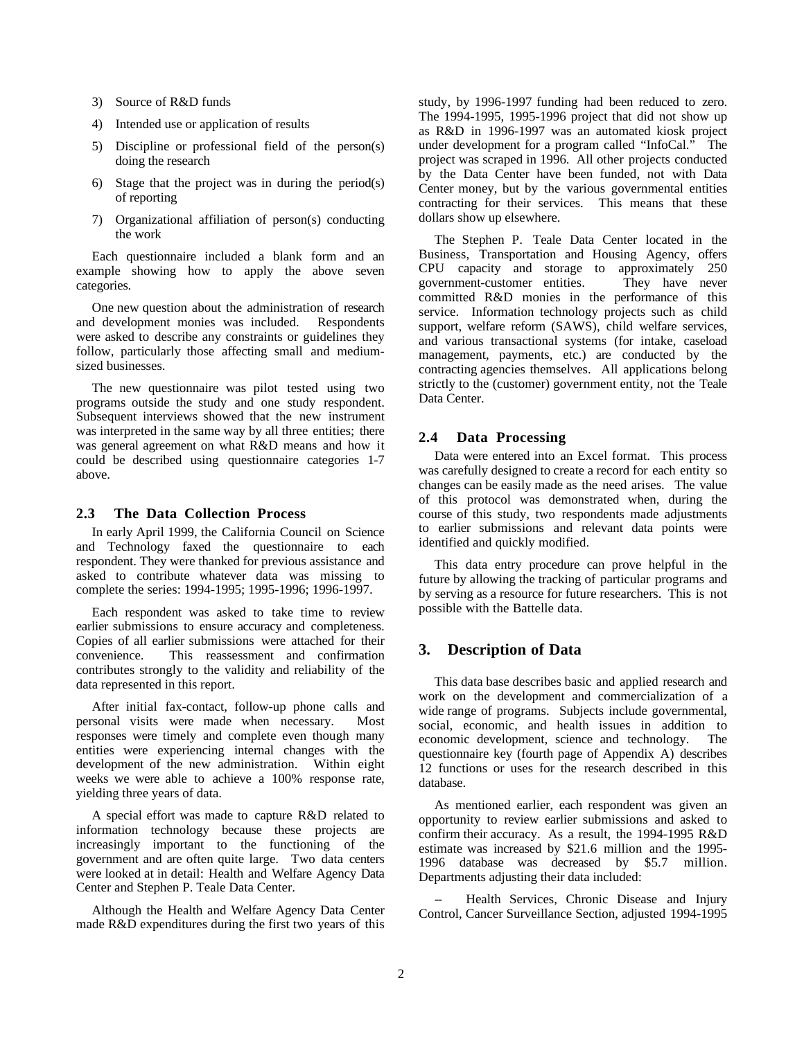3) Source of R&D funds
4) Intended use or application of results
5) Discipline or professional field of the person(s) doing the research
6) Stage that the project was in during the period(s) of reporting
7) Organizational affiliation of person(s) conducting the work

Each questionnaire included a blank form and an example showing how to apply the above seven categories.

One new question about the administration of research and development monies was included. Respondents were asked to describe any constraints or guidelines they follow, particularly those affecting small and medium-sized businesses.

The new questionnaire was pilot tested using two programs outside the study and one study respondent. Subsequent interviews showed that the new instrument was interpreted in the same way by all three entities; there was general agreement on what R&D means and how it could be described using questionnaire categories 1-7 above.

### 2.3 The Data Collection Process

In early April 1999, the California Council on Science and Technology faxed the questionnaire to each respondent. They were thanked for previous assistance and asked to contribute whatever data was missing to complete the series: 1994-1995; 1995-1996; 1996-1997.

Each respondent was asked to take time to review earlier submissions to ensure accuracy and completeness. Copies of all earlier submissions were attached for their convenience. This reassessment and confirmation contributes strongly to the validity and reliability of the data represented in this report.

After initial fax-contact, follow-up phone calls and personal visits were made when necessary. Most responses were timely and complete even though many entities were experiencing internal changes with the development of the new administration. Within eight weeks we were able to achieve a 100% response rate, yielding three years of data.

A special effort was made to capture R&D related to information technology because these projects are increasingly important to the functioning of the government and are often quite large. Two data centers were looked at in detail: Health and Welfare Agency Data Center and Stephen P. Teale Data Center.

Although the Health and Welfare Agency Data Center made R&D expenditures during the first two years of this study, by 1996-1997 funding had been reduced to zero. The 1994-1995, 1995-1996 project that did not show up as R&D in 1996-1997 was an automated kiosk project under development for a program called "InfoCal." The project was scraped in 1996. All other projects conducted by the Data Center have been funded, not with Data Center money, but by the various governmental entities contracting for their services. This means that these dollars show up elsewhere.

The Stephen P. Teale Data Center located in the Business, Transportation and Housing Agency, offers CPU capacity and storage to approximately 250 government-customer entities. They have never committed R&D monies in the performance of this service. Information technology projects such as child support, welfare reform (SAWS), child welfare services, and various transactional systems (for intake, caseload management, payments, etc.) are conducted by the contracting agencies themselves. All applications belong strictly to the (customer) government entity, not the Teale Data Center.

### 2.4 Data Processing

Data were entered into an Excel format. This process was carefully designed to create a record for each entity so changes can be easily made as the need arises. The value of this protocol was demonstrated when, during the course of this study, two respondents made adjustments to earlier submissions and relevant data points were identified and quickly modified.

This data entry procedure can prove helpful in the future by allowing the tracking of particular programs and by serving as a resource for future researchers. This is not possible with the Battelle data.

## 3. Description of Data

This data base describes basic and applied research and work on the development and commercialization of a wide range of programs. Subjects include governmental, social, economic, and health issues in addition to economic development, science and technology. The questionnaire key (fourth page of Appendix A) describes 12 functions or uses for the research described in this database.

As mentioned earlier, each respondent was given an opportunity to review earlier submissions and asked to confirm their accuracy. As a result, the 1994-1995 R&D estimate was increased by \$21.6 million and the 1995-1996 database was decreased by \$5.7 million. Departments adjusting their data included:

– Health Services, Chronic Disease and Injury Control, Cancer Surveillance Section, adjusted 1994-1995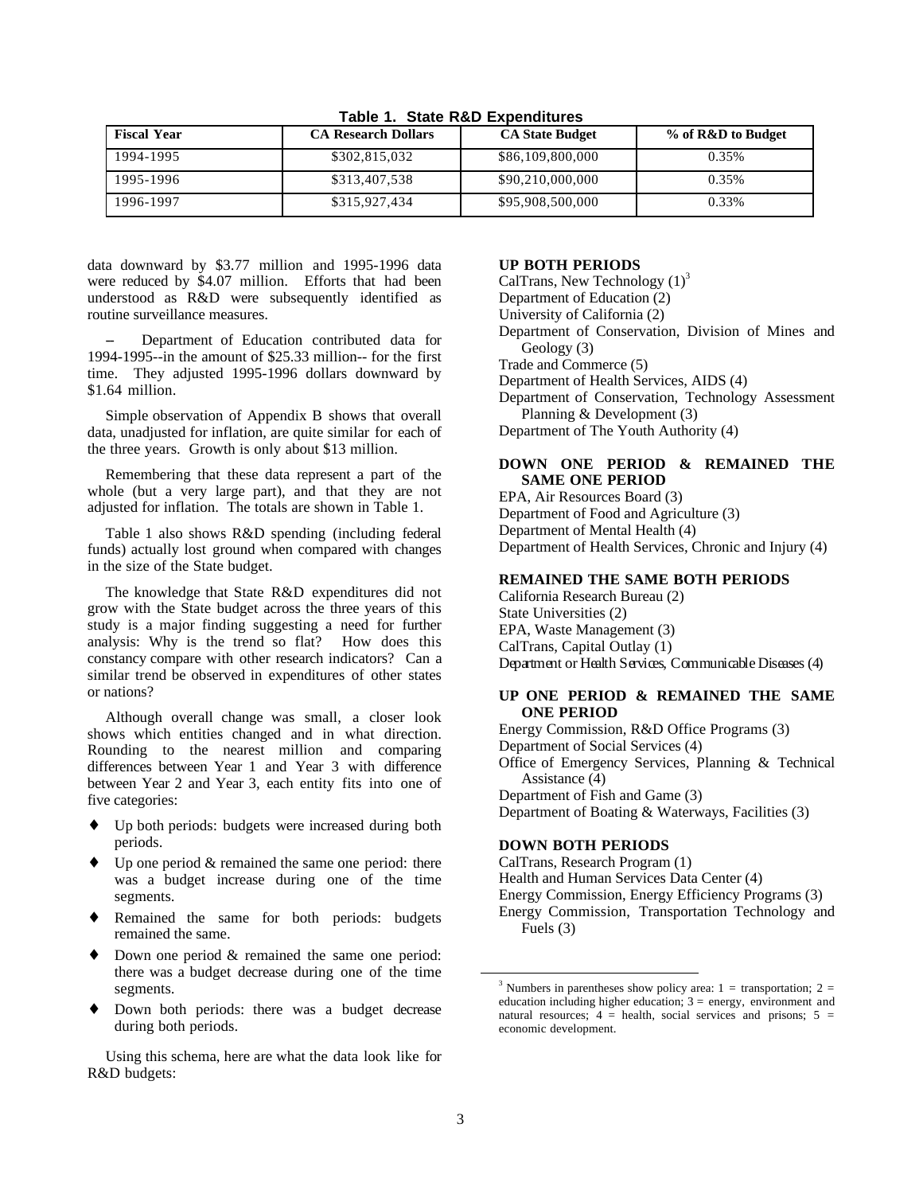**Table 1. State R&D Expenditures**

| Fiscal Year | CA Research Dollars | CA State Budget | % of R&D to Budget |
|---|---|---|---|
| 1994-1995 | $302,815,032 | $86,109,800,000 | 0.35% |
| 1995-1996 | $313,407,538 | $90,210,000,000 | 0.35% |
| 1996-1997 | $315,927,434 | $95,908,500,000 | 0.33% |

data downward by $3.77 million and 1995-1996 data were reduced by $4.07 million. Efforts that had been understood as R&D were subsequently identified as routine surveillance measures.

– Department of Education contributed data for 1994-1995--in the amount of $25.33 million-- for the first time. They adjusted 1995-1996 dollars downward by $1.64 million.

Simple observation of Appendix B shows that overall data, unadjusted for inflation, are quite similar for each of the three years. Growth is only about $13 million.

Remembering that these data represent a part of the whole (but a very large part), and that they are not adjusted for inflation. The totals are shown in Table 1.

Table 1 also shows R&D spending (including federal funds) actually lost ground when compared with changes in the size of the State budget.

The knowledge that State R&D expenditures did not grow with the State budget across the three years of this study is a major finding suggesting a need for further analysis: Why is the trend so flat? How does this constancy compare with other research indicators? Can a similar trend be observed in expenditures of other states or nations?

Although overall change was small, a closer look shows which entities changed and in what direction. Rounding to the nearest million and comparing differences between Year 1 and Year 3 with difference between Year 2 and Year 3, each entity fits into one of five categories:

- Up both periods: budgets were increased during both periods.
- Up one period & remained the same one period: there was a budget increase during one of the time segments.
- Remained the same for both periods: budgets remained the same.
- Down one period & remained the same one period: there was a budget decrease during one of the time segments.
- Down both periods: there was a budget decrease during both periods.

Using this schema, here are what the data look like for R&D budgets:

**UP BOTH PERIODS**

CalTrans, New Technology (1)[3]
Department of Education (2)
University of California (2)
Department of Conservation, Division of Mines and Geology (3)
Trade and Commerce (5)
Department of Health Services, AIDS (4)
Department of Conservation, Technology Assessment Planning & Development (3)
Department of The Youth Authority (4)

**DOWN ONE PERIOD & REMAINED THE SAME ONE PERIOD**

EPA, Air Resources Board (3)
Department of Food and Agriculture (3)
Department of Mental Health (4)
Department of Health Services, Chronic and Injury (4)

**REMAINED THE SAME BOTH PERIODS**

California Research Bureau (2)
State Universities (2)
EPA, Waste Management (3)
CalTrans, Capital Outlay (1)
Department or Health Services, Communicable Diseases (4)

**UP ONE PERIOD & REMAINED THE SAME ONE PERIOD**

Energy Commission, R&D Office Programs (3)
Department of Social Services (4)
Office of Emergency Services, Planning & Technical Assistance (4)
Department of Fish and Game (3)
Department of Boating & Waterways, Facilities (3)

**DOWN BOTH PERIODS**

CalTrans, Research Program (1)
Health and Human Services Data Center (4)
Energy Commission, Energy Efficiency Programs (3)
Energy Commission, Transportation Technology and Fuels (3)

[3] Numbers in parentheses show policy area: 1 = transportation; 2 = education including higher education; 3 = energy, environment and natural resources; 4 = health, social services and prisons; 5 = economic development.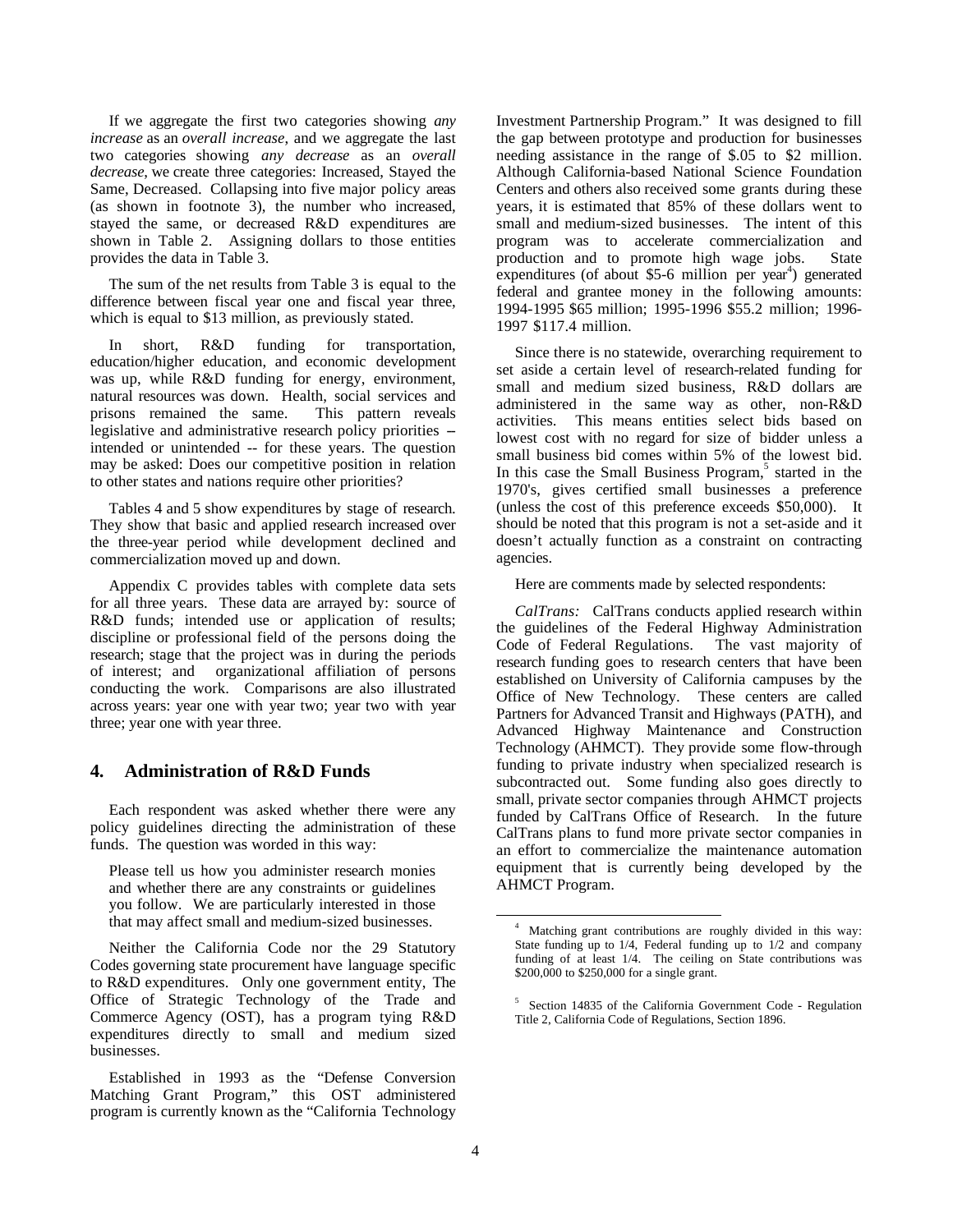If we aggregate the first two categories showing *any increase* as an *overall increase*, and we aggregate the last two categories showing *any decrease* as an *overall decrease*, we create three categories: Increased, Stayed the Same, Decreased. Collapsing into five major policy areas (as shown in footnote 3), the number who increased, stayed the same, or decreased R&D expenditures are shown in Table 2. Assigning dollars to those entities provides the data in Table 3.

The sum of the net results from Table 3 is equal to the difference between fiscal year one and fiscal year three, which is equal to $13 million, as previously stated.

In short, R&D funding for transportation, education/higher education, and economic development was up, while R&D funding for energy, environment, natural resources was down. Health, social services and prisons remained the same. This pattern reveals legislative and administrative research policy priorities – intended or unintended -- for these years. The question may be asked: Does our competitive position in relation to other states and nations require other priorities?

Tables 4 and 5 show expenditures by stage of research. They show that basic and applied research increased over the three-year period while development declined and commercialization moved up and down.

Appendix C provides tables with complete data sets for all three years. These data are arrayed by: source of R&D funds; intended use or application of results; discipline or professional field of the persons doing the research; stage that the project was in during the periods of interest; and organizational affiliation of persons conducting the work. Comparisons are also illustrated across years: year one with year two; year two with year three; year one with year three.

## 4. Administration of R&D Funds

Each respondent was asked whether there were any policy guidelines directing the administration of these funds. The question was worded in this way:

> Please tell us how you administer research monies and whether there are any constraints or guidelines you follow. We are particularly interested in those that may affect small and medium-sized businesses.

Neither the California Code nor the 29 Statutory Codes governing state procurement have language specific to R&D expenditures. Only one government entity, The Office of Strategic Technology of the Trade and Commerce Agency (OST), has a program tying R&D expenditures directly to small and medium sized businesses.

Established in 1993 as the "Defense Conversion Matching Grant Program," this OST administered program is currently known as the "California Technology Investment Partnership Program." It was designed to fill the gap between prototype and production for businesses needing assistance in the range of $.05 to $2 million. Although California-based National Science Foundation Centers and others also received some grants during these years, it is estimated that 85% of these dollars went to small and medium-sized businesses. The intent of this program was to accelerate commercialization and production and to promote high wage jobs. State expenditures (of about $5-6 million per year[4]) generated federal and grantee money in the following amounts: 1994-1995 $65 million; 1995-1996 $55.2 million; 1996-1997 $117.4 million.

Since there is no statewide, overarching requirement to set aside a certain level of research-related funding for small and medium sized business, R&D dollars are administered in the same way as other, non-R&D activities. This means entities select bids based on lowest cost with no regard for size of bidder unless a small business bid comes within 5% of the lowest bid. In this case the Small Business Program,[5] started in the 1970's, gives certified small businesses a preference (unless the cost of this preference exceeds $50,000). It should be noted that this program is not a set-aside and it doesn't actually function as a constraint on contracting agencies.

Here are comments made by selected respondents:

*CalTrans:* CalTrans conducts applied research within the guidelines of the Federal Highway Administration Code of Federal Regulations. The vast majority of research funding goes to research centers that have been established on University of California campuses by the Office of New Technology. These centers are called Partners for Advanced Transit and Highways (PATH), and Advanced Highway Maintenance and Construction Technology (AHMCT). They provide some flow-through funding to private industry when specialized research is subcontracted out. Some funding also goes directly to small, private sector companies through AHMCT projects funded by CalTrans Office of Research. In the future CalTrans plans to fund more private sector companies in an effort to commercialize the maintenance automation equipment that is currently being developed by the AHMCT Program.

---

[4] Matching grant contributions are roughly divided in this way: State funding up to 1/4, Federal funding up to 1/2 and company funding of at least 1/4. The ceiling on State contributions was $200,000 to $250,000 for a single grant.

[5] Section 14835 of the California Government Code - Regulation Title 2, California Code of Regulations, Section 1896.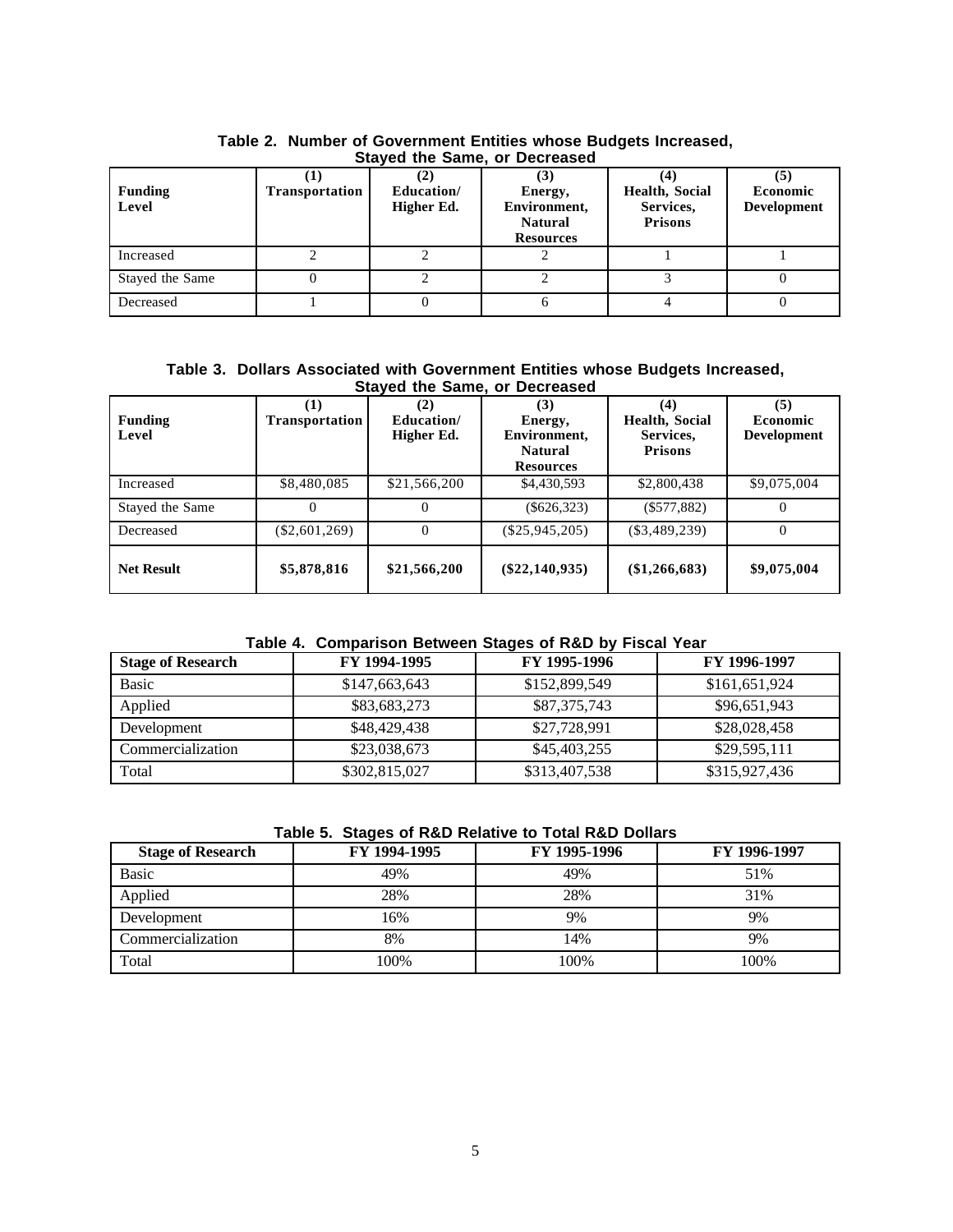**Table 2. Number of Government Entities whose Budgets Increased, Stayed the Same, or Decreased**

| Funding Level | (1) Transportation | (2) Education/ Higher Ed. | (3) Energy, Environment, Natural Resources | (4) Health, Social Services, Prisons | (5) Economic Development |
|---|---|---|---|---|---|
| Increased | 2 | 2 | 2 | 1 | 1 |
| Stayed the Same | 0 | 2 | 2 | 3 | 0 |
| Decreased | 1 | 0 | 6 | 4 | 0 |

**Table 3. Dollars Associated with Government Entities whose Budgets Increased, Stayed the Same, or Decreased**

| Funding Level | (1) Transportation | (2) Education/ Higher Ed. | (3) Energy, Environment, Natural Resources | (4) Health, Social Services, Prisons | (5) Economic Development |
|---|---|---|---|---|---|
| Increased | $8,480,085 | $21,566,200 | $4,430,593 | $2,800,438 | $9,075,004 |
| Stayed the Same | 0 | 0 | ($626,323) | ($577,882) | 0 |
| Decreased | ($2,601,269) | 0 | ($25,945,205) | ($3,489,239) | 0 |
| **Net Result** | **$5,878,816** | **$21,566,200** | **($22,140,935)** | **($1,266,683)** | **$9,075,004** |

**Table 4. Comparison Between Stages of R&D by Fiscal Year**

| Stage of Research | FY 1994-1995 | FY 1995-1996 | FY 1996-1997 |
|---|---|---|---|
| Basic | $147,663,643 | $152,899,549 | $161,651,924 |
| Applied | $83,683,273 | $87,375,743 | $96,651,943 |
| Development | $48,429,438 | $27,728,991 | $28,028,458 |
| Commercialization | $23,038,673 | $45,403,255 | $29,595,111 |
| Total | $302,815,027 | $313,407,538 | $315,927,436 |

**Table 5. Stages of R&D Relative to Total R&D Dollars**

| Stage of Research | FY 1994-1995 | FY 1995-1996 | FY 1996-1997 |
|---|---|---|---|
| Basic | 49% | 49% | 51% |
| Applied | 28% | 28% | 31% |
| Development | 16% | 9% | 9% |
| Commercialization | 8% | 14% | 9% |
| Total | 100% | 100% | 100% |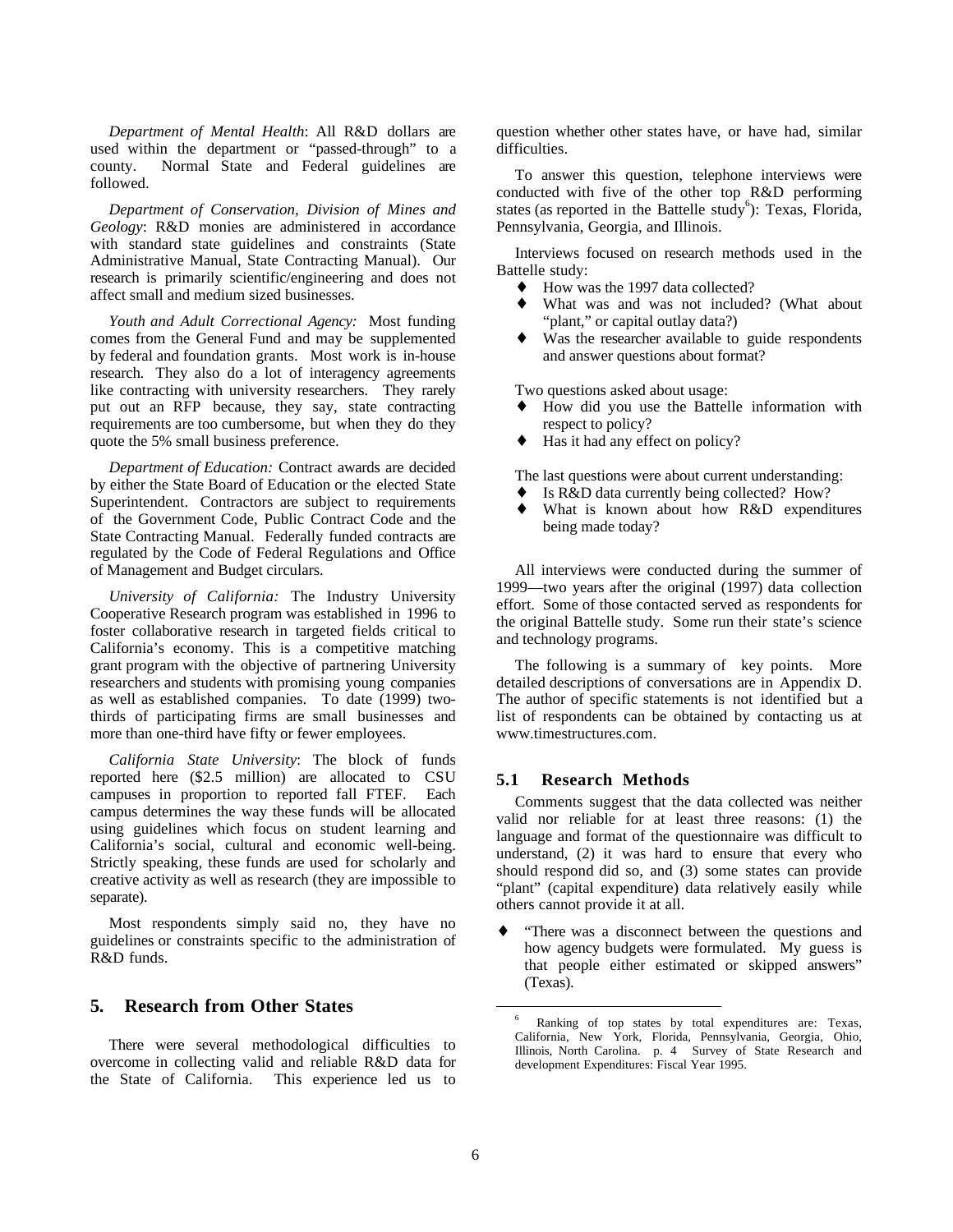*Department of Mental Health*: All R&D dollars are used within the department or "passed-through" to a county. Normal State and Federal guidelines are followed.

*Department of Conservation, Division of Mines and Geology*: R&D monies are administered in accordance with standard state guidelines and constraints (State Administrative Manual, State Contracting Manual). Our research is primarily scientific/engineering and does not affect small and medium sized businesses.

*Youth and Adult Correctional Agency:* Most funding comes from the General Fund and may be supplemented by federal and foundation grants. Most work is in-house research. They also do a lot of interagency agreements like contracting with university researchers. They rarely put out an RFP because, they say, state contracting requirements are too cumbersome, but when they do they quote the 5% small business preference.

*Department of Education:* Contract awards are decided by either the State Board of Education or the elected State Superintendent. Contractors are subject to requirements of the Government Code, Public Contract Code and the State Contracting Manual. Federally funded contracts are regulated by the Code of Federal Regulations and Office of Management and Budget circulars.

*University of California:* The Industry University Cooperative Research program was established in 1996 to foster collaborative research in targeted fields critical to California's economy. This is a competitive matching grant program with the objective of partnering University researchers and students with promising young companies as well as established companies. To date (1999) two-thirds of participating firms are small businesses and more than one-third have fifty or fewer employees.

*California State University*: The block of funds reported here ($2.5 million) are allocated to CSU campuses in proportion to reported fall FTEF. Each campus determines the way these funds will be allocated using guidelines which focus on student learning and California's social, cultural and economic well-being. Strictly speaking, these funds are used for scholarly and creative activity as well as research (they are impossible to separate).

Most respondents simply said no, they have no guidelines or constraints specific to the administration of R&D funds.

## 5. Research from Other States

There were several methodological difficulties to overcome in collecting valid and reliable R&D data for the State of California. This experience led us to question whether other states have, or have had, similar difficulties.

To answer this question, telephone interviews were conducted with five of the other top R&D performing states (as reported in the Battelle study[6]): Texas, Florida, Pennsylvania, Georgia, and Illinois.

Interviews focused on research methods used in the Battelle study:

- How was the 1997 data collected?
- What was and was not included? (What about "plant," or capital outlay data?)
- Was the researcher available to guide respondents and answer questions about format?

Two questions asked about usage:

- How did you use the Battelle information with respect to policy?
- Has it had any effect on policy?

The last questions were about current understanding:

- Is R&D data currently being collected? How?
- What is known about how R&D expenditures being made today?

All interviews were conducted during the summer of 1999—two years after the original (1997) data collection effort. Some of those contacted served as respondents for the original Battelle study. Some run their state's science and technology programs.

The following is a summary of key points. More detailed descriptions of conversations are in Appendix D. The author of specific statements is not identified but a list of respondents can be obtained by contacting us at www.timestructures.com.

### 5.1 Research Methods

Comments suggest that the data collected was neither valid nor reliable for at least three reasons: (1) the language and format of the questionnaire was difficult to understand, (2) it was hard to ensure that every who should respond did so, and (3) some states can provide "plant" (capital expenditure) data relatively easily while others cannot provide it at all.

- "There was a disconnect between the questions and how agency budgets were formulated. My guess is that people either estimated or skipped answers" (Texas).

[6] Ranking of top states by total expenditures are: Texas, California, New York, Florida, Pennsylvania, Georgia, Ohio, Illinois, North Carolina. p. 4 Survey of State Research and development Expenditures: Fiscal Year 1995.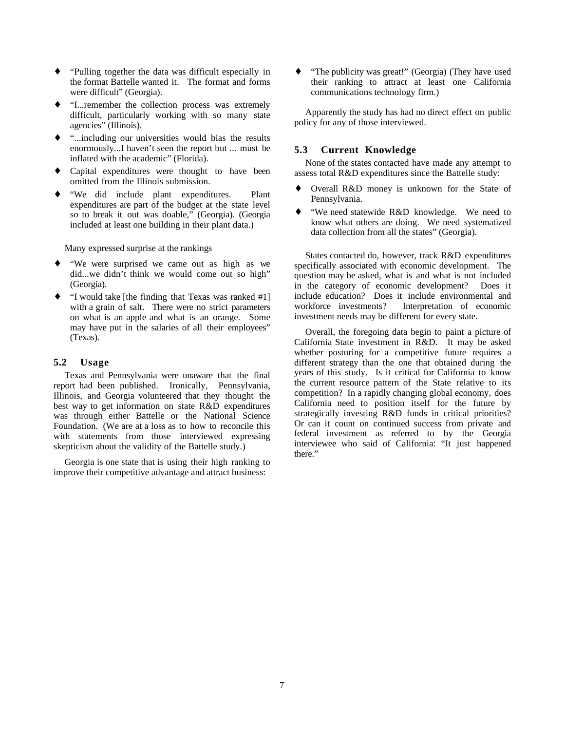- "Pulling together the data was difficult especially in the format Battelle wanted it. The format and forms were difficult" (Georgia).
- "I...remember the collection process was extremely difficult, particularly working with so many state agencies" (Illinois).
- "...including our universities would bias the results enormously...I haven't seen the report but ... must be inflated with the academic" (Florida).
- Capital expenditures were thought to have been omitted from the Illinois submission.
- "We did include plant expenditures. Plant expenditures are part of the budget at the state level so to break it out was doable," (Georgia). (Georgia included at least one building in their plant data.)

Many expressed surprise at the rankings

- "We were surprised we came out as high as we did...we didn't think we would come out so high" (Georgia).
- "I would take [the finding that Texas was ranked #1] with a grain of salt. There were no strict parameters on what is an apple and what is an orange. Some may have put in the salaries of all their employees" (Texas).

### 5.2 Usage

Texas and Pennsylvania were unaware that the final report had been published. Ironically, Pennsylvania, Illinois, and Georgia volunteered that they thought the best way to get information on state R&D expenditures was through either Battelle or the National Science Foundation. (We are at a loss as to how to reconcile this with statements from those interviewed expressing skepticism about the validity of the Battelle study.)

Georgia is one state that is using their high ranking to improve their competitive advantage and attract business:

- "The publicity was great!" (Georgia) (They have used their ranking to attract at least one California communications technology firm.)

Apparently the study has had no direct effect on public policy for any of those interviewed.

### 5.3 Current Knowledge

None of the states contacted have made any attempt to assess total R&D expenditures since the Battelle study:

- Overall R&D money is unknown for the State of Pennsylvania.
- "We need statewide R&D knowledge. We need to know what others are doing. We need systematized data collection from all the states" (Georgia).

States contacted do, however, track R&D expenditures specifically associated with economic development. The question may be asked, what is and what is not included in the category of economic development? Does it include education? Does it include environmental and workforce investments? Interpretation of economic investment needs may be different for every state.

Overall, the foregoing data begin to paint a picture of California State investment in R&D. It may be asked whether posturing for a competitive future requires a different strategy than the one that obtained during the years of this study. Is it critical for California to know the current resource pattern of the State relative to its competition? In a rapidly changing global economy, does California need to position itself for the future by strategically investing R&D funds in critical priorities? Or can it count on continued success from private and federal investment as referred to by the Georgia interviewee who said of California: "It just happened there."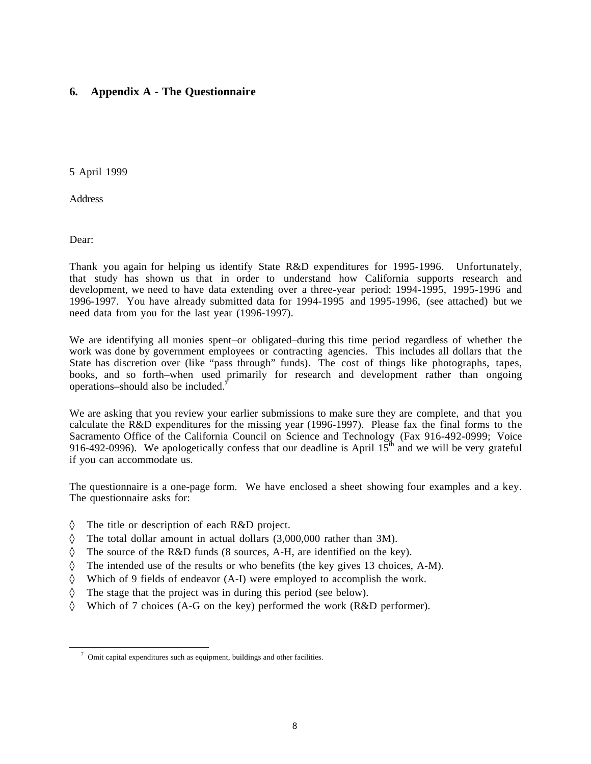## 6. Appendix A - The Questionnaire

5 April 1999

Address

Dear:

Thank you again for helping us identify State R&D expenditures for 1995-1996. Unfortunately, that study has shown us that in order to understand how California supports research and development, we need to have data extending over a three-year period: 1994-1995, 1995-1996 and 1996-1997. You have already submitted data for 1994-1995 and 1995-1996, (see attached) but we need data from you for the last year (1996-1997).

We are identifying all monies spent–or obligated–during this time period regardless of whether the work was done by government employees or contracting agencies. This includes all dollars that the State has discretion over (like "pass through" funds). The cost of things like photographs, tapes, books, and so forth–when used primarily for research and development rather than ongoing operations–should also be included.[7]

We are asking that you review your earlier submissions to make sure they are complete, and that you calculate the R&D expenditures for the missing year (1996-1997). Please fax the final forms to the Sacramento Office of the California Council on Science and Technology (Fax 916-492-0999; Voice 916-492-0996). We apologetically confess that our deadline is April 15th and we will be very grateful if you can accommodate us.

The questionnaire is a one-page form. We have enclosed a sheet showing four examples and a key. The questionnaire asks for:

- ◊ The title or description of each R&D project.
- ◊ The total dollar amount in actual dollars (3,000,000 rather than 3M).
- ◊ The source of the R&D funds (8 sources, A-H, are identified on the key).
- ◊ The intended use of the results or who benefits (the key gives 13 choices, A-M).
- ◊ Which of 9 fields of endeavor (A-I) were employed to accomplish the work.
- ◊ The stage that the project was in during this period (see below).
- ◊ Which of 7 choices (A-G on the key) performed the work (R&D performer).

---

[7] Omit capital expenditures such as equipment, buildings and other facilities.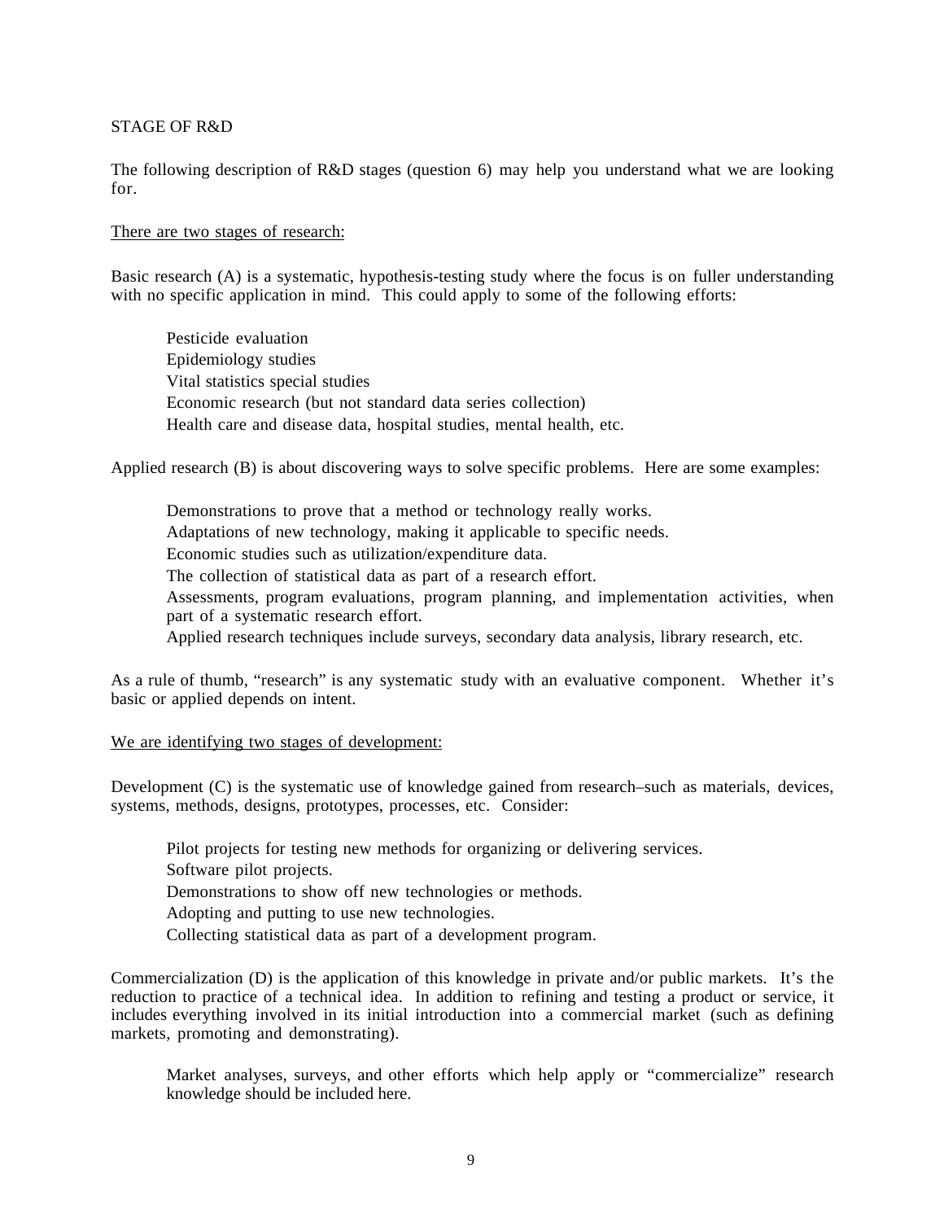STAGE OF R&D

The following description of R&D stages (question 6) may help you understand what we are looking for.

<u>There are two stages of research:</u>

Basic research (A) is a systematic, hypothesis-testing study where the focus is on fuller understanding with no specific application in mind. This could apply to some of the following efforts:

> Pesticide evaluation
> Epidemiology studies
> Vital statistics special studies
> Economic research (but not standard data series collection)
> Health care and disease data, hospital studies, mental health, etc.

Applied research (B) is about discovering ways to solve specific problems. Here are some examples:

> Demonstrations to prove that a method or technology really works.
> Adaptations of new technology, making it applicable to specific needs.
> Economic studies such as utilization/expenditure data.
> The collection of statistical data as part of a research effort.
> Assessments, program evaluations, program planning, and implementation activities, when part of a systematic research effort.
> Applied research techniques include surveys, secondary data analysis, library research, etc.

As a rule of thumb, "research" is any systematic study with an evaluative component. Whether it's basic or applied depends on intent.

<u>We are identifying two stages of development:</u>

Development (C) is the systematic use of knowledge gained from research–such as materials, devices, systems, methods, designs, prototypes, processes, etc. Consider:

> Pilot projects for testing new methods for organizing or delivering services.
> Software pilot projects.
> Demonstrations to show off new technologies or methods.
> Adopting and putting to use new technologies.
> Collecting statistical data as part of a development program.

Commercialization (D) is the application of this knowledge in private and/or public markets. It's the reduction to practice of a technical idea. In addition to refining and testing a product or service, it includes everything involved in its initial introduction into a commercial market (such as defining markets, promoting and demonstrating).

> Market analyses, surveys, and other efforts which help apply or "commercialize" research knowledge should be included here.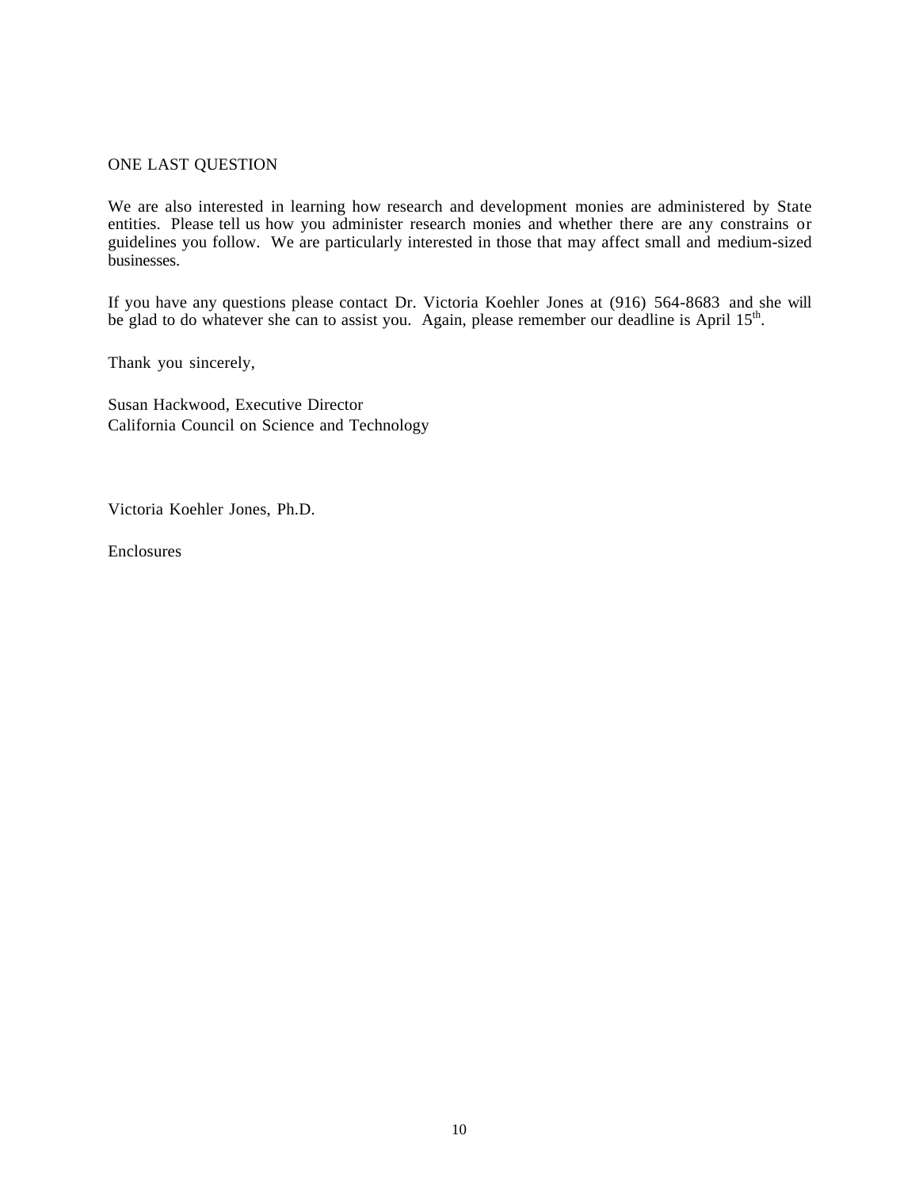ONE LAST QUESTION

We are also interested in learning how research and development monies are administered by State entities. Please tell us how you administer research monies and whether there are any constrains or guidelines you follow. We are particularly interested in those that may affect small and medium-sized businesses.

If you have any questions please contact Dr. Victoria Koehler Jones at (916) 564-8683 and she will be glad to do whatever she can to assist you. Again, please remember our deadline is April 15th.

Thank you sincerely,

Susan Hackwood, Executive Director
California Council on Science and Technology

Victoria Koehler Jones, Ph.D.

Enclosures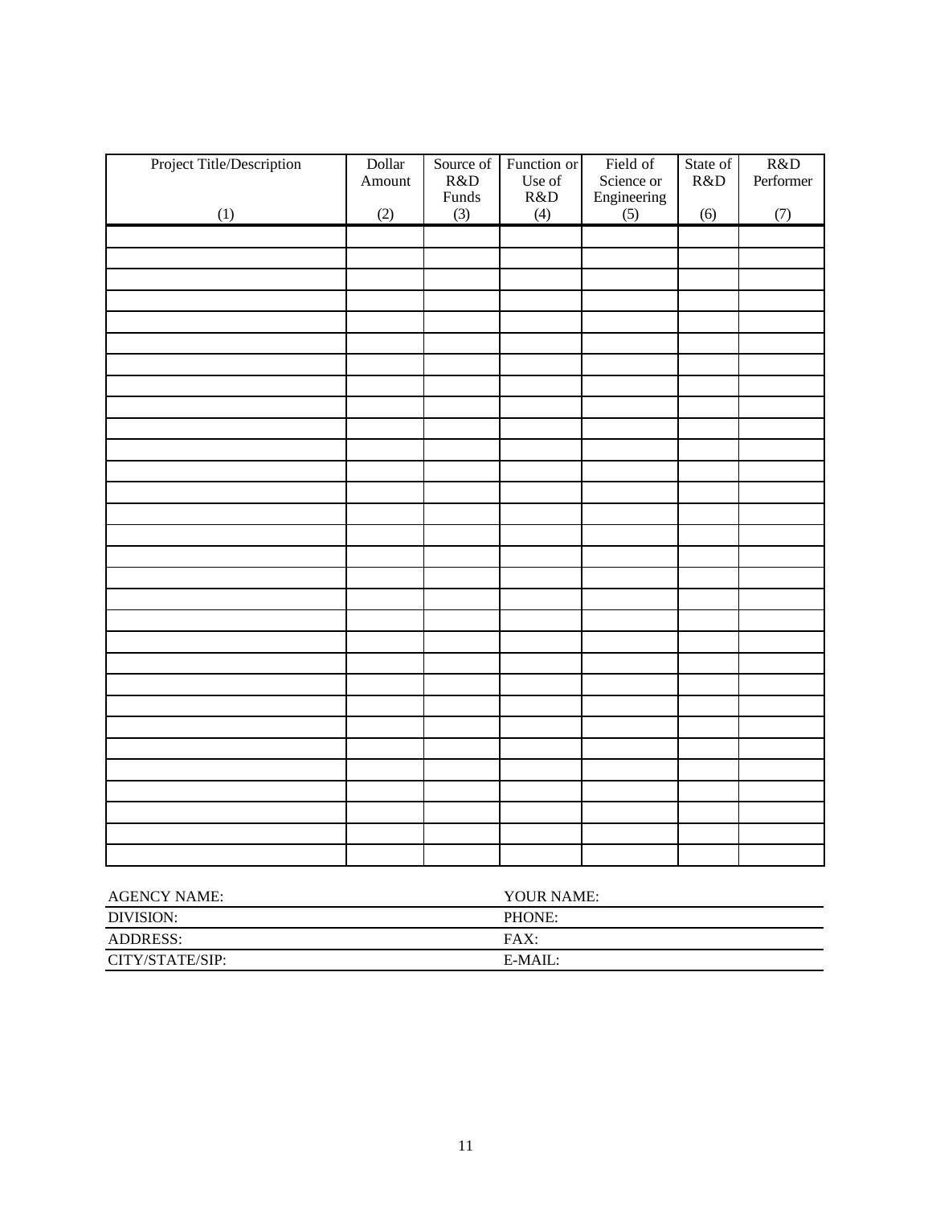| Project Title/Description<br><br>(1) | Dollar Amount<br><br>(2) | Source of R&D Funds<br>(3) | Function or Use of R&D<br>(4) | Field of Science or Engineering<br>(5) | State of R&D<br><br>(6) | R&D Performer<br><br>(7) |
|---|---|---|---|---|---|---|
| | | | | | | |
| | | | | | | |
| | | | | | | |
| | | | | | | |
| | | | | | | |
| | | | | | | |
| | | | | | | |
| | | | | | | |
| | | | | | | |
| | | | | | | |
| | | | | | | |
| | | | | | | |
| | | | | | | |
| | | | | | | |
| | | | | | | |
| | | | | | | |
| | | | | | | |
| | | | | | | |
| | | | | | | |
| | | | | | | |
| | | | | | | |
| | | | | | | |
| | | | | | | |
| | | | | | | |
| | | | | | | |
| | | | | | | |
| | | | | | | |
| | | | | | | |
| | | | | | | |
| | | | | | | |

| | |
|---|---|
| AGENCY NAME: | YOUR NAME: |
| DIVISION: | PHONE: |
| ADDRESS: | FAX: |
| CITY/STATE/SIP: | E-MAIL: |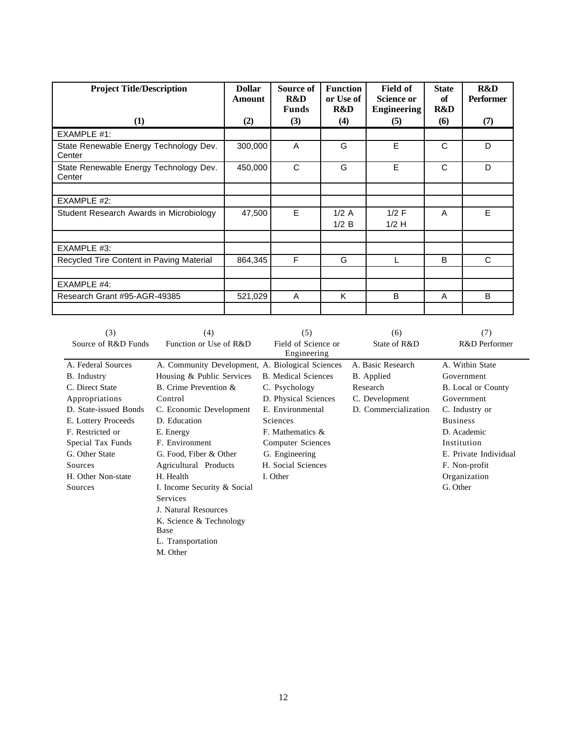| Project Title/Description (1) | Dollar Amount (2) | Source of R&D Funds (3) | Function or Use of R&D (4) | Field of Science or Engineering (5) | State of R&D (6) | R&D Performer (7) |
|---|---|---|---|---|---|---|
| EXAMPLE #1: | | | | | | |
| State Renewable Energy Technology Dev. Center | 300,000 | A | G | E | C | D |
| State Renewable Energy Technology Dev. Center | 450,000 | C | G | E | C | D |
| | | | | | | |
| EXAMPLE #2: | | | | | | |
| Student Research Awards in Microbiology | 47,500 | E | 1/2 A<br>1/2 B | 1/2 F<br>1/2 H | A | E |
| | | | | | | |
| EXAMPLE #3: | | | | | | |
| Recycled Tire Content in Paving Material | 864,345 | F | G | L | B | C |
| | | | | | | |
| EXAMPLE #4: | | | | | | |
| Research Grant #95-AGR-49385 | 521,029 | A | K | B | A | B |
| | | | | | | |

| (3) Source of R&D Funds | (4) Function or Use of R&D | (5) Field of Science or Engineering | (6) State of R&D | (7) R&D Performer |
|---|---|---|---|---|
| A. Federal Sources | A. Community Development, Housing & Public Services | A. Biological Sciences | A. Basic Research | A. Within State Government |
| B. Industry | B. Crime Prevention & Control | B. Medical Sciences | B. Applied Research | B. Local or County Government |
| C. Direct State Appropriations | C. Economic Development | C. Psychology | C. Development | C. Industry or Business |
| D. State-issued Bonds | D. Education | D. Physical Sciences | D. Commercialization | D. Academic Institution |
| E. Lottery Proceeds | E. Energy | E. Environmental Sciences | | E. Private Individual |
| F. Restricted or Special Tax Funds | F. Environment | F. Mathematics & Computer Sciences | | F. Non-profit Organization |
| G. Other State Sources | G. Food, Fiber & Other Agricultural Products | G. Engineering | | G. Other |
| H. Other Non-state Sources | H. Health | H. Social Sciences | | |
| | I. Income Security & Social Services | I. Other | | |
| | J. Natural Resources | | | |
| | K. Science & Technology Base | | | |
| | L. Transportation | | | |
| | M. Other | | | |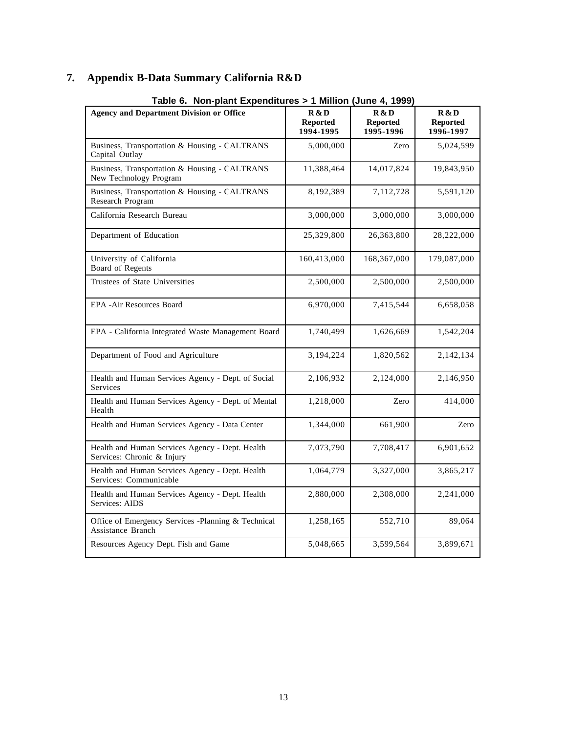# 7. Appendix B-Data Summary California R&D

**Table 6. Non-plant Expenditures > 1 Million (June 4, 1999)**

| Agency and Department Division or Office | R&D Reported 1994-1995 | R&D Reported 1995-1996 | R&D Reported 1996-1997 |
|---|---|---|---|
| Business, Transportation & Housing - CALTRANS Capital Outlay | 5,000,000 | Zero | 5,024,599 |
| Business, Transportation & Housing - CALTRANS New Technology Program | 11,388,464 | 14,017,824 | 19,843,950 |
| Business, Transportation & Housing - CALTRANS Research Program | 8,192,389 | 7,112,728 | 5,591,120 |
| California Research Bureau | 3,000,000 | 3,000,000 | 3,000,000 |
| Department of Education | 25,329,800 | 26,363,800 | 28,222,000 |
| University of California Board of Regents | 160,413,000 | 168,367,000 | 179,087,000 |
| Trustees of State Universities | 2,500,000 | 2,500,000 | 2,500,000 |
| EPA -Air Resources Board | 6,970,000 | 7,415,544 | 6,658,058 |
| EPA - California Integrated Waste Management Board | 1,740,499 | 1,626,669 | 1,542,204 |
| Department of Food and Agriculture | 3,194,224 | 1,820,562 | 2,142,134 |
| Health and Human Services Agency - Dept. of Social Services | 2,106,932 | 2,124,000 | 2,146,950 |
| Health and Human Services Agency - Dept. of Mental Health | 1,218,000 | Zero | 414,000 |
| Health and Human Services Agency - Data Center | 1,344,000 | 661,900 | Zero |
| Health and Human Services Agency - Dept. Health Services: Chronic & Injury | 7,073,790 | 7,708,417 | 6,901,652 |
| Health and Human Services Agency - Dept. Health Services: Communicable | 1,064,779 | 3,327,000 | 3,865,217 |
| Health and Human Services Agency - Dept. Health Services: AIDS | 2,880,000 | 2,308,000 | 2,241,000 |
| Office of Emergency Services -Planning & Technical Assistance Branch | 1,258,165 | 552,710 | 89,064 |
| Resources Agency Dept. Fish and Game | 5,048,665 | 3,599,564 | 3,899,671 |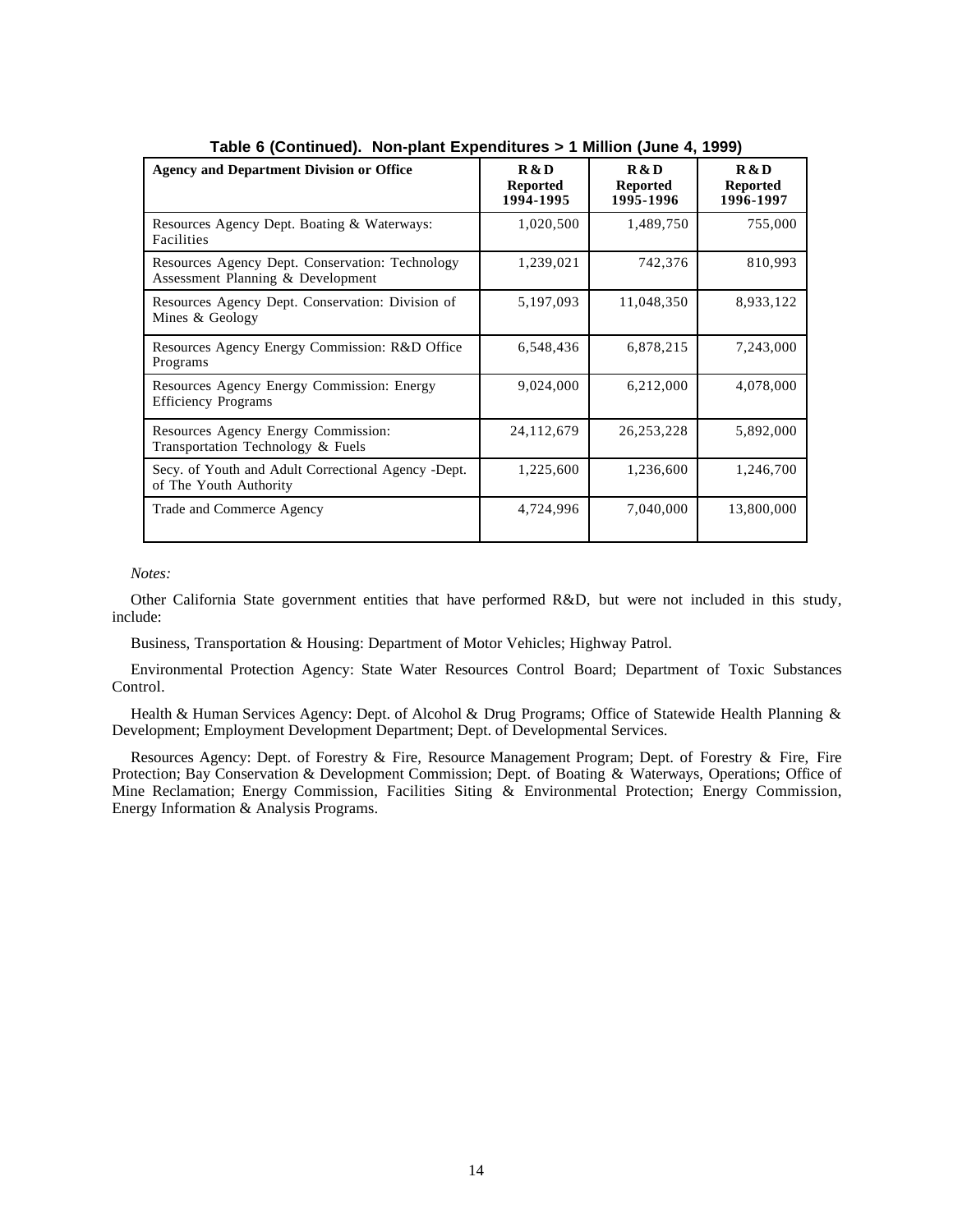**Table 6 (Continued). Non-plant Expenditures > 1 Million (June 4, 1999)**

| Agency and Department Division or Office | R&D Reported 1994-1995 | R&D Reported 1995-1996 | R&D Reported 1996-1997 |
|---|---|---|---|
| Resources Agency Dept. Boating & Waterways: Facilities | 1,020,500 | 1,489,750 | 755,000 |
| Resources Agency Dept. Conservation: Technology Assessment Planning & Development | 1,239,021 | 742,376 | 810,993 |
| Resources Agency Dept. Conservation: Division of Mines & Geology | 5,197,093 | 11,048,350 | 8,933,122 |
| Resources Agency Energy Commission: R&D Office Programs | 6,548,436 | 6,878,215 | 7,243,000 |
| Resources Agency Energy Commission: Energy Efficiency Programs | 9,024,000 | 6,212,000 | 4,078,000 |
| Resources Agency Energy Commission: Transportation Technology & Fuels | 24,112,679 | 26,253,228 | 5,892,000 |
| Secy. of Youth and Adult Correctional Agency -Dept. of The Youth Authority | 1,225,600 | 1,236,600 | 1,246,700 |
| Trade and Commerce Agency | 4,724,996 | 7,040,000 | 13,800,000 |

*Notes:*

Other California State government entities that have performed R&D, but were not included in this study, include:

Business, Transportation & Housing: Department of Motor Vehicles; Highway Patrol.

Environmental Protection Agency: State Water Resources Control Board; Department of Toxic Substances Control.

Health & Human Services Agency: Dept. of Alcohol & Drug Programs; Office of Statewide Health Planning & Development; Employment Development Department; Dept. of Developmental Services.

Resources Agency: Dept. of Forestry & Fire, Resource Management Program; Dept. of Forestry & Fire, Fire Protection; Bay Conservation & Development Commission; Dept. of Boating & Waterways, Operations; Office of Mine Reclamation; Energy Commission, Facilities Siting & Environmental Protection; Energy Commission, Energy Information & Analysis Programs.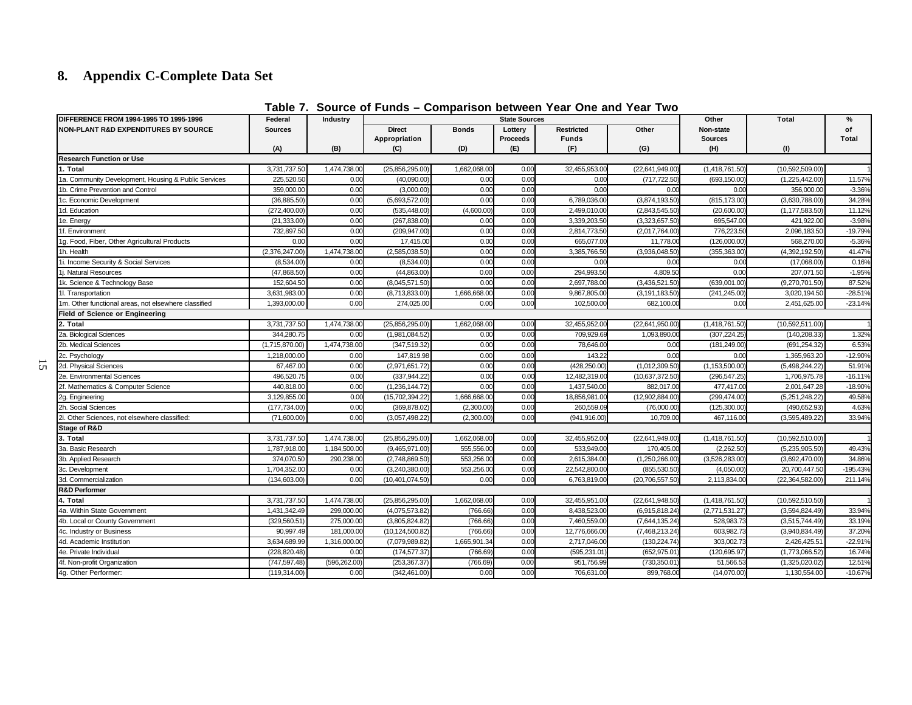## 8. Appendix C-Complete Data Set

**Table 7. Source of Funds – Comparison between Year One and Year Two**

| DIFFERENCE FROM 1994-1995 TO 1995-1996 NON-PLANT R&D EXPENDITURES BY SOURCE | Federal Sources | Industry | State Sources | | | | | Other Non-state Sources | Total | % of Total |
|---|---|---|---|---|---|---|---|---|---|---|
| | | | Direct Appropriation | Bonds | Lottery Proceeds | Restricted Funds | Other | | | |
| | (A) | (B) | (C) | (D) | (E) | (F) | (G) | (H) | (I) | |
| **Research Function or Use** | | | | | | | | | | |
| **1. Total** | 3,731,737.50 | 1,474,738.00 | (25,856,295.00) | 1,662,068.00 | 0.00 | 32,455,953.00 | (22,641,949.00) | (1,418,761.50) | (10,592,509.00) | 1 |
| 1a. Community Development, Housing & Public Services | 225,520.50 | 0.00 | (40,090.00) | 0.00 | 0.00 | 0.00 | (717,722.50) | (693,150.00) | (1,225,442.00) | 11.57% |
| 1b. Crime Prevention and Control | 359,000.00 | 0.00 | (3,000.00) | 0.00 | 0.00 | 0.00 | 0.00 | 0.00 | 356,000.00 | -3.36% |
| 1c. Economic Development | (36,885.50) | 0.00 | (5,693,572.00) | 0.00 | 0.00 | 6,789,036.00 | (3,874,193.50) | (815,173.00) | (3,630,788.00) | 34.28% |
| 1d. Education | (272,400.00) | 0.00 | (535,448.00) | (4,600.00) | 0.00 | 2,499,010.00 | (2,843,545.50) | (20,600.00) | (1,177,583.50) | 11.12% |
| 1e. Energy | (21,333.00) | 0.00 | (267,838.00) | 0.00 | 0.00 | 3,339,203.50 | (3,323,657.50) | 695,547.00 | 421,922.00 | -3.98% |
| 1f. Environment | 732,897.50 | 0.00 | (209,947.00) | 0.00 | 0.00 | 2,814,773.50 | (2,017,764.00) | 776,223.50 | 2,096,183.50 | -19.79% |
| 1g. Food, Fiber, Other Agricultural Products | 0.00 | 0.00 | 17,415.00 | 0.00 | 0.00 | 665,077.00 | 11,778.00 | (126,000.00) | 568,270.00 | -5.36% |
| 1h. Health | (2,376,247.00) | 1,474,738.00 | (2,585,038.50) | 0.00 | 0.00 | 3,385,766.50 | (3,936,048.50) | (355,363.00) | (4,392,192.50) | 41.47% |
| 1i. Income Security & Social Services | (8,534.00) | 0.00 | (8,534.00) | 0.00 | 0.00 | 0.00 | 0.00 | 0.00 | (17,068.00) | 0.16% |
| 1j. Natural Resources | (47,868.50) | 0.00 | (44,863.00) | 0.00 | 0.00 | 294,993.50 | 4,809.50 | 0.00 | 207,071.50 | -1.95% |
| 1k. Science & Technology Base | 152,604.50 | 0.00 | (8,045,571.50) | 0.00 | 0.00 | 2,697,788.00 | (3,436,521.50) | (639,001.00) | (9,270,701.50) | 87.52% |
| 1l. Transportation | 3,631,983.00 | 0.00 | (8,713,833.00) | 1,666,668.00 | 0.00 | 9,867,805.00 | (3,191,183.50) | (241,245.00) | 3,020,194.50 | -28.51% |
| 1m. Other functional areas, not elsewhere classified | 1,393,000.00 | 0.00 | 274,025.00 | 0.00 | 0.00 | 102,500.00 | 682,100.00 | 0.00 | 2,451,625.00 | -23.14% |
| **Field of Science or Engineering** | | | | | | | | | | |
| **2. Total** | 3,731,737.50 | 1,474,738.00 | (25,856,295.00) | 1,662,068.00 | 0.00 | 32,455,952.00 | (22,641,950.00) | (1,418,761.50) | (10,592,511.00) | 1 |
| 2a. Biological Sciences | 344,280.75 | 0.00 | (1,981,084.52) | 0.00 | 0.00 | 709,929.69 | 1,093,890.00 | (307,224.25) | (140,208.33) | 1.32% |
| 2b. Medical Sciences | (1,715,870.00) | 1,474,738.00 | (347,519.32) | 0.00 | 0.00 | 78,646.00 | 0.00 | (181,249.00) | (691,254.32) | 6.53% |
| 2c. Psychology | 1,218,000.00 | 0.00 | 147,819.98 | 0.00 | 0.00 | 143.22 | 0.00 | 0.00 | 1,365,963.20 | -12.90% |
| 2d. Physical Sciences | 67,467.00 | 0.00 | (2,971,651.72) | 0.00 | 0.00 | (428,250.00) | (1,012,309.50) | (1,153,500.00) | (5,498,244.22) | 51.91% |
| 2e. Environmental Sciences | 496,520.75 | 0.00 | (337,944.22) | 0.00 | 0.00 | 12,482,319.00 | (10,637,372.50) | (296,547.25) | 1,706,975.78 | -16.11% |
| 2f. Mathematics & Computer Science | 440,818.00 | 0.00 | (1,236,144.72) | 0.00 | 0.00 | 1,437,540.00 | 882,017.00 | 477,417.00 | 2,001,647.28 | -18.90% |
| 2g. Engineering | 3,129,855.00 | 0.00 | (15,702,394.22) | 1,666,668.00 | 0.00 | 18,856,981.00 | (12,902,884.00) | (299,474.00) | (5,251,248.22) | 49.58% |
| 2h. Social Sciences | (177,734.00) | 0.00 | (369,878.02) | (2,300.00) | 0.00 | 260,559.09 | (76,000.00) | (125,300.00) | (490,652.93) | 4.63% |
| 2i. Other Sciences, not elsewhere classified: | (71,600.00) | 0.00 | (3,057,498.22) | (2,300.00) | 0.00 | (941,916.00) | 10,709.00 | 467,116.00 | (3,595,489.22) | 33.94% |
| **Stage of R&D** | | | | | | | | | | |
| **3. Total** | 3,731,737.50 | 1,474,738.00 | (25,856,295.00) | 1,662,068.00 | 0.00 | 32,455,952.00 | (22,641,949.00) | (1,418,761.50) | (10,592,510.00) | 1 |
| 3a. Basic Research | 1,787,918.00 | 1,184,500.00 | (9,465,971.00) | 555,556.00 | 0.00 | 533,949.00 | 170,405.00 | (2,262.50) | (5,235,905.50) | 49.43% |
| 3b. Applied Research | 374,070.50 | 290,238.00 | (2,748,869.50) | 553,256.00 | 0.00 | 2,615,384.00 | (1,250,266.00) | (3,526,283.00) | (3,692,470.00) | 34.86% |
| 3c. Development | 1,704,352.00 | 0.00 | (3,240,380.00) | 553,256.00 | 0.00 | 22,542,800.00 | (855,530.50) | (4,050.00) | 20,700,447.50 | -195.43% |
| 3d. Commercialization | (134,603.00) | 0.00 | (10,401,074.50) | 0.00 | 0.00 | 6,763,819.00 | (20,706,557.50) | 2,113,834.00 | (22,364,582.00) | 211.14% |
| **R&D Performer** | | | | | | | | | | |
| **4. Total** | 3,731,737.50 | 1,474,738.00 | (25,856,295.00) | 1,662,068.00 | 0.00 | 32,455,951.00 | (22,641,948.50) | (1,418,761.50) | (10,592,510.50) | 1 |
| 4a. Within State Government | 1,431,342.49 | 299,000.00 | (4,075,573.82) | (766.66) | 0.00 | 8,438,523.00 | (6,915,818.24) | (2,771,531.27) | (3,594,824.49) | 33.94% |
| 4b. Local or County Government | (329,560.51) | 275,000.00 | (3,805,824.82) | (766.66) | 0.00 | 7,460,559.00 | (7,644,135.24) | 528,983.73 | (3,515,744.49) | 33.19% |
| 4c. Industry or Business | 90,997.49 | 181,000.00 | (10,124,500.82) | (766.66) | 0.00 | 12,776,666.00 | (7,468,213.24) | 603,982.73 | (3,940,834.49) | 37.20% |
| 4d. Academic Institution | 3,634,689.99 | 1,316,000.00 | (7,079,989.82) | 1,665,901.34 | 0.00 | 2,717,046.00 | (130,224.74) | 303,002.73 | 2,426,425.51 | -22.91% |
| 4e. Private Individual | (228,820.48) | 0.00 | (174,577.37) | (766.69) | 0.00 | (595,231.01) | (652,975.01) | (120,695.97) | (1,773,066.52) | 16.74% |
| 4f. Non-profit Organization | (747,597.48) | (596,262.00) | (253,367.37) | (766.69) | 0.00 | 951,756.99 | (730,350.01) | 51,566.53 | (1,325,020.02) | 12.51% |
| 4g. Other Performer: | (119,314.00) | 0.00 | (342,461.00) | 0.00 | 0.00 | 706,631.00 | 899,768.00 | (14,070.00) | 1,130,554.00 | -10.67% |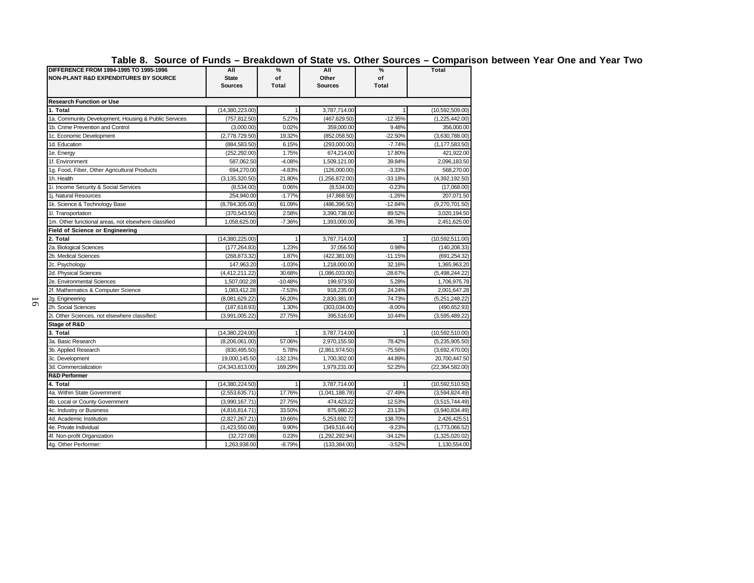## Table 8. Source of Funds – Breakdown of State vs. Other Sources – Comparison between Year One and Year Two

| DIFFERENCE FROM 1994-1995 TO 1995-1996 NON-PLANT R&D EXPENDITURES BY SOURCE | All State Sources | % of Total | All Other Sources | % of Total | Total |
|---|---|---|---|---|---|
| **Research Function or Use** | | | | | |
| **1. Total** | (14,380,223.00) | 1 | 3,787,714.00 | 1 | (10,592,509.00) |
| 1a. Community Development, Housing & Public Services | (757,812.50) | 5.27% | (467,629.50) | -12.35% | (1,225,442.00) |
| 1b. Crime Prevention and Control | (3,000.00) | 0.02% | 359,000.00 | 9.48% | 356,000.00 |
| 1c. Economic Development | (2,778,729.50) | 19.32% | (852,058.50) | -22.50% | (3,630,788.00) |
| 1d. Education | (884,583.50) | 6.15% | (293,000.00) | -7.74% | (1,177,583.50) |
| 1e. Energy | (252,292.00) | 1.75% | 674,214.00 | 17.80% | 421,922.00 |
| 1f. Environment | 587,062.50 | -4.08% | 1,509,121.00 | 39.84% | 2,096,183.50 |
| 1g. Food, Fiber, Other Agricultural Products | 694,270.00 | -4.83% | (126,000.00) | -3.33% | 568,270.00 |
| 1h. Health | (3,135,320.50) | 21.80% | (1,256,872.00) | -33.18% | (4,392,192.50) |
| 1i. Income Security & Social Services | (8,534.00) | 0.06% | (8,534.00) | -0.23% | (17,068.00) |
| 1j. Natural Resources | 254,940.00 | -1.77% | (47,868.50) | -1.26% | 207,071.50 |
| 1k. Science & Technology Base | (8,784,305.00) | 61.09% | (486,396.50) | -12.84% | (9,270,701.50) |
| 1l. Transportation | (370,543.50) | 2.58% | 3,390,738.00 | 89.52% | 3,020,194.50 |
| 1m. Other functional areas, not elsewhere classified | 1,058,625.00 | -7.36% | 1,393,000.00 | 36.78% | 2,451,625.00 |
| **Field of Science or Engineering** | | | | | |
| **2. Total** | (14,380,225.00) | 1 | 3,787,714.00 | 1 | (10,592,511.00) |
| 2a. Biological Sciences | (177,264.83) | 1.23% | 37,056.50 | 0.98% | (140,208.33) |
| 2b. Medical Sciences | (268,873.32) | 1.87% | (422,381.00) | -11.15% | (691,254.32) |
| 2c. Psychology | 147,963.20 | -1.03% | 1,218,000.00 | 32.16% | 1,365,963.20 |
| 2d. Physical Sciences | (4,412,211.22) | 30.68% | (1,086,033.00) | -28.67% | (5,498,244.22) |
| 2e. Environmental Sciences | 1,507,002.28 | -10.48% | 199,973.50 | 5.28% | 1,706,975.78 |
| 2f. Mathematics & Computer Science | 1,083,412.28 | -7.53% | 918,235.00 | 24.24% | 2,001,647.28 |
| 2g. Engineering | (8,081,629.22) | 56.20% | 2,830,381.00 | 74.73% | (5,251,248.22) |
| 2h. Social Sciences | (187,618.93) | 1.30% | (303,034.00) | -8.00% | (490,652.93) |
| 2i. Other Sciences, not elsewhere classified: | (3,991,005.22) | 27.75% | 395,516.00 | 10.44% | (3,595,489.22) |
| **Stage of R&D** | | | | | |
| **3. Total** | (14,380,224.00) | 1 | 3,787,714.00 | 1 | (10,592,510.00) |
| 3a. Basic Research | (8,206,061.00) | 57.06% | 2,970,155.50 | 78.42% | (5,235,905.50) |
| 3b. Applied Research | (830,495.50) | 5.78% | (2,861,974.50) | -75.56% | (3,692,470.00) |
| 3c. Development | 19,000,145.50 | -132.13% | 1,700,302.00 | 44.89% | 20,700,447.50 |
| 3d. Commercialization | (24,343,813.00) | 169.29% | 1,979,231.00 | 52.25% | (22,364,582.00) |
| **R&D Performer** | | | | | |
| **4. Total** | (14,380,224.50) | 1 | 3,787,714.00 | 1 | (10,592,510.50) |
| 4a. Within State Government | (2,553,635.71) | 17.76% | (1,041,188.78) | -27.49% | (3,594,824.49) |
| 4b. Local or County Government | (3,990,167.71) | 27.75% | 474,423.22 | 12.53% | (3,515,744.49) |
| 4c. Industry or Business | (4,816,814.71) | 33.50% | 875,980.22 | 23.13% | (3,940,834.49) |
| 4d. Academic Institution | (2,827,267.21) | 19.66% | 5,253,692.72 | 138.70% | 2,426,425.51 |
| 4e. Private Individual | (1,423,550.08) | 9.90% | (349,516.44) | -9.23% | (1,773,066.52) |
| 4f. Non-profit Organization | (32,727.08) | 0.23% | (1,292,292.94) | -34.12% | (1,325,020.02) |
| 4g. Other Performer: | 1,263,938.00 | -8.79% | (133,384.00) | -3.52% | 1,130,554.00 |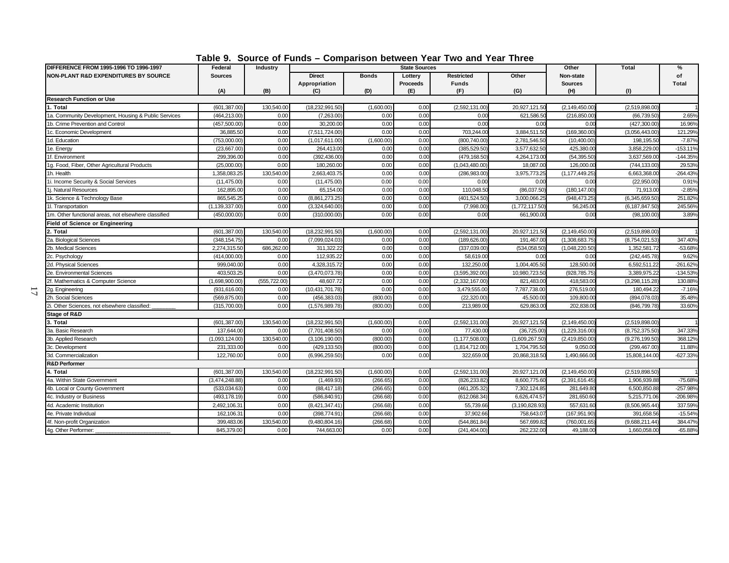## Table 9. Source of Funds – Comparison between Year Two and Year Three

| DIFFERENCE FROM 1995-1996 TO 1996-1997 NON-PLANT R&D EXPENDITURES BY SOURCE | Federal Sources (A) | Industry (B) | State Sources: Direct Appropriation (C) | State Sources: Bonds (D) | State Sources: Lottery Proceeds (E) | State Sources: Restricted Funds (F) | State Sources: Other (G) | Other Non-state Sources (H) | Total (I) | % of Total |
|---|---|---|---|---|---|---|---|---|---|---|
| **Research Function or Use** | | | | | | | | | | |
| **1. Total** | (601,387.00) | 130,540.00 | (18,232,991.50) | (1,600.00) | 0.00 | (2,592,131.00) | 20,927,121.50 | (2,149,450.00) | (2,519,898.00) | 1 |
| 1a. Community Development, Housing & Public Services | (464,213.00) | 0.00 | (7,263.00) | 0.00 | 0.00 | 0.00 | 621,586.50 | (216,850.00) | (66,739.50) | 2.65% |
| 1b. Crime Prevention and Control | (457,500.00) | 0.00 | 30,200.00 | 0.00 | 0.00 | 0.00 | 0.00 | 0.00 | (427,300.00) | 16.96% |
| 1c. Economic Development | 36,885.50 | 0.00 | (7,511,724.00) | 0.00 | 0.00 | 703,244.00 | 3,884,511.50 | (169,360.00) | (3,056,443.00) | 121.29% |
| 1d. Education | (753,000.00) | 0.00 | (1,017,611.00) | (1,600.00) | 0.00 | (800,740.00) | 2,781,546.50 | (10,400.00) | 198,195.50 | -7.87% |
| 1e. Energy | (23,667.00) | 0.00 | 264,413.00 | 0.00 | 0.00 | (385,529.50) | 3,577,632.50 | 425,380.00 | 3,858,229.00 | -153.11% |
| 1f. Environment | 299,396.00 | 0.00 | (392,436.00) | 0.00 | 0.00 | (479,168.50) | 4,264,173.00 | (54,395.50) | 3,637,569.00 | -144.35% |
| 1g. Food, Fiber, Other Agricultural Products | (25,000.00) | 0.00 | 180,260.00 | 0.00 | 0.00 | (1,043,480.00) | 18,087.00 | 126,000.00 | (744,133.00) | 29.53% |
| 1h. Health | 1,358,083.25 | 130,540.00 | 2,663,403.75 | 0.00 | 0.00 | (286,983.00) | 3,975,773.25 | (1,177,449.25) | 6,663,368.00 | -264.43% |
| 1i. Income Security & Social Services | (11,475.00) | 0.00 | (11,475.00) | 0.00 | 0.00 | 0.00 | 0.00 | 0.00 | (22,950.00) | 0.91% |
| 1j. Natural Resources | 162,895.00 | 0.00 | 65,154.00 | 0.00 | 0.00 | 110,048.50 | (86,037.50) | (180,147.00) | 71,913.00 | -2.85% |
| 1k. Science & Technology Base | 865,545.25 | 0.00 | (8,861,273.25) | 0.00 | 0.00 | (401,524.50) | 3,000,066.25 | (948,473.25) | (6,345,659.50) | 251.82% |
| 1l. Transportation | (1,139,337.00) | 0.00 | (3,324,640.00) | 0.00 | 0.00 | (7,998.00) | (1,772,117.50) | 56,245.00 | (6,187,847.50) | 245.56% |
| 1m. Other functional areas, not elsewhere classified | (450,000.00) | 0.00 | (310,000.00) | 0.00 | 0.00 | 0.00 | 661,900.00 | 0.00 | (98,100.00) | 3.89% |
| **Field of Science or Engineering** | | | | | | | | | | |
| **2. Total** | (601,387.00) | 130,540.00 | (18,232,991.50) | (1,600.00) | 0.00 | (2,592,131.00) | 20,927,121.50 | (2,149,450.00) | (2,519,898.00) | 1 |
| 2a. Biological Sciences | (348,154.75) | 0.00 | (7,099,024.03) | 0.00 | 0.00 | (189,626.00) | 191,467.00 | (1,308,683.75) | (8,754,021.53) | 347.40% |
| 2b. Medical Sciences | 2,274,315.50 | 686,262.00 | 311,322.22 | 0.00 | 0.00 | (337,039.00) | (534,058.50) | (1,048,220.50) | 1,352,581.72 | -53.68% |
| 2c. Psychology | (414,000.00) | 0.00 | 112,935.22 | 0.00 | 0.00 | 58,619.00 | 0.00 | 0.00 | (242,445.78) | 9.62% |
| 2d. Physical Sciences | 999,040.00 | 0.00 | 4,328,315.72 | 0.00 | 0.00 | 132,250.00 | 1,004,405.50 | 128,500.00 | 6,592,511.22 | -261.62% |
| 2e. Environmental Sciences | 403,503.25 | 0.00 | (3,470,073.78) | 0.00 | 0.00 | (3,595,392.00) | 10,980,723.50 | (928,785.75) | 3,389,975.22 | -134.53% |
| 2f. Mathematics & Computer Science | (1,698,900.00) | (555,722.00) | 48,607.72 | 0.00 | 0.00 | (2,332,167.00) | 821,483.00 | 418,583.00 | (3,298,115.28) | 130.88% |
| 2g. Engineering | (931,616.00) | 0.00 | (10,431,701.78) | 0.00 | 0.00 | 3,479,555.00 | 7,787,738.00 | 276,519.00 | 180,494.22 | -7.16% |
| 2h. Social Sciences | (569,875.00) | 0.00 | (456,383.03) | (800.00) | 0.00 | (22,320.00) | 45,500.00 | 109,800.00 | (894,078.03) | 35.48% |
| 2i. Other Sciences, not elsewhere classified: _______ | (315,700.00) | 0.00 | (1,576,989.78) | (800.00) | 0.00 | 213,989.00 | 629,863.00 | 202,838.00 | (846,799.78) | 33.60% |
| **Stage of R&D** | | | | | | | | | | |
| **3. Total** | (601,387.00) | 130,540.00 | (18,232,991.50) | (1,600.00) | 0.00 | (2,592,131.00) | 20,927,121.50 | (2,149,450.00) | (2,519,898.00) | 1 |
| 3a. Basic Research | 137,644.00 | 0.00 | (7,701,408.50) | 0.00 | 0.00 | 77,430.00 | (36,725.00) | (1,229,316.00) | (8,752,375.50) | 347.33% |
| 3b. Applied Research | (1,093,124.00) | 130,540.00 | (3,106,190.00) | (800.00) | 0.00 | (1,177,508.00) | (1,609,267.50) | (2,419,850.00) | (9,276,199.50) | 368.12% |
| 3c. Development | 231,333.00 | 0.00 | (429,133.50) | (800.00) | 0.00 | (1,814,712.00) | 1,704,795.50 | 9,050.00 | (299,467.00) | 11.88% |
| 3d. Commercialization | 122,760.00 | 0.00 | (6,996,259.50) | 0.00 | 0.00 | 322,659.00 | 20,868,318.50 | 1,490,666.00 | 15,808,144.00 | -627.33% |
| **R&D Performer** | | | | | | | | | | |
| **4. Total** | (601,387.00) | 130,540.00 | (18,232,991.50) | (1,600.00) | 0.00 | (2,592,131.00) | 20,927,121.00 | (2,149,450.00) | (2,519,898.50) | 1 |
| 4a. Within State Government | (3,474,248.88) | 0.00 | (1,469.93) | (266.65) | 0.00 | (826,233.82) | 8,600,775.60 | (2,391,616.45) | 1,906,939.88 | -75.68% |
| 4b. Local or County Government | (533,034.63) | 0.00 | (88,417.18) | (266.65) | 0.00 | (461,205.32) | 7,302,124.85 | 281,649.80 | 6,500,850.88 | -257.98% |
| 4c. Industry or Business | (493,178.19) | 0.00 | (586,840.91) | (266.68) | 0.00 | (612,068.34) | 6,626,474.57 | 281,650.60 | 5,215,771.06 | -206.98% |
| 4d. Academic Institution | 2,492,106.31 | 0.00 | (8,421,347.41) | (266.68) | 0.00 | 55,739.66 | (3,190,828.93) | 557,631.60 | (8,506,965.44) | 337.59% |
| 4e. Private Individual | 162,106.31 | 0.00 | (398,774.91) | (266.68) | 0.00 | 37,902.66 | 758,643.07 | (167,951.90) | 391,658.56 | -15.54% |
| 4f. Non-profit Organization | 399,483.06 | 130,540.00 | (9,480,804.16) | (266.68) | 0.00 | (544,861.84) | 567,699.82 | (760,001.65) | (9,688,211.44) | 384.47% |
| 4g. Other Performer: _______________________ | 845,379.00 | 0.00 | 744,663.00 | 0.00 | 0.00 | (241,404.00) | 262,232.00 | 49,188.00 | 1,660,058.00 | -65.88% |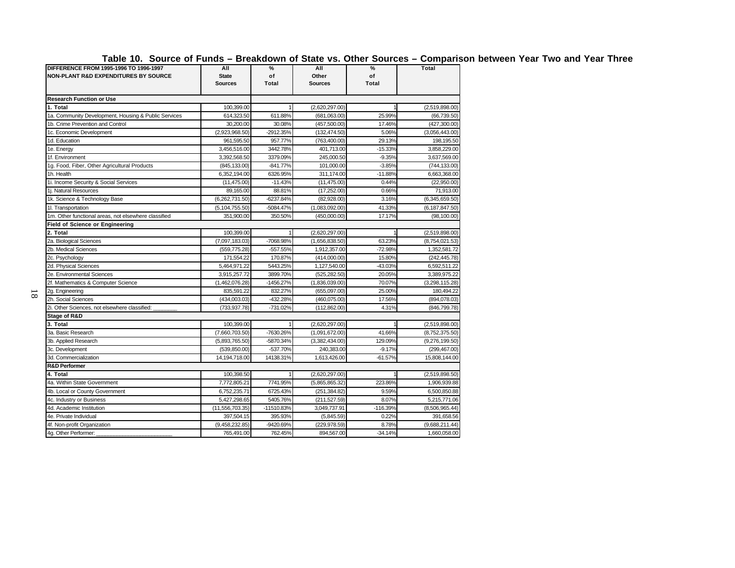## Table 10. Source of Funds – Breakdown of State vs. Other Sources – Comparison between Year Two and Year Three

| DIFFERENCE FROM 1995-1996 TO 1996-1997 NON-PLANT R&D EXPENDITURES BY SOURCE | All State Sources | % of Total | All Other Sources | % of Total | Total |
|---|---|---|---|---|---|
| **Research Function or Use** | | | | | |
| **1. Total** | 100,399.00 | 1 | (2,620,297.00) | 1 | (2,519,898.00) |
| 1a. Community Development, Housing & Public Services | 614,323.50 | 611.88% | (681,063.00) | 25.99% | (66,739.50) |
| 1b. Crime Prevention and Control | 30,200.00 | 30.08% | (457,500.00) | 17.46% | (427,300.00) |
| 1c. Economic Development | (2,923,968.50) | -2912.35% | (132,474.50) | 5.06% | (3,056,443.00) |
| 1d. Education | 961,595.50 | 957.77% | (763,400.00) | 29.13% | 198,195.50 |
| 1e. Energy | 3,456,516.00 | 3442.78% | 401,713.00 | -15.33% | 3,858,229.00 |
| 1f. Environment | 3,392,568.50 | 3379.09% | 245,000.50 | -9.35% | 3,637,569.00 |
| 1g. Food, Fiber, Other Agricultural Products | (845,133.00) | -841.77% | 101,000.00 | -3.85% | (744,133.00) |
| 1h. Health | 6,352,194.00 | 6326.95% | 311,174.00 | -11.88% | 6,663,368.00 |
| 1i. Income Security & Social Services | (11,475.00) | -11.43% | (11,475.00) | 0.44% | (22,950.00) |
| 1j. Natural Resources | 89,165.00 | 88.81% | (17,252.00) | 0.66% | 71,913.00 |
| 1k. Science & Technology Base | (6,262,731.50) | -6237.84% | (82,928.00) | 3.16% | (6,345,659.50) |
| 1l. Transportation | (5,104,755.50) | -5084.47% | (1,083,092.00) | 41.33% | (6,187,847.50) |
| 1m. Other functional areas, not elsewhere classified | 351,900.00 | 350.50% | (450,000.00) | 17.17% | (98,100.00) |
| **Field of Science or Engineering** | | | | | |
| **2. Total** | 100,399.00 | 1 | (2,620,297.00) | 1 | (2,519,898.00) |
| 2a. Biological Sciences | (7,097,183.03) | -7068.98% | (1,656,838.50) | 63.23% | (8,754,021.53) |
| 2b. Medical Sciences | (559,775.28) | -557.55% | 1,912,357.00 | -72.98% | 1,352,581.72 |
| 2c. Psychology | 171,554.22 | 170.87% | (414,000.00) | 15.80% | (242,445.78) |
| 2d. Physical Sciences | 5,464,971.22 | 5443.25% | 1,127,540.00 | -43.03% | 6,592,511.22 |
| 2e. Environmental Sciences | 3,915,257.72 | 3899.70% | (525,282.50) | 20.05% | 3,389,975.22 |
| 2f. Mathematics & Computer Science | (1,462,076.28) | -1456.27% | (1,836,039.00) | 70.07% | (3,298,115.28) |
| 2g. Engineering | 835,591.22 | 832.27% | (655,097.00) | 25.00% | 180,494.22 |
| 2h. Social Sciences | (434,003.03) | -432.28% | (460,075.00) | 17.56% | (894,078.03) |
| 2i. Other Sciences, not elsewhere classified: _______ | (733,937.78) | -731.02% | (112,862.00) | 4.31% | (846,799.78) |
| **Stage of R&D** | | | | | |
| **3. Total** | 100,399.00 | 1 | (2,620,297.00) | 1 | (2,519,898.00) |
| 3a. Basic Research | (7,660,703.50) | -7630.26% | (1,091,672.00) | 41.66% | (8,752,375.50) |
| 3b. Applied Research | (5,893,765.50) | -5870.34% | (3,382,434.00) | 129.09% | (9,276,199.50) |
| 3c. Development | (539,850.00) | -537.70% | 240,383.00 | -9.17% | (299,467.00) |
| 3d. Commercialization | 14,194,718.00 | 14138.31% | 1,613,426.00 | -61.57% | 15,808,144.00 |
| **R&D Performer** | | | | | |
| **4. Total** | 100,398.50 | 1 | (2,620,297.00) | 1 | (2,519,898.50) |
| 4a. Within State Government | 7,772,805.21 | 7741.95% | (5,865,865.32) | 223.86% | 1,906,939.88 |
| 4b. Local or County Government | 6,752,235.71 | 6725.43% | (251,384.82) | 9.59% | 6,500,850.88 |
| 4c. Industry or Business | 5,427,298.65 | 5405.76% | (211,527.59) | 8.07% | 5,215,771.06 |
| 4d. Academic Institution | (11,556,703.35) | -11510.83% | 3,049,737.91 | -116.39% | (8,506,965.44) |
| 4e. Private Individual | 397,504.15 | 395.93% | (5,845.59) | 0.22% | 391,658.56 |
| 4f. Non-profit Organization | (9,458,232.85) | -9420.69% | (229,978.59) | 8.78% | (9,688,211.44) |
| 4g. Other Performer: ______________________ | 765,491.00 | 762.45% | 894,567.00 | -34.14% | 1,660,058.00 |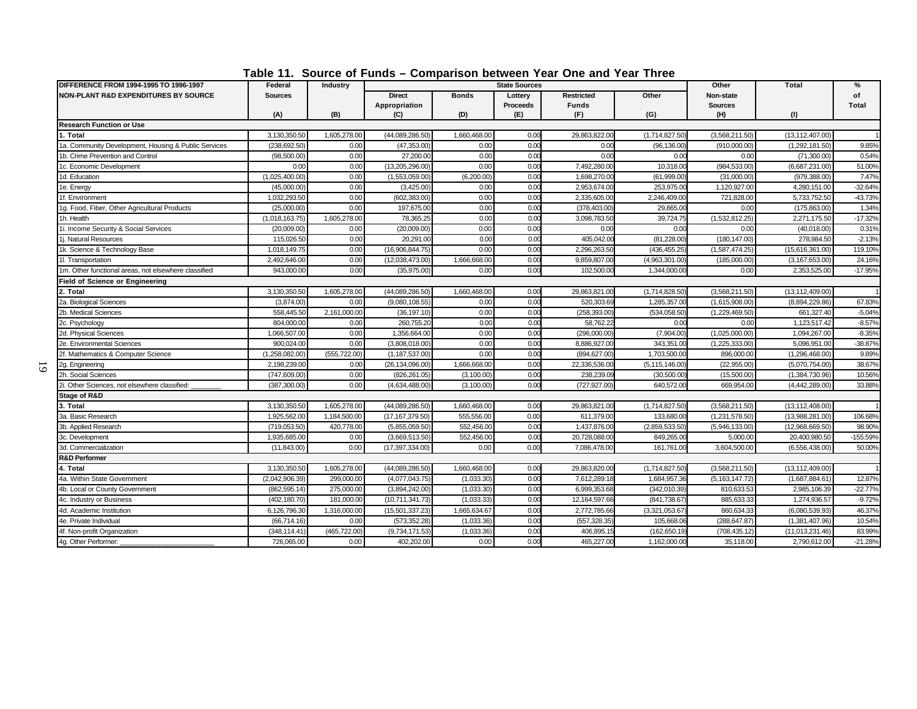# Table 11. Source of Funds – Comparison between Year One and Year Three

| DIFFERENCE FROM 1994-1995 TO 1996-1997 NON-PLANT R&D EXPENDITURES BY SOURCE | Federal Sources (A) | Industry (B) | State Sources Direct Appropriation (C) | Bonds (D) | Lottery Proceeds (E) | Restricted Funds (F) | Other (G) | Other Non-state Sources (H) | Total (I) | % of Total |
|---|---|---|---|---|---|---|---|---|---|---|
| **Research Function or Use** | | | | | | | | | | |
| **1. Total** | 3,130,350.50 | 1,605,278.00 | (44,089,286.50) | 1,660,468.00 | 0.00 | 29,863,822.00 | (1,714,827.50) | (3,568,211.50) | (13,112,407.00) | 1 |
| 1a. Community Development, Housing & Public Services | (238,692.50) | 0.00 | (47,353.00) | 0.00 | 0.00 | 0.00 | (96,136.00) | (910,000.00) | (1,292,181.50) | 9.85% |
| 1b. Crime Prevention and Control | (98,500.00) | 0.00 | 27,200.00 | 0.00 | 0.00 | 0.00 | 0.00 | 0.00 | (71,300.00) | 0.54% |
| 1c. Economic Development | 0.00 | 0.00 | (13,205,296.00) | 0.00 | 0.00 | 7,492,280.00 | 10,318.00 | (984,533.00) | (6,687,231.00) | 51.00% |
| 1d. Education | (1,025,400.00) | 0.00 | (1,553,059.00) | (6,200.00) | 0.00 | 1,698,270.00 | (61,999.00) | (31,000.00) | (979,388.00) | 7.47% |
| 1e. Energy | (45,000.00) | 0.00 | (3,425.00) | 0.00 | 0.00 | 2,953,674.00 | 253,975.00 | 1,120,927.00 | 4,280,151.00 | -32.64% |
| 1f. Environment | 1,032,293.50 | 0.00 | (602,383.00) | 0.00 | 0.00 | 2,335,605.00 | 2,246,409.00 | 721,828.00 | 5,733,752.50 | -43.73% |
| 1g. Food, Fiber, Other Agricultural Products | (25,000.00) | 0.00 | 197,675.00 | 0.00 | 0.00 | (378,403.00) | 29,865.00 | 0.00 | (175,863.00) | 1.34% |
| 1h. Health | (1,018,163.75) | 1,605,278.00 | 78,365.25 | 0.00 | 0.00 | 3,098,783.50 | 39,724.75 | (1,532,812.25) | 2,271,175.50 | -17.32% |
| 1i. Income Security & Social Services | (20,009.00) | 0.00 | (20,009.00) | 0.00 | 0.00 | 0.00 | 0.00 | 0.00 | (40,018.00) | 0.31% |
| 1j. Natural Resources | 115,026.50 | 0.00 | 20,291.00 | 0.00 | 0.00 | 405,042.00 | (81,228.00) | (180,147.00) | 278,984.50 | -2.13% |
| 1k. Science & Technology Base | 1,018,149.75 | 0.00 | (16,906,844.75) | 0.00 | 0.00 | 2,296,263.50 | (436,455.25) | (1,587,474.25) | (15,616,361.00) | 119.10% |
| 1l. Transportation | 2,492,646.00 | 0.00 | (12,038,473.00) | 1,666,668.00 | 0.00 | 9,859,807.00 | (4,963,301.00) | (185,000.00) | (3,167,653.00) | 24.16% |
| 1m. Other functional areas, not elsewhere classified | 943,000.00 | 0.00 | (35,975.00) | 0.00 | 0.00 | 102,500.00 | 1,344,000.00 | 0.00 | 2,353,525.00 | -17.95% |
| **Field of Science or Engineering** | | | | | | | | | | |
| **2. Total** | 3,130,350.50 | 1,605,278.00 | (44,089,286.50) | 1,660,468.00 | 0.00 | 29,863,821.00 | (1,714,828.50) | (3,568,211.50) | (13,112,409.00) | 1 |
| 2a. Biological Sciences | (3,874.00) | 0.00 | (9,080,108.55) | 0.00 | 0.00 | 520,303.69 | 1,285,357.00 | (1,615,908.00) | (8,894,229.86) | 67.83% |
| 2b. Medical Sciences | 558,445.50 | 2,161,000.00 | (36,197.10) | 0.00 | 0.00 | (258,393.00) | (534,058.50) | (1,229,469.50) | 661,327.40 | -5.04% |
| 2c. Psychology | 804,000.00 | 0.00 | 260,755.20 | 0.00 | 0.00 | 58,762.22 | 0.00 | 0.00 | 1,123,517.42 | -8.57% |
| 2d. Physical Sciences | 1,066,507.00 | 0.00 | 1,356,664.00 | 0.00 | 0.00 | (296,000.00) | (7,904.00) | (1,025,000.00) | 1,094,267.00 | -8.35% |
| 2e. Environmental Sciences | 900,024.00 | 0.00 | (3,808,018.00) | 0.00 | 0.00 | 8,886,927.00 | 343,351.00 | (1,225,333.00) | 5,096,951.00 | -38.87% |
| 2f. Mathematics & Computer Science | (1,258,082.00) | (555,722.00) | (1,187,537.00) | 0.00 | 0.00 | (894,627.00) | 1,703,500.00 | 896,000.00 | (1,296,468.00) | 9.89% |
| 2g. Engineering | 2,198,239.00 | 0.00 | (26,134,096.00) | 1,666,668.00 | 0.00 | 22,336,536.00 | (5,115,146.00) | (22,955.00) | (5,070,754.00) | 38.67% |
| 2h. Social Sciences | (747,609.00) | 0.00 | (826,261.05) | (3,100.00) | 0.00 | 238,239.09 | (30,500.00) | (15,500.00) | (1,384,730.96) | 10.56% |
| 2i. Other Sciences, not elsewhere classified: _______ | (387,300.00) | 0.00 | (4,634,488.00) | (3,100.00) | 0.00 | (727,927.00) | 640,572.00 | 669,954.00 | (4,442,289.00) | 33.88% |
| **Stage of R&D** | | | | | | | | | | |
| **3. Total** | 3,130,350.50 | 1,605,278.00 | (44,089,286.50) | 1,660,468.00 | 0.00 | 29,863,821.00 | (1,714,827.50) | (3,568,211.50) | (13,112,408.00) | 1 |
| 3a. Basic Research | 1,925,562.00 | 1,184,500.00 | (17,167,379.50) | 555,556.00 | 0.00 | 611,379.00 | 133,680.00 | (1,231,578.50) | (13,988,281.00) | 106.68% |
| 3b. Applied Research | (719,053.50) | 420,778.00 | (5,855,059.50) | 552,456.00 | 0.00 | 1,437,876.00 | (2,859,533.50) | (5,946,133.00) | (12,968,669.50) | 98.90% |
| 3c. Development | 1,935,685.00 | 0.00 | (3,669,513.50) | 552,456.00 | 0.00 | 20,728,088.00 | 849,265.00 | 5,000.00 | 20,400,980.50 | -155.59% |
| 3d. Commercialization | (11,843.00) | 0.00 | (17,397,334.00) | 0.00 | 0.00 | 7,086,478.00 | 161,761.00 | 3,604,500.00 | (6,556,438.00) | 50.00% |
| **R&D Performer** | | | | | | | | | | |
| **4. Total** | 3,130,350.50 | 1,605,278.00 | (44,089,286.50) | 1,660,468.00 | 0.00 | 29,863,820.00 | (1,714,827.50) | (3,568,211.50) | (13,112,409.00) | 1 |
| 4a. Within State Government | (2,042,906.39) | 299,000.00 | (4,077,043.75) | (1,033.30) | 0.00 | 7,612,289.18 | 1,684,957.36 | (5,163,147.72) | (1,687,884.61) | 12.87% |
| 4b. Local or County Government | (862,595.14) | 275,000.00 | (3,894,242.00) | (1,033.30) | 0.00 | 6,999,353.68 | (342,010.39) | 810,633.53 | 2,985,106.39 | -22.77% |
| 4c. Industry or Business | (402,180.70) | 181,000.00 | (10,711,341.73) | (1,033.33) | 0.00 | 12,164,597.66 | (841,738.67) | 885,633.33 | 1,274,936.57 | -9.72% |
| 4d. Academic Institution | 6,126,796.30 | 1,316,000.00 | (15,501,337.23) | 1,665,634.67 | 0.00 | 2,772,785.66 | (3,321,053.67) | 860,634.33 | (6,080,539.93) | 46.37% |
| 4e. Private Individual | (66,714.16) | 0.00 | (573,352.28) | (1,033.36) | 0.00 | (557,328.35) | 105,668.06 | (288,647.87) | (1,381,407.96) | 10.54% |
| 4f. Non-profit Organization | (348,114.41) | (465,722.00) | (9,734,171.53) | (1,033.36) | 0.00 | 406,895.15 | (162,650.19) | (708,435.12) | (11,013,231.46) | 83.99% |
| 4g. Other Performer: _______________________ | 726,065.00 | 0.00 | 402,202.00 | 0.00 | 0.00 | 465,227.00 | 1,162,000.00 | 35,118.00 | 2,790,612.00 | -21.28% |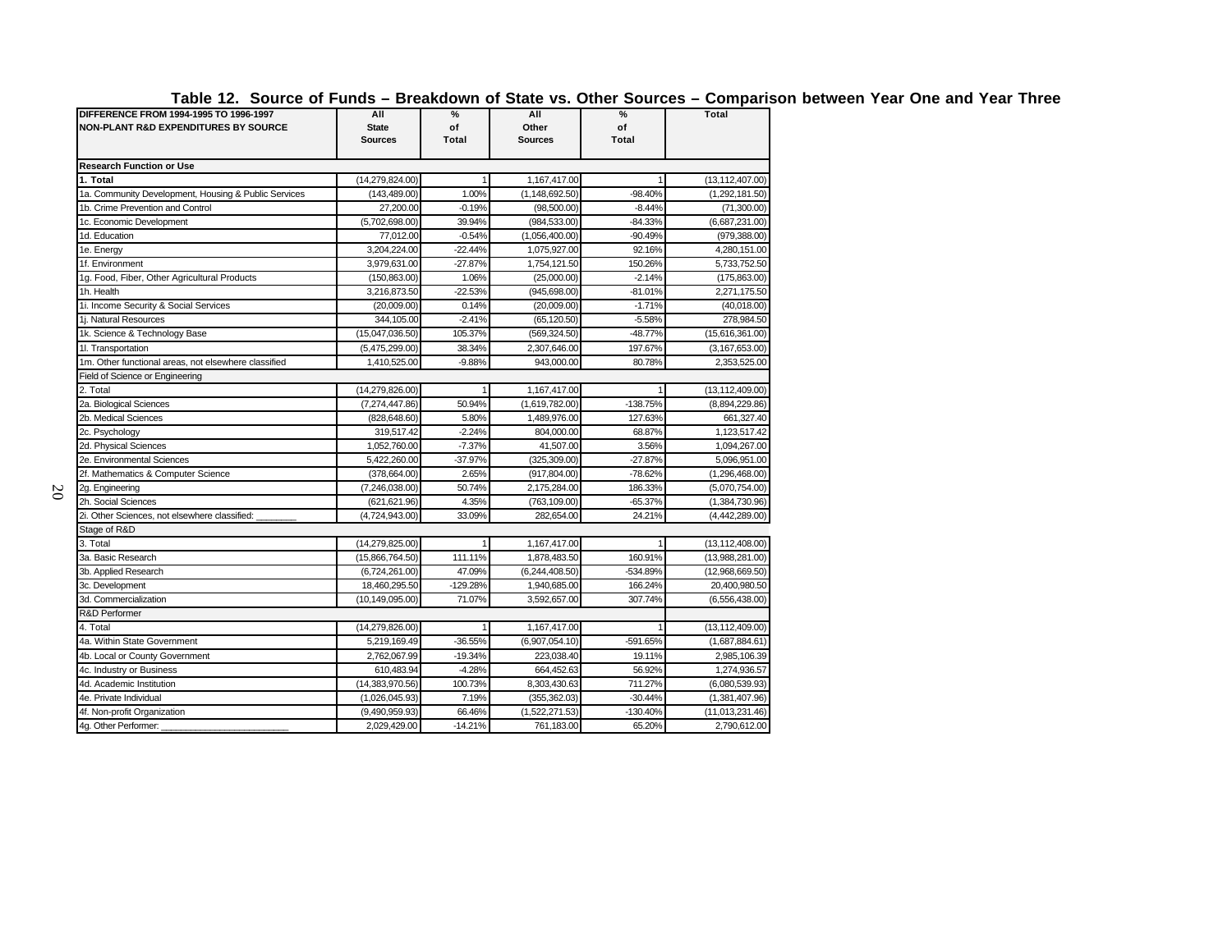## Table 12. Source of Funds – Breakdown of State vs. Other Sources – Comparison between Year One and Year Three

| DIFFERENCE FROM 1994-1995 TO 1996-1997 NON-PLANT R&D EXPENDITURES BY SOURCE | All State Sources | % of Total | All Other Sources | % of Total | Total |
|---|---|---|---|---|---|
| **Research Function or Use** | | | | | |
| **1. Total** | (14,279,824.00) | 1 | 1,167,417.00 | 1 | (13,112,407.00) |
| 1a. Community Development, Housing & Public Services | (143,489.00) | 1.00% | (1,148,692.50) | -98.40% | (1,292,181.50) |
| 1b. Crime Prevention and Control | 27,200.00 | -0.19% | (98,500.00) | -8.44% | (71,300.00) |
| 1c. Economic Development | (5,702,698.00) | 39.94% | (984,533.00) | -84.33% | (6,687,231.00) |
| 1d. Education | 77,012.00 | -0.54% | (1,056,400.00) | -90.49% | (979,388.00) |
| 1e. Energy | 3,204,224.00 | -22.44% | 1,075,927.00 | 92.16% | 4,280,151.00 |
| 1f. Environment | 3,979,631.00 | -27.87% | 1,754,121.50 | 150.26% | 5,733,752.50 |
| 1g. Food, Fiber, Other Agricultural Products | (150,863.00) | 1.06% | (25,000.00) | -2.14% | (175,863.00) |
| 1h. Health | 3,216,873.50 | -22.53% | (945,698.00) | -81.01% | 2,271,175.50 |
| 1i. Income Security & Social Services | (20,009.00) | 0.14% | (20,009.00) | -1.71% | (40,018.00) |
| 1j. Natural Resources | 344,105.00 | -2.41% | (65,120.50) | -5.58% | 278,984.50 |
| 1k. Science & Technology Base | (15,047,036.50) | 105.37% | (569,324.50) | -48.77% | (15,616,361.00) |
| 1l. Transportation | (5,475,299.00) | 38.34% | 2,307,646.00 | 197.67% | (3,167,653.00) |
| 1m. Other functional areas, not elsewhere classified | 1,410,525.00 | -9.88% | 943,000.00 | 80.78% | 2,353,525.00 |
| Field of Science or Engineering | | | | | |
| 2. Total | (14,279,826.00) | 1 | 1,167,417.00 | 1 | (13,112,409.00) |
| 2a. Biological Sciences | (7,274,447.86) | 50.94% | (1,619,782.00) | -138.75% | (8,894,229.86) |
| 2b. Medical Sciences | (828,648.60) | 5.80% | 1,489,976.00 | 127.63% | 661,327.40 |
| 2c. Psychology | 319,517.42 | -2.24% | 804,000.00 | 68.87% | 1,123,517.42 |
| 2d. Physical Sciences | 1,052,760.00 | -7.37% | 41,507.00 | 3.56% | 1,094,267.00 |
| 2e. Environmental Sciences | 5,422,260.00 | -37.97% | (325,309.00) | -27.87% | 5,096,951.00 |
| 2f. Mathematics & Computer Science | (378,664.00) | 2.65% | (917,804.00) | -78.62% | (1,296,468.00) |
| 2g. Engineering | (7,246,038.00) | 50.74% | 2,175,284.00 | 186.33% | (5,070,754.00) |
| 2h. Social Sciences | (621,621.96) | 4.35% | (763,109.00) | -65.37% | (1,384,730.96) |
| 2i. Other Sciences, not elsewhere classified: _______ | (4,724,943.00) | 33.09% | 282,654.00 | 24.21% | (4,442,289.00) |
| Stage of R&D | | | | | |
| 3. Total | (14,279,825.00) | 1 | 1,167,417.00 | 1 | (13,112,408.00) |
| 3a. Basic Research | (15,866,764.50) | 111.11% | 1,878,483.50 | 160.91% | (13,988,281.00) |
| 3b. Applied Research | (6,724,261.00) | 47.09% | (6,244,408.50) | -534.89% | (12,968,669.50) |
| 3c. Development | 18,460,295.50 | -129.28% | 1,940,685.00 | 166.24% | 20,400,980.50 |
| 3d. Commercialization | (10,149,095.00) | 71.07% | 3,592,657.00 | 307.74% | (6,556,438.00) |
| R&D Performer | | | | | |
| 4. Total | (14,279,826.00) | 1 | 1,167,417.00 | 1 | (13,112,409.00) |
| 4a. Within State Government | 5,219,169.49 | -36.55% | (6,907,054.10) | -591.65% | (1,687,884.61) |
| 4b. Local or County Government | 2,762,067.99 | -19.34% | 223,038.40 | 19.11% | 2,985,106.39 |
| 4c. Industry or Business | 610,483.94 | -4.28% | 664,452.63 | 56.92% | 1,274,936.57 |
| 4d. Academic Institution | (14,383,970.56) | 100.73% | 8,303,430.63 | 711.27% | (6,080,539.93) |
| 4e. Private Individual | (1,026,045.93) | 7.19% | (355,362.03) | -30.44% | (1,381,407.96) |
| 4f. Non-profit Organization | (9,490,959.93) | 66.46% | (1,522,271.53) | -130.40% | (11,013,231.46) |
| 4g. Other Performer: _______________________ | 2,029,429.00 | -14.21% | 761,183.00 | 65.20% | 2,790,612.00 |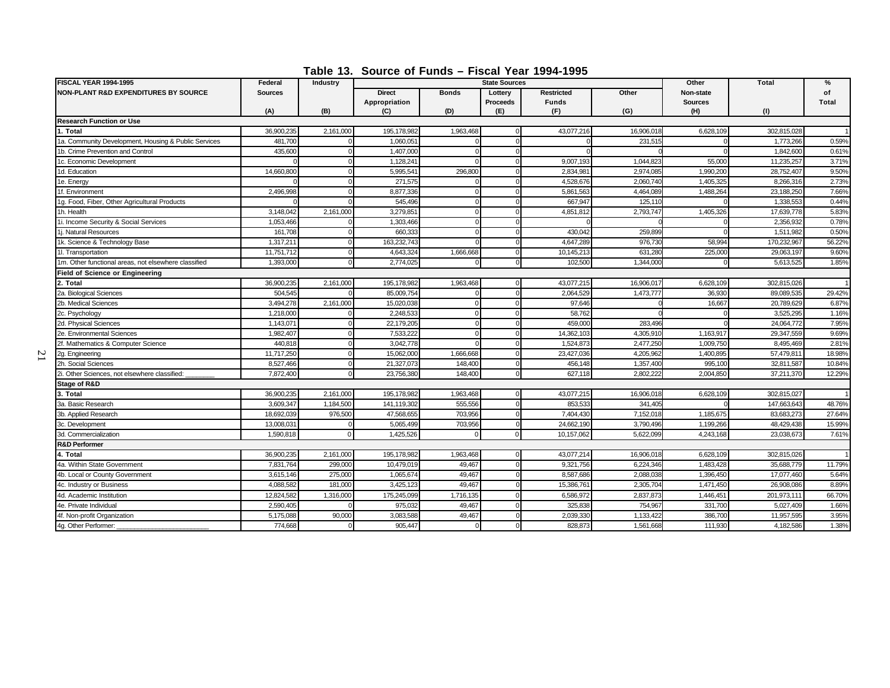## Table 13. Source of Funds – Fiscal Year 1994-1995

| FISCAL YEAR 1994-1995 NON-PLANT R&D EXPENDITURES BY SOURCE | Federal Sources (A) | Industry (B) | State Sources: Direct Appropriation (C) | State Sources: Bonds (D) | State Sources: Lottery Proceeds (E) | State Sources: Restricted Funds (F) | State Sources: Other (G) | Other Non-state Sources (H) | Total (I) | % of Total |
|---|---|---|---|---|---|---|---|---|---|---|
| **Research Function or Use** | | | | | | | | | | |
| **1. Total** | 36,900,235 | 2,161,000 | 195,178,982 | 1,963,468 | 0 | 43,077,216 | 16,906,018 | 6,628,109 | 302,815,028 | 1 |
| 1a. Community Development, Housing & Public Services | 481,700 | 0 | 1,060,051 | 0 | 0 | 0 | 231,515 | 0 | 1,773,266 | 0.59% |
| 1b. Crime Prevention and Control | 435,600 | 0 | 1,407,000 | 0 | 0 | 0 | 0 | 0 | 1,842,600 | 0.61% |
| 1c. Economic Development | 0 | 0 | 1,128,241 | 0 | 0 | 9,007,193 | 1,044,823 | 55,000 | 11,235,257 | 3.71% |
| 1d. Education | 14,660,800 | 0 | 5,995,541 | 296,800 | 0 | 2,834,981 | 2,974,085 | 1,990,200 | 28,752,407 | 9.50% |
| 1e. Energy | 0 | 0 | 271,575 | 0 | 0 | 4,528,676 | 2,060,740 | 1,405,325 | 8,266,316 | 2.73% |
| 1f. Environment | 2,496,998 | 0 | 8,877,336 | 0 | 0 | 5,861,563 | 4,464,089 | 1,488,264 | 23,188,250 | 7.66% |
| 1g. Food, Fiber, Other Agricultural Products | 0 | 0 | 545,496 | 0 | 0 | 667,947 | 125,110 | 0 | 1,338,553 | 0.44% |
| 1h. Health | 3,148,042 | 2,161,000 | 3,279,851 | 0 | 0 | 4,851,812 | 2,793,747 | 1,405,326 | 17,639,778 | 5.83% |
| 1i. Income Security & Social Services | 1,053,466 | 0 | 1,303,466 | 0 | 0 | 0 | 0 | 0 | 2,356,932 | 0.78% |
| 1j. Natural Resources | 161,708 | 0 | 660,333 | 0 | 0 | 430,042 | 259,899 | 0 | 1,511,982 | 0.50% |
| 1k. Science & Technology Base | 1,317,211 | 0 | 163,232,743 | 0 | 0 | 4,647,289 | 976,730 | 58,994 | 170,232,967 | 56.22% |
| 1l. Transportation | 11,751,712 | 0 | 4,643,324 | 1,666,668 | 0 | 10,145,213 | 631,280 | 225,000 | 29,063,197 | 9.60% |
| 1m. Other functional areas, not elsewhere classified | 1,393,000 | 0 | 2,774,025 | 0 | 0 | 102,500 | 1,344,000 | 0 | 5,613,525 | 1.85% |
| **Field of Science or Engineering** | | | | | | | | | | |
| **2. Total** | 36,900,235 | 2,161,000 | 195,178,982 | 1,963,468 | 0 | 43,077,215 | 16,906,017 | 6,628,109 | 302,815,026 | 1 |
| 2a. Biological Sciences | 504,545 | 0 | 85,009,754 | 0 | 0 | 2,064,529 | 1,473,777 | 36,930 | 89,089,535 | 29.42% |
| 2b. Medical Sciences | 3,494,278 | 2,161,000 | 15,020,038 | 0 | 0 | 97,646 | 0 | 16,667 | 20,789,629 | 6.87% |
| 2c. Psychology | 1,218,000 | 0 | 2,248,533 | 0 | 0 | 58,762 | 0 | 0 | 3,525,295 | 1.16% |
| 2d. Physical Sciences | 1,143,071 | 0 | 22,179,205 | 0 | 0 | 459,000 | 283,496 | 0 | 24,064,772 | 7.95% |
| 2e. Environmental Sciences | 1,982,407 | 0 | 7,533,222 | 0 | 0 | 14,362,103 | 4,305,910 | 1,163,917 | 29,347,559 | 9.69% |
| 2f. Mathematics & Computer Science | 440,818 | 0 | 3,042,778 | 0 | 0 | 1,524,873 | 2,477,250 | 1,009,750 | 8,495,469 | 2.81% |
| 2g. Engineering | 11,717,250 | 0 | 15,062,000 | 1,666,668 | 0 | 23,427,036 | 4,205,962 | 1,400,895 | 57,479,811 | 18.98% |
| 2h. Social Sciences | 8,527,466 | 0 | 21,327,073 | 148,400 | 0 | 456,148 | 1,357,400 | 995,100 | 32,811,587 | 10.84% |
| 2i. Other Sciences, not elsewhere classified: _______ | 7,872,400 | 0 | 23,756,380 | 148,400 | 0 | 627,118 | 2,802,222 | 2,004,850 | 37,211,370 | 12.29% |
| **Stage of R&D** | | | | | | | | | | |
| **3. Total** | 36,900,235 | 2,161,000 | 195,178,982 | 1,963,468 | 0 | 43,077,215 | 16,906,018 | 6,628,109 | 302,815,027 | 1 |
| 3a. Basic Research | 3,609,347 | 1,184,500 | 141,119,302 | 555,556 | 0 | 853,533 | 341,405 | 0 | 147,663,643 | 48.76% |
| 3b. Applied Research | 18,692,039 | 976,500 | 47,568,655 | 703,956 | 0 | 7,404,430 | 7,152,018 | 1,185,675 | 83,683,273 | 27.64% |
| 3c. Development | 13,008,031 | 0 | 5,065,499 | 703,956 | 0 | 24,662,190 | 3,790,496 | 1,199,266 | 48,429,438 | 15.99% |
| 3d. Commercialization | 1,590,818 | 0 | 1,425,526 | 0 | 0 | 10,157,062 | 5,622,099 | 4,243,168 | 23,038,673 | 7.61% |
| **R&D Performer** | | | | | | | | | | |
| **4. Total** | 36,900,235 | 2,161,000 | 195,178,982 | 1,963,468 | 0 | 43,077,214 | 16,906,018 | 6,628,109 | 302,815,026 | 1 |
| 4a. Within State Government | 7,831,764 | 299,000 | 10,479,019 | 49,467 | 0 | 9,321,756 | 6,224,346 | 1,483,428 | 35,688,779 | 11.79% |
| 4b. Local or County Government | 3,615,146 | 275,000 | 1,065,674 | 49,467 | 0 | 8,587,686 | 2,088,038 | 1,396,450 | 17,077,460 | 5.64% |
| 4c. Industry or Business | 4,088,582 | 181,000 | 3,425,123 | 49,467 | 0 | 15,386,761 | 2,305,704 | 1,471,450 | 26,908,086 | 8.89% |
| 4d. Academic Institution | 12,824,582 | 1,316,000 | 175,245,099 | 1,716,135 | 0 | 6,586,972 | 2,837,873 | 1,446,451 | 201,973,111 | 66.70% |
| 4e. Private Individual | 2,590,405 | 0 | 975,032 | 49,467 | 0 | 325,838 | 754,967 | 331,700 | 5,027,409 | 1.66% |
| 4f. Non-profit Organization | 5,175,088 | 90,000 | 3,083,588 | 49,467 | 0 | 2,039,330 | 1,133,422 | 386,700 | 11,957,595 | 3.95% |
| 4g. Other Performer: ______________________ | 774,668 | 0 | 905,447 | 0 | 0 | 828,873 | 1,561,668 | 111,930 | 4,182,586 | 1.38% |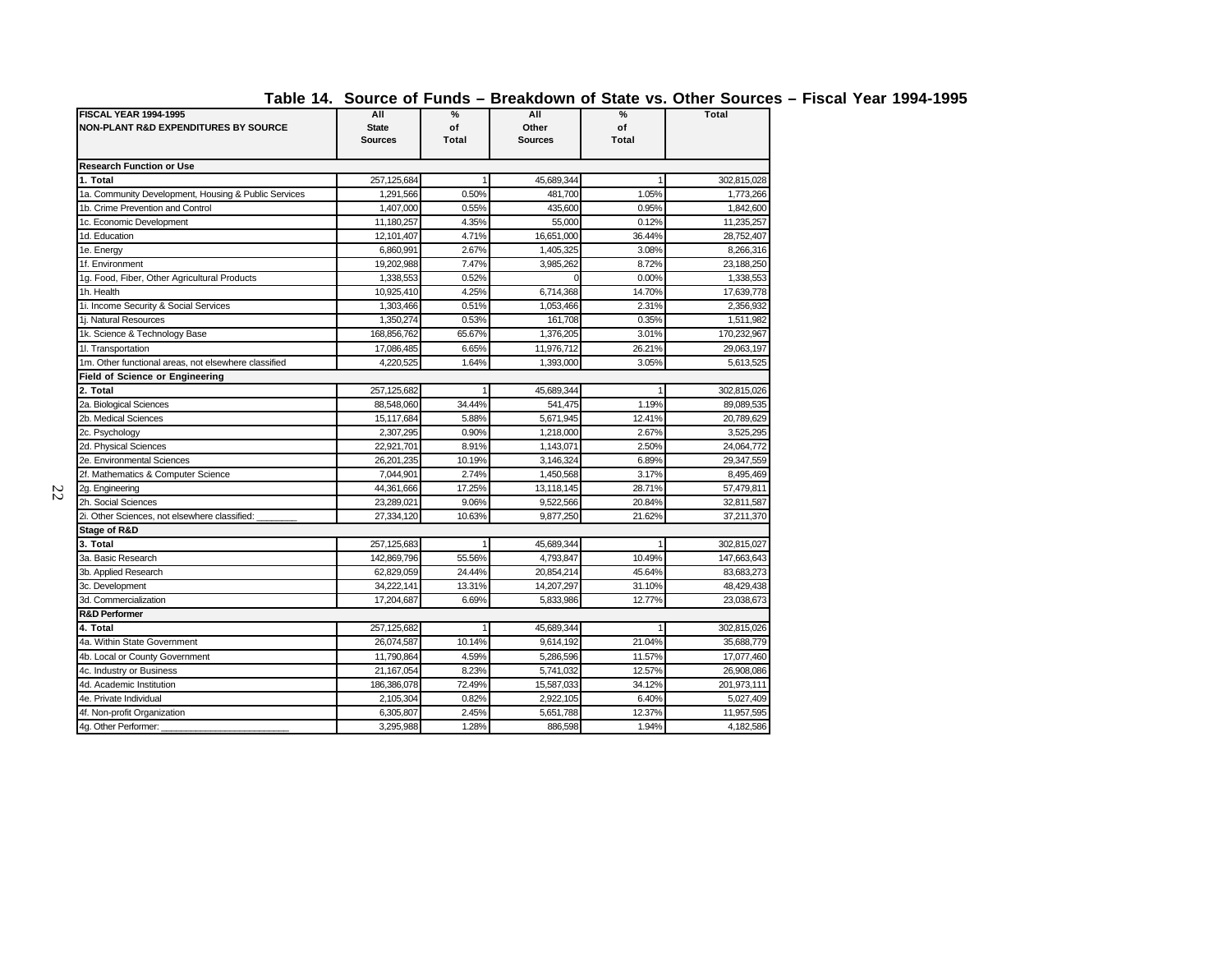# Table 14. Source of Funds – Breakdown of State vs. Other Sources – Fiscal Year 1994-1995

| FISCAL YEAR 1994-1995<br>NON-PLANT R&D EXPENDITURES BY SOURCE | All State Sources | % of Total | All Other Sources | % of Total | Total |
|---|---|---|---|---|---|
| **Research Function or Use** | | | | | |
| **1. Total** | 257,125,684 | 1 | 45,689,344 | 1 | 302,815,028 |
| 1a. Community Development, Housing & Public Services | 1,291,566 | 0.50% | 481,700 | 1.05% | 1,773,266 |
| 1b. Crime Prevention and Control | 1,407,000 | 0.55% | 435,600 | 0.95% | 1,842,600 |
| 1c. Economic Development | 11,180,257 | 4.35% | 55,000 | 0.12% | 11,235,257 |
| 1d. Education | 12,101,407 | 4.71% | 16,651,000 | 36.44% | 28,752,407 |
| 1e. Energy | 6,860,991 | 2.67% | 1,405,325 | 3.08% | 8,266,316 |
| 1f. Environment | 19,202,988 | 7.47% | 3,985,262 | 8.72% | 23,188,250 |
| 1g. Food, Fiber, Other Agricultural Products | 1,338,553 | 0.52% | 0 | 0.00% | 1,338,553 |
| 1h. Health | 10,925,410 | 4.25% | 6,714,368 | 14.70% | 17,639,778 |
| 1i. Income Security & Social Services | 1,303,466 | 0.51% | 1,053,466 | 2.31% | 2,356,932 |
| 1j. Natural Resources | 1,350,274 | 0.53% | 161,708 | 0.35% | 1,511,982 |
| 1k. Science & Technology Base | 168,856,762 | 65.67% | 1,376,205 | 3.01% | 170,232,967 |
| 1l. Transportation | 17,086,485 | 6.65% | 11,976,712 | 26.21% | 29,063,197 |
| 1m. Other functional areas, not elsewhere classified | 4,220,525 | 1.64% | 1,393,000 | 3.05% | 5,613,525 |
| **Field of Science or Engineering** | | | | | |
| **2. Total** | 257,125,682 | 1 | 45,689,344 | 1 | 302,815,026 |
| 2a. Biological Sciences | 88,548,060 | 34.44% | 541,475 | 1.19% | 89,089,535 |
| 2b. Medical Sciences | 15,117,684 | 5.88% | 5,671,945 | 12.41% | 20,789,629 |
| 2c. Psychology | 2,307,295 | 0.90% | 1,218,000 | 2.67% | 3,525,295 |
| 2d. Physical Sciences | 22,921,701 | 8.91% | 1,143,071 | 2.50% | 24,064,772 |
| 2e. Environmental Sciences | 26,201,235 | 10.19% | 3,146,324 | 6.89% | 29,347,559 |
| 2f. Mathematics & Computer Science | 7,044,901 | 2.74% | 1,450,568 | 3.17% | 8,495,469 |
| 2g. Engineering | 44,361,666 | 17.25% | 13,118,145 | 28.71% | 57,479,811 |
| 2h. Social Sciences | 23,289,021 | 9.06% | 9,522,566 | 20.84% | 32,811,587 |
| 2i. Other Sciences, not elsewhere classified: _______ | 27,334,120 | 10.63% | 9,877,250 | 21.62% | 37,211,370 |
| **Stage of R&D** | | | | | |
| **3. Total** | 257,125,683 | 1 | 45,689,344 | 1 | 302,815,027 |
| 3a. Basic Research | 142,869,796 | 55.56% | 4,793,847 | 10.49% | 147,663,643 |
| 3b. Applied Research | 62,829,059 | 24.44% | 20,854,214 | 45.64% | 83,683,273 |
| 3c. Development | 34,222,141 | 13.31% | 14,207,297 | 31.10% | 48,429,438 |
| 3d. Commercialization | 17,204,687 | 6.69% | 5,833,986 | 12.77% | 23,038,673 |
| **R&D Performer** | | | | | |
| **4. Total** | 257,125,682 | 1 | 45,689,344 | 1 | 302,815,026 |
| 4a. Within State Government | 26,074,587 | 10.14% | 9,614,192 | 21.04% | 35,688,779 |
| 4b. Local or County Government | 11,790,864 | 4.59% | 5,286,596 | 11.57% | 17,077,460 |
| 4c. Industry or Business | 21,167,054 | 8.23% | 5,741,032 | 12.57% | 26,908,086 |
| 4d. Academic Institution | 186,386,078 | 72.49% | 15,587,033 | 34.12% | 201,973,111 |
| 4e. Private Individual | 2,105,304 | 0.82% | 2,922,105 | 6.40% | 5,027,409 |
| 4f. Non-profit Organization | 6,305,807 | 2.45% | 5,651,788 | 12.37% | 11,957,595 |
| 4g. Other Performer: ______________________ | 3,295,988 | 1.28% | 886,598 | 1.94% | 4,182,586 |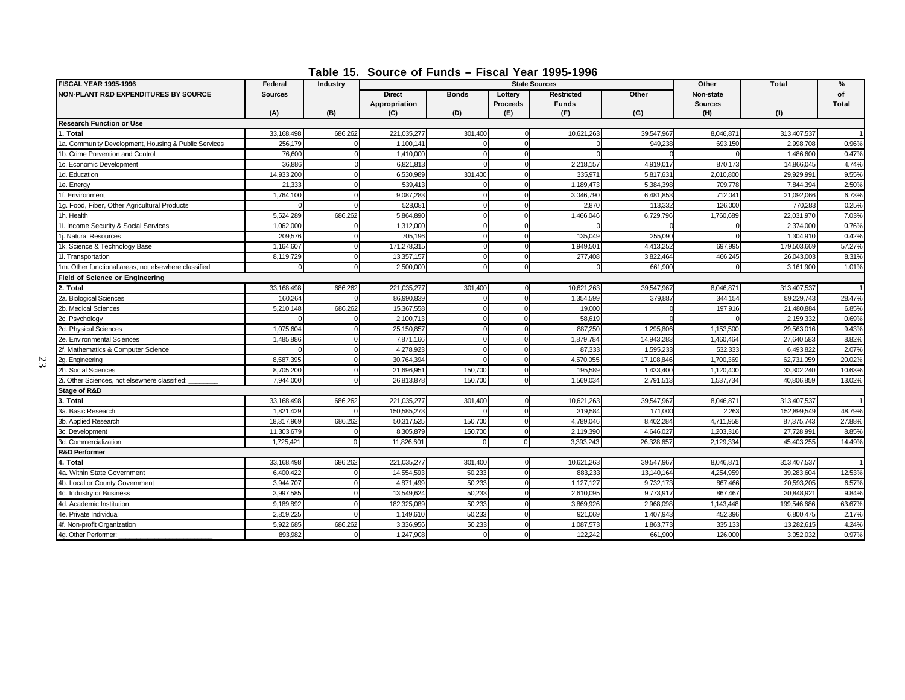# Table 15. Source of Funds – Fiscal Year 1995-1996

| FISCAL YEAR 1995-1996<br>NON-PLANT R&D EXPENDITURES BY SOURCE | Federal Sources<br>(A) | Industry<br>(B) | State Sources<br>Direct Appropriation<br>(C) | Bonds<br>(D) | Lottery Proceeds<br>(E) | Restricted Funds<br>(F) | Other<br>(G) | Other Non-state Sources<br>(H) | Total<br>(I) | % of Total |
|---|---|---|---|---|---|---|---|---|---|---|
| **Research Function or Use** | | | | | | | | | | |
| **1. Total** | 33,168,498 | 686,262 | 221,035,277 | 301,400 | 0 | 10,621,263 | 39,547,967 | 8,046,871 | 313,407,537 | 1 |
| 1a. Community Development, Housing & Public Services | 256,179 | 0 | 1,100,141 | 0 | 0 | 0 | 949,238 | 693,150 | 2,998,708 | 0.96% |
| 1b. Crime Prevention and Control | 76,600 | 0 | 1,410,000 | 0 | 0 | 0 | 0 | 0 | 1,486,600 | 0.47% |
| 1c. Economic Development | 36,886 | 0 | 6,821,813 | 0 | 0 | 2,218,157 | 4,919,017 | 870,173 | 14,866,045 | 4.74% |
| 1d. Education | 14,933,200 | 0 | 6,530,989 | 301,400 | 0 | 335,971 | 5,817,631 | 2,010,800 | 29,929,991 | 9.55% |
| 1e. Energy | 21,333 | 0 | 539,413 | 0 | 0 | 1,189,473 | 5,384,398 | 709,778 | 7,844,394 | 2.50% |
| 1f. Environment | 1,764,100 | 0 | 9,087,283 | 0 | 0 | 3,046,790 | 6,481,853 | 712,041 | 21,092,066 | 6.73% |
| 1g. Food, Fiber, Other Agricultural Products | 0 | 0 | 528,081 | 0 | 0 | 2,870 | 113,332 | 126,000 | 770,283 | 0.25% |
| 1h. Health | 5,524,289 | 686,262 | 5,864,890 | 0 | 0 | 1,466,046 | 6,729,796 | 1,760,689 | 22,031,970 | 7.03% |
| 1i. Income Security & Social Services | 1,062,000 | 0 | 1,312,000 | 0 | 0 | 0 | 0 | 0 | 2,374,000 | 0.76% |
| 1j. Natural Resources | 209,576 | 0 | 705,196 | 0 | 0 | 135,049 | 255,090 | 0 | 1,304,910 | 0.42% |
| 1k. Science & Technology Base | 1,164,607 | 0 | 171,278,315 | 0 | 0 | 1,949,501 | 4,413,252 | 697,995 | 179,503,669 | 57.27% |
| 1l. Transportation | 8,119,729 | 0 | 13,357,157 | 0 | 0 | 277,408 | 3,822,464 | 466,245 | 26,043,003 | 8.31% |
| 1m. Other functional areas, not elsewhere classified | 0 | 0 | 2,500,000 | 0 | 0 | 0 | 661,900 | 0 | 3,161,900 | 1.01% |
| **Field of Science or Engineering** | | | | | | | | | | |
| **2. Total** | 33,168,498 | 686,262 | 221,035,277 | 301,400 | 0 | 10,621,263 | 39,547,967 | 8,046,871 | 313,407,537 | 1 |
| 2a. Biological Sciences | 160,264 | 0 | 86,990,839 | 0 | 0 | 1,354,599 | 379,887 | 344,154 | 89,229,743 | 28.47% |
| 2b. Medical Sciences | 5,210,148 | 686,262 | 15,367,558 | 0 | 0 | 19,000 | 0 | 197,916 | 21,480,884 | 6.85% |
| 2c. Psychology | 0 | 0 | 2,100,713 | 0 | 0 | 58,619 | 0 | 0 | 2,159,332 | 0.69% |
| 2d. Physical Sciences | 1,075,604 | 0 | 25,150,857 | 0 | 0 | 887,250 | 1,295,806 | 1,153,500 | 29,563,016 | 9.43% |
| 2e. Environmental Sciences | 1,485,886 | 0 | 7,871,166 | 0 | 0 | 1,879,784 | 14,943,283 | 1,460,464 | 27,640,583 | 8.82% |
| 2f. Mathematics & Computer Science | 0 | 0 | 4,278,923 | 0 | 0 | 87,333 | 1,595,233 | 532,333 | 6,493,822 | 2.07% |
| 2g. Engineering | 8,587,395 | 0 | 30,764,394 | 0 | 0 | 4,570,055 | 17,108,846 | 1,700,369 | 62,731,059 | 20.02% |
| 2h. Social Sciences | 8,705,200 | 0 | 21,696,951 | 150,700 | 0 | 195,589 | 1,433,400 | 1,120,400 | 33,302,240 | 10.63% |
| 2i. Other Sciences, not elsewhere classified: _______ | 7,944,000 | 0 | 26,813,878 | 150,700 | 0 | 1,569,034 | 2,791,513 | 1,537,734 | 40,806,859 | 13.02% |
| **Stage of R&D** | | | | | | | | | | |
| **3. Total** | 33,168,498 | 686,262 | 221,035,277 | 301,400 | 0 | 10,621,263 | 39,547,967 | 8,046,871 | 313,407,537 | 1 |
| 3a. Basic Research | 1,821,429 | 0 | 150,585,273 | 0 | 0 | 319,584 | 171,000 | 2,263 | 152,899,549 | 48.79% |
| 3b. Applied Research | 18,317,969 | 686,262 | 50,317,525 | 150,700 | 0 | 4,789,046 | 8,402,284 | 4,711,958 | 87,375,743 | 27.88% |
| 3c. Development | 11,303,679 | 0 | 8,305,879 | 150,700 | 0 | 2,119,390 | 4,646,027 | 1,203,316 | 27,728,991 | 8.85% |
| 3d. Commercialization | 1,725,421 | 0 | 11,826,601 | 0 | 0 | 3,393,243 | 26,328,657 | 2,129,334 | 45,403,255 | 14.49% |
| **R&D Performer** | | | | | | | | | | |
| **4. Total** | 33,168,498 | 686,262 | 221,035,277 | 301,400 | 0 | 10,621,263 | 39,547,967 | 8,046,871 | 313,407,537 | 1 |
| 4a. Within State Government | 6,400,422 | 0 | 14,554,593 | 50,233 | 0 | 883,233 | 13,140,164 | 4,254,959 | 39,283,604 | 12.53% |
| 4b. Local or County Government | 3,944,707 | 0 | 4,871,499 | 50,233 | 0 | 1,127,127 | 9,732,173 | 867,466 | 20,593,205 | 6.57% |
| 4c. Industry or Business | 3,997,585 | 0 | 13,549,624 | 50,233 | 0 | 2,610,095 | 9,773,917 | 867,467 | 30,848,921 | 9.84% |
| 4d. Academic Institution | 9,189,892 | 0 | 182,325,089 | 50,233 | 0 | 3,869,926 | 2,968,098 | 1,143,448 | 199,546,686 | 63.67% |
| 4e. Private Individual | 2,819,225 | 0 | 1,149,610 | 50,233 | 0 | 921,069 | 1,407,943 | 452,396 | 6,800,475 | 2.17% |
| 4f. Non-profit Organization | 5,922,685 | 686,262 | 3,336,956 | 50,233 | 0 | 1,087,573 | 1,863,773 | 335,133 | 13,282,615 | 4.24% |
| 4g. Other Performer: ______________________ | 893,982 | 0 | 1,247,908 | 0 | 0 | 122,242 | 661,900 | 126,000 | 3,052,032 | 0.97% |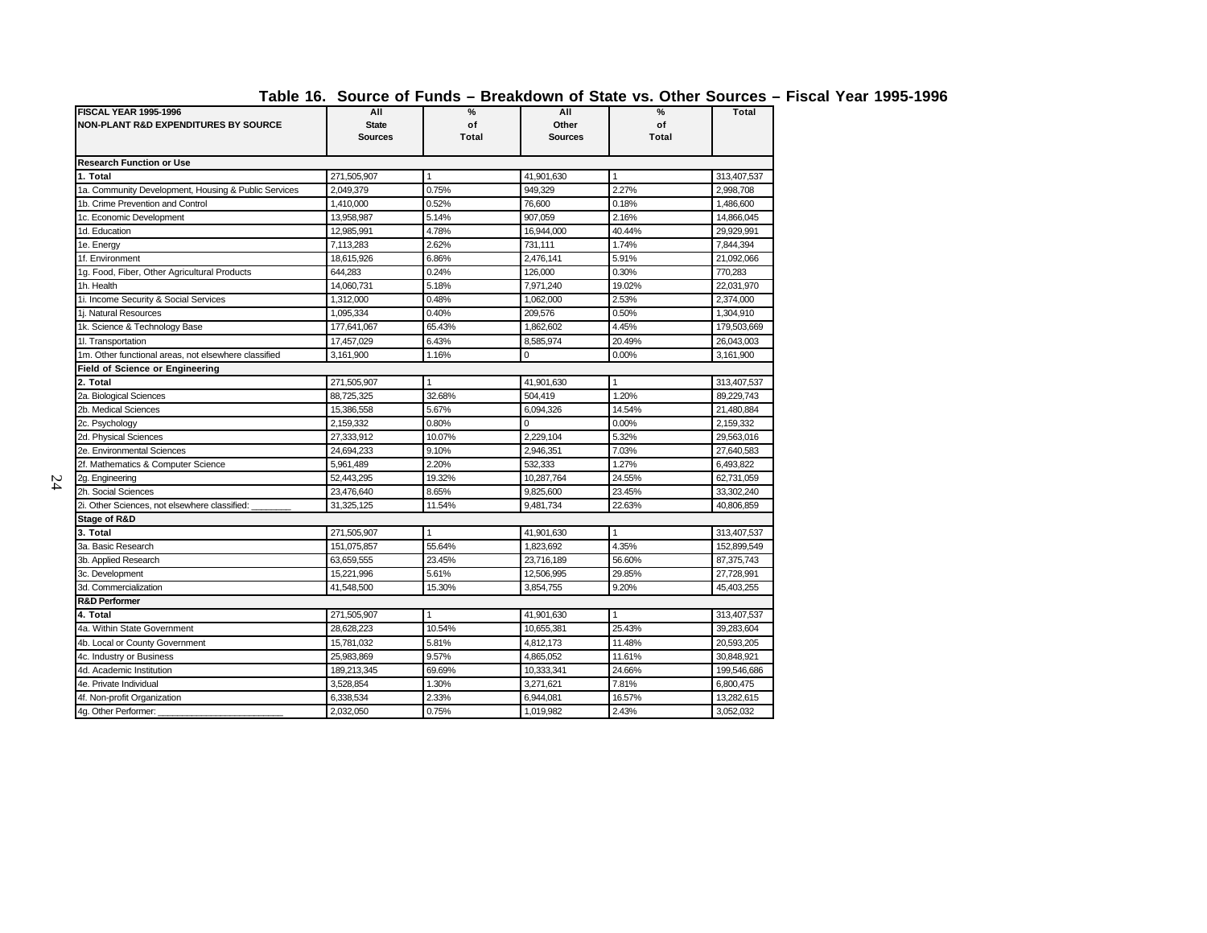## Table 16. Source of Funds – Breakdown of State vs. Other Sources – Fiscal Year 1995-1996

| FISCAL YEAR 1995-1996 NON-PLANT R&D EXPENDITURES BY SOURCE | All State Sources | % of Total | All Other Sources | % of Total | Total |
|---|---|---|---|---|---|
| **Research Function or Use** | | | | | |
| **1. Total** | 271,505,907 | 1 | 41,901,630 | 1 | 313,407,537 |
| 1a. Community Development, Housing & Public Services | 2,049,379 | 0.75% | 949,329 | 2.27% | 2,998,708 |
| 1b. Crime Prevention and Control | 1,410,000 | 0.52% | 76,600 | 0.18% | 1,486,600 |
| 1c. Economic Development | 13,958,987 | 5.14% | 907,059 | 2.16% | 14,866,045 |
| 1d. Education | 12,985,991 | 4.78% | 16,944,000 | 40.44% | 29,929,991 |
| 1e. Energy | 7,113,283 | 2.62% | 731,111 | 1.74% | 7,844,394 |
| 1f. Environment | 18,615,926 | 6.86% | 2,476,141 | 5.91% | 21,092,066 |
| 1g. Food, Fiber, Other Agricultural Products | 644,283 | 0.24% | 126,000 | 0.30% | 770,283 |
| 1h. Health | 14,060,731 | 5.18% | 7,971,240 | 19.02% | 22,031,970 |
| 1i. Income Security & Social Services | 1,312,000 | 0.48% | 1,062,000 | 2.53% | 2,374,000 |
| 1j. Natural Resources | 1,095,334 | 0.40% | 209,576 | 0.50% | 1,304,910 |
| 1k. Science & Technology Base | 177,641,067 | 65.43% | 1,862,602 | 4.45% | 179,503,669 |
| 1l. Transportation | 17,457,029 | 6.43% | 8,585,974 | 20.49% | 26,043,003 |
| 1m. Other functional areas, not elsewhere classified | 3,161,900 | 1.16% | 0 | 0.00% | 3,161,900 |
| **Field of Science or Engineering** | | | | | |
| **2. Total** | 271,505,907 | 1 | 41,901,630 | 1 | 313,407,537 |
| 2a. Biological Sciences | 88,725,325 | 32.68% | 504,419 | 1.20% | 89,229,743 |
| 2b. Medical Sciences | 15,386,558 | 5.67% | 6,094,326 | 14.54% | 21,480,884 |
| 2c. Psychology | 2,159,332 | 0.80% | 0 | 0.00% | 2,159,332 |
| 2d. Physical Sciences | 27,333,912 | 10.07% | 2,229,104 | 5.32% | 29,563,016 |
| 2e. Environmental Sciences | 24,694,233 | 9.10% | 2,946,351 | 7.03% | 27,640,583 |
| 2f. Mathematics & Computer Science | 5,961,489 | 2.20% | 532,333 | 1.27% | 6,493,822 |
| 2g. Engineering | 52,443,295 | 19.32% | 10,287,764 | 24.55% | 62,731,059 |
| 2h. Social Sciences | 23,476,640 | 8.65% | 9,825,600 | 23.45% | 33,302,240 |
| 2i. Other Sciences, not elsewhere classified: _______ | 31,325,125 | 11.54% | 9,481,734 | 22.63% | 40,806,859 |
| **Stage of R&D** | | | | | |
| **3. Total** | 271,505,907 | 1 | 41,901,630 | 1 | 313,407,537 |
| 3a. Basic Research | 151,075,857 | 55.64% | 1,823,692 | 4.35% | 152,899,549 |
| 3b. Applied Research | 63,659,555 | 23.45% | 23,716,189 | 56.60% | 87,375,743 |
| 3c. Development | 15,221,996 | 5.61% | 12,506,995 | 29.85% | 27,728,991 |
| 3d. Commercialization | 41,548,500 | 15.30% | 3,854,755 | 9.20% | 45,403,255 |
| **R&D Performer** | | | | | |
| **4. Total** | 271,505,907 | 1 | 41,901,630 | 1 | 313,407,537 |
| 4a. Within State Government | 28,628,223 | 10.54% | 10,655,381 | 25.43% | 39,283,604 |
| 4b. Local or County Government | 15,781,032 | 5.81% | 4,812,173 | 11.48% | 20,593,205 |
| 4c. Industry or Business | 25,983,869 | 9.57% | 4,865,052 | 11.61% | 30,848,921 |
| 4d. Academic Institution | 189,213,345 | 69.69% | 10,333,341 | 24.66% | 199,546,686 |
| 4e. Private Individual | 3,528,854 | 1.30% | 3,271,621 | 7.81% | 6,800,475 |
| 4f. Non-profit Organization | 6,338,534 | 2.33% | 6,944,081 | 16.57% | 13,282,615 |
| 4g. Other Performer: _______________________ | 2,032,050 | 0.75% | 1,019,982 | 2.43% | 3,052,032 |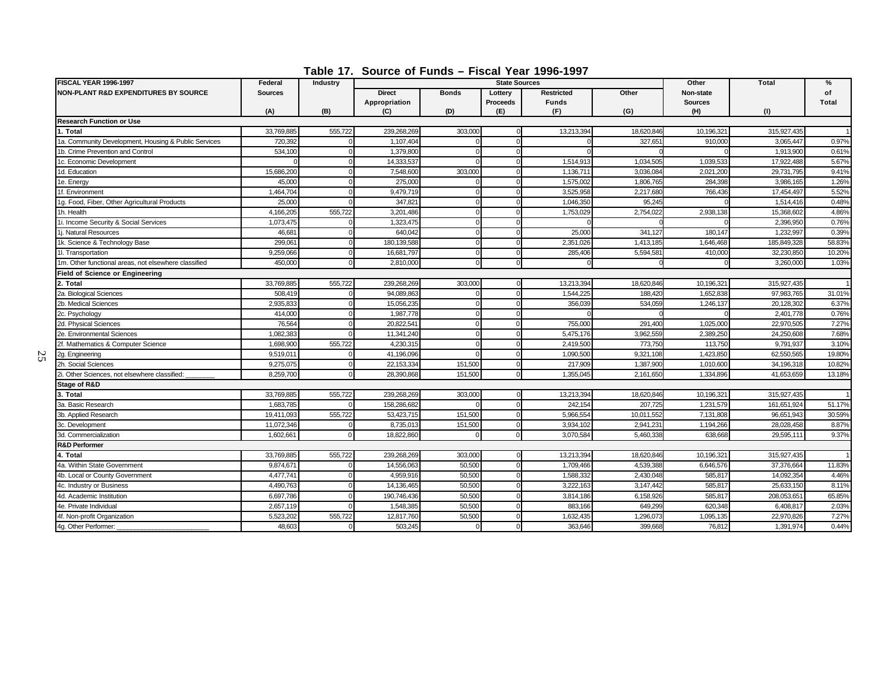# Table 17. Source of Funds – Fiscal Year 1996-1997

| FISCAL YEAR 1996-1997<br>NON-PLANT R&D EXPENDITURES BY SOURCE | Federal Sources<br>(A) | Industry<br>(B) | State Sources: Direct Appropriation<br>(C) | State Sources: Bonds<br>(D) | State Sources: Lottery Proceeds<br>(E) | State Sources: Restricted Funds<br>(F) | State Sources: Other<br>(G) | Other Non-state Sources<br>(H) | Total<br>(I) | % of Total |
|---|---|---|---|---|---|---|---|---|---|---|
| **Research Function or Use** | | | | | | | | | | |
| **1. Total** | 33,769,885 | 555,722 | 239,268,269 | 303,000 | 0 | 13,213,394 | 18,620,846 | 10,196,321 | 315,927,435 | 1 |
| 1a. Community Development, Housing & Public Services | 720,392 | 0 | 1,107,404 | 0 | 0 | 0 | 327,651 | 910,000 | 3,065,447 | 0.97% |
| 1b. Crime Prevention and Control | 534,100 | 0 | 1,379,800 | 0 | 0 | 0 | 0 | 0 | 1,913,900 | 0.61% |
| 1c. Economic Development | 0 | 0 | 14,333,537 | 0 | 0 | 1,514,913 | 1,034,505 | 1,039,533 | 17,922,488 | 5.67% |
| 1d. Education | 15,686,200 | 0 | 7,548,600 | 303,000 | 0 | 1,136,711 | 3,036,084 | 2,021,200 | 29,731,795 | 9.41% |
| 1e. Energy | 45,000 | 0 | 275,000 | 0 | 0 | 1,575,002 | 1,806,765 | 284,398 | 3,986,165 | 1.26% |
| 1f. Environment | 1,464,704 | 0 | 9,479,719 | 0 | 0 | 3,525,958 | 2,217,680 | 766,436 | 17,454,497 | 5.52% |
| 1g. Food, Fiber, Other Agricultural Products | 25,000 | 0 | 347,821 | 0 | 0 | 1,046,350 | 95,245 | 0 | 1,514,416 | 0.48% |
| 1h. Health | 4,166,205 | 555,722 | 3,201,486 | 0 | 0 | 1,753,029 | 2,754,022 | 2,938,138 | 15,368,602 | 4.86% |
| 1i. Income Security & Social Services | 1,073,475 | 0 | 1,323,475 | 0 | 0 | 0 | 0 | 0 | 2,396,950 | 0.76% |
| 1j. Natural Resources | 46,681 | 0 | 640,042 | 0 | 0 | 25,000 | 341,127 | 180,147 | 1,232,997 | 0.39% |
| 1k. Science & Technology Base | 299,061 | 0 | 180,139,588 | 0 | 0 | 2,351,026 | 1,413,185 | 1,646,468 | 185,849,328 | 58.83% |
| 1l. Transportation | 9,259,066 | 0 | 16,681,797 | 0 | 0 | 285,406 | 5,594,581 | 410,000 | 32,230,850 | 10.20% |
| 1m. Other functional areas, not elsewhere classified | 450,000 | 0 | 2,810,000 | 0 | 0 | 0 | 0 | 0 | 3,260,000 | 1.03% |
| **Field of Science or Engineering** | | | | | | | | | | |
| **2. Total** | 33,769,885 | 555,722 | 239,268,269 | 303,000 | 0 | 13,213,394 | 18,620,846 | 10,196,321 | 315,927,435 | 1 |
| 2a. Biological Sciences | 508,419 | 0 | 94,089,863 | 0 | 0 | 1,544,225 | 188,420 | 1,652,838 | 97,983,765 | 31.01% |
| 2b. Medical Sciences | 2,935,833 | 0 | 15,056,235 | 0 | 0 | 356,039 | 534,059 | 1,246,137 | 20,128,302 | 6.37% |
| 2c. Psychology | 414,000 | 0 | 1,987,778 | 0 | 0 | 0 | 0 | 0 | 2,401,778 | 0.76% |
| 2d. Physical Sciences | 76,564 | 0 | 20,822,541 | 0 | 0 | 755,000 | 291,400 | 1,025,000 | 22,970,505 | 7.27% |
| 2e. Environmental Sciences | 1,082,383 | 0 | 11,341,240 | 0 | 0 | 5,475,176 | 3,962,559 | 2,389,250 | 24,250,608 | 7.68% |
| 2f. Mathematics & Computer Science | 1,698,900 | 555,722 | 4,230,315 | 0 | 0 | 2,419,500 | 773,750 | 113,750 | 9,791,937 | 3.10% |
| 2g. Engineering | 9,519,011 | 0 | 41,196,096 | 0 | 0 | 1,090,500 | 9,321,108 | 1,423,850 | 62,550,565 | 19.80% |
| 2h. Social Sciences | 9,275,075 | 0 | 22,153,334 | 151,500 | 0 | 217,909 | 1,387,900 | 1,010,600 | 34,196,318 | 10.82% |
| 2i. Other Sciences, not elsewhere classified: _______ | 8,259,700 | 0 | 28,390,868 | 151,500 | 0 | 1,355,045 | 2,161,650 | 1,334,896 | 41,653,659 | 13.18% |
| **Stage of R&D** | | | | | | | | | | |
| **3. Total** | 33,769,885 | 555,722 | 239,268,269 | 303,000 | 0 | 13,213,394 | 18,620,846 | 10,196,321 | 315,927,435 | 1 |
| 3a. Basic Research | 1,683,785 | 0 | 158,286,682 | 0 | 0 | 242,154 | 207,725 | 1,231,579 | 161,651,924 | 51.17% |
| 3b. Applied Research | 19,411,093 | 555,722 | 53,423,715 | 151,500 | 0 | 5,966,554 | 10,011,552 | 7,131,808 | 96,651,943 | 30.59% |
| 3c. Development | 11,072,346 | 0 | 8,735,013 | 151,500 | 0 | 3,934,102 | 2,941,231 | 1,194,266 | 28,028,458 | 8.87% |
| 3d. Commercialization | 1,602,661 | 0 | 18,822,860 | 0 | 0 | 3,070,584 | 5,460,338 | 638,668 | 29,595,111 | 9.37% |
| **R&D Performer** | | | | | | | | | | |
| **4. Total** | 33,769,885 | 555,722 | 239,268,269 | 303,000 | 0 | 13,213,394 | 18,620,846 | 10,196,321 | 315,927,435 | 1 |
| 4a. Within State Government | 9,874,671 | 0 | 14,556,063 | 50,500 | 0 | 1,709,466 | 4,539,388 | 6,646,576 | 37,376,664 | 11.83% |
| 4b. Local or County Government | 4,477,741 | 0 | 4,959,916 | 50,500 | 0 | 1,588,332 | 2,430,048 | 585,817 | 14,092,354 | 4.46% |
| 4c. Industry or Business | 4,490,763 | 0 | 14,136,465 | 50,500 | 0 | 3,222,163 | 3,147,442 | 585,817 | 25,633,150 | 8.11% |
| 4d. Academic Institution | 6,697,786 | 0 | 190,746,436 | 50,500 | 0 | 3,814,186 | 6,158,926 | 585,817 | 208,053,651 | 65.85% |
| 4e. Private Individual | 2,657,119 | 0 | 1,548,385 | 50,500 | 0 | 883,166 | 649,299 | 620,348 | 6,408,817 | 2.03% |
| 4f. Non-profit Organization | 5,523,202 | 555,722 | 12,817,760 | 50,500 | 0 | 1,632,435 | 1,296,073 | 1,095,135 | 22,970,826 | 7.27% |
| 4g. Other Performer: _______________________ | 48,603 | 0 | 503,245 | 0 | 0 | 363,646 | 399,668 | 76,812 | 1,391,974 | 0.44% |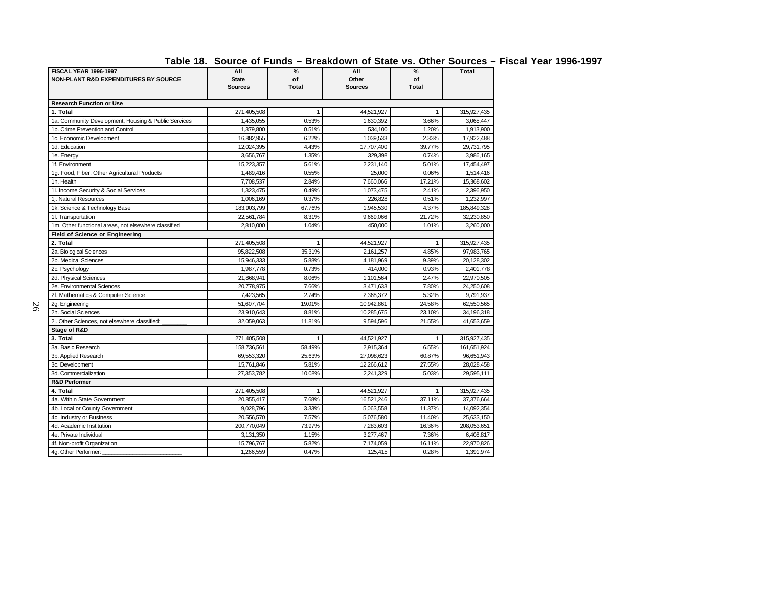## Table 18. Source of Funds – Breakdown of State vs. Other Sources – Fiscal Year 1996-1997

| FISCAL YEAR 1996-1997<br>NON-PLANT R&D EXPENDITURES BY SOURCE | All State Sources | % of Total | All Other Sources | % of Total | Total |
|---|---|---|---|---|---|
| **Research Function or Use** | | | | | |
| **1. Total** | 271,405,508 | 1 | 44,521,927 | 1 | 315,927,435 |
| 1a. Community Development, Housing & Public Services | 1,435,055 | 0.53% | 1,630,392 | 3.66% | 3,065,447 |
| 1b. Crime Prevention and Control | 1,379,800 | 0.51% | 534,100 | 1.20% | 1,913,900 |
| 1c. Economic Development | 16,882,955 | 6.22% | 1,039,533 | 2.33% | 17,922,488 |
| 1d. Education | 12,024,395 | 4.43% | 17,707,400 | 39.77% | 29,731,795 |
| 1e. Energy | 3,656,767 | 1.35% | 329,398 | 0.74% | 3,986,165 |
| 1f. Environment | 15,223,357 | 5.61% | 2,231,140 | 5.01% | 17,454,497 |
| 1g. Food, Fiber, Other Agricultural Products | 1,489,416 | 0.55% | 25,000 | 0.06% | 1,514,416 |
| 1h. Health | 7,708,537 | 2.84% | 7,660,066 | 17.21% | 15,368,602 |
| 1i. Income Security & Social Services | 1,323,475 | 0.49% | 1,073,475 | 2.41% | 2,396,950 |
| 1j. Natural Resources | 1,006,169 | 0.37% | 226,828 | 0.51% | 1,232,997 |
| 1k. Science & Technology Base | 183,903,799 | 67.76% | 1,945,530 | 4.37% | 185,849,328 |
| 1l. Transportation | 22,561,784 | 8.31% | 9,669,066 | 21.72% | 32,230,850 |
| 1m. Other functional areas, not elsewhere classified | 2,810,000 | 1.04% | 450,000 | 1.01% | 3,260,000 |
| **Field of Science or Engineering** | | | | | |
| **2. Total** | 271,405,508 | 1 | 44,521,927 | 1 | 315,927,435 |
| 2a. Biological Sciences | 95,822,508 | 35.31% | 2,161,257 | 4.85% | 97,983,765 |
| 2b. Medical Sciences | 15,946,333 | 5.88% | 4,181,969 | 9.39% | 20,128,302 |
| 2c. Psychology | 1,987,778 | 0.73% | 414,000 | 0.93% | 2,401,778 |
| 2d. Physical Sciences | 21,868,941 | 8.06% | 1,101,564 | 2.47% | 22,970,505 |
| 2e. Environmental Sciences | 20,778,975 | 7.66% | 3,471,633 | 7.80% | 24,250,608 |
| 2f. Mathematics & Computer Science | 7,423,565 | 2.74% | 2,368,372 | 5.32% | 9,791,937 |
| 2g. Engineering | 51,607,704 | 19.01% | 10,942,861 | 24.58% | 62,550,565 |
| 2h. Social Sciences | 23,910,643 | 8.81% | 10,285,675 | 23.10% | 34,196,318 |
| 2i. Other Sciences, not elsewhere classified: _______ | 32,059,063 | 11.81% | 9,594,596 | 21.55% | 41,653,659 |
| **Stage of R&D** | | | | | |
| **3. Total** | 271,405,508 | 1 | 44,521,927 | 1 | 315,927,435 |
| 3a. Basic Research | 158,736,561 | 58.49% | 2,915,364 | 6.55% | 161,651,924 |
| 3b. Applied Research | 69,553,320 | 25.63% | 27,098,623 | 60.87% | 96,651,943 |
| 3c. Development | 15,761,846 | 5.81% | 12,266,612 | 27.55% | 28,028,458 |
| 3d. Commercialization | 27,353,782 | 10.08% | 2,241,329 | 5.03% | 29,595,111 |
| **R&D Performer** | | | | | |
| **4. Total** | 271,405,508 | 1 | 44,521,927 | 1 | 315,927,435 |
| 4a. Within State Government | 20,855,417 | 7.68% | 16,521,246 | 37.11% | 37,376,664 |
| 4b. Local or County Government | 9,028,796 | 3.33% | 5,063,558 | 11.37% | 14,092,354 |
| 4c. Industry or Business | 20,556,570 | 7.57% | 5,076,580 | 11.40% | 25,633,150 |
| 4d. Academic Institution | 200,770,049 | 73.97% | 7,283,603 | 16.36% | 208,053,651 |
| 4e. Private Individual | 3,131,350 | 1.15% | 3,277,467 | 7.36% | 6,408,817 |
| 4f. Non-profit Organization | 15,796,767 | 5.82% | 7,174,059 | 16.11% | 22,970,826 |
| 4g. Other Performer: ______________________ | 1,266,559 | 0.47% | 125,415 | 0.28% | 1,391,974 |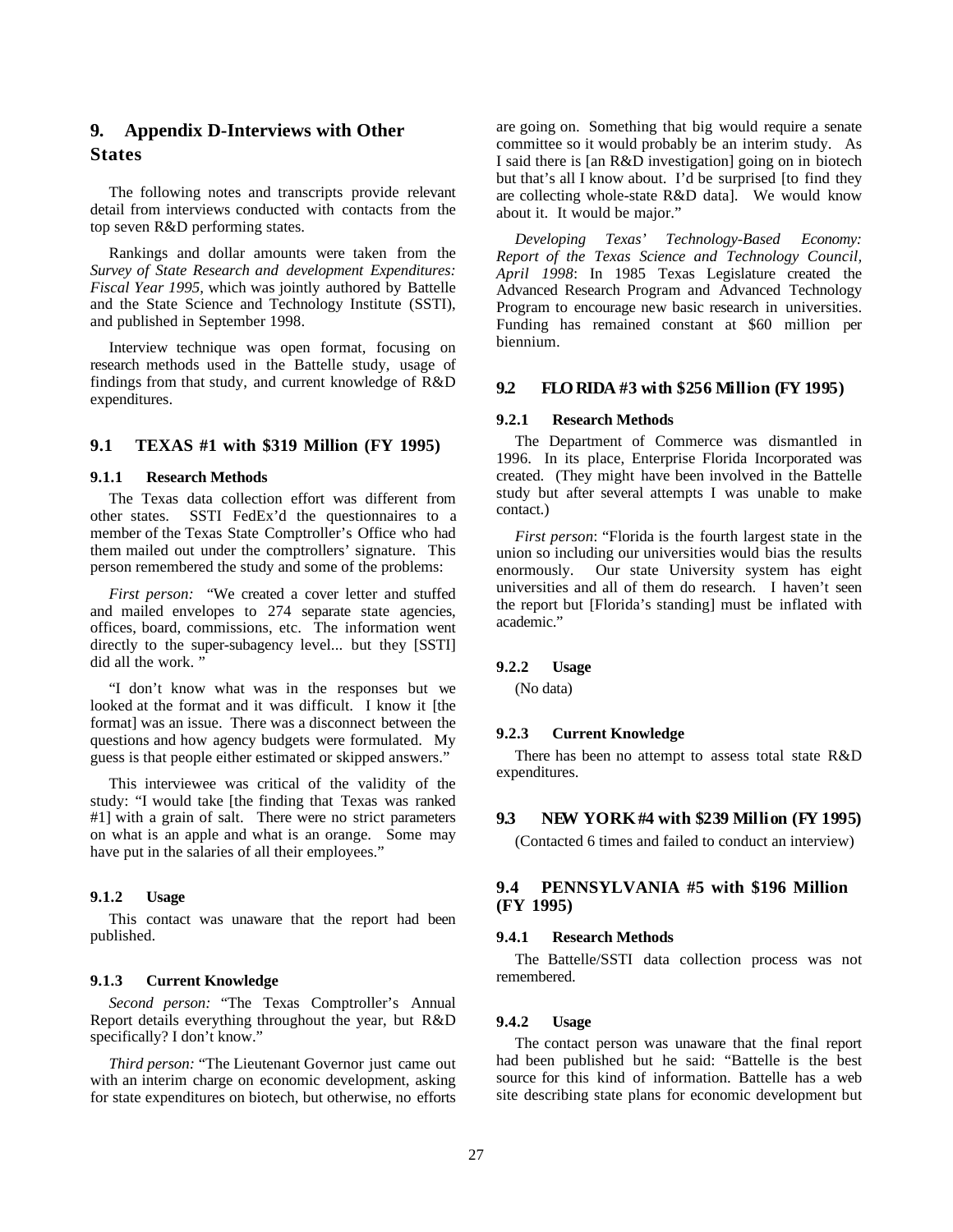## 9. Appendix D-Interviews with Other States

The following notes and transcripts provide relevant detail from interviews conducted with contacts from the top seven R&D performing states.

Rankings and dollar amounts were taken from the *Survey of State Research and development Expenditures: Fiscal Year 1995*, which was jointly authored by Battelle and the State Science and Technology Institute (SSTI), and published in September 1998.

Interview technique was open format, focusing on research methods used in the Battelle study, usage of findings from that study, and current knowledge of R&D expenditures.

### 9.1 TEXAS #1 with $319 Million (FY 1995)

#### 9.1.1 Research Methods

The Texas data collection effort was different from other states. SSTI FedEx'd the questionnaires to a member of the Texas State Comptroller's Office who had them mailed out under the comptrollers' signature. This person remembered the study and some of the problems:

*First person:* "We created a cover letter and stuffed and mailed envelopes to 274 separate state agencies, offices, board, commissions, etc. The information went directly to the super-subagency level... but they [SSTI] did all the work. "

"I don't know what was in the responses but we looked at the format and it was difficult. I know it [the format] was an issue. There was a disconnect between the questions and how agency budgets were formulated. My guess is that people either estimated or skipped answers."

This interviewee was critical of the validity of the study: "I would take [the finding that Texas was ranked #1] with a grain of salt. There were no strict parameters on what is an apple and what is an orange. Some may have put in the salaries of all their employees."

#### 9.1.2 Usage

This contact was unaware that the report had been published.

#### 9.1.3 Current Knowledge

*Second person:* "The Texas Comptroller's Annual Report details everything throughout the year, but R&D specifically? I don't know."

*Third person:* "The Lieutenant Governor just came out with an interim charge on economic development, asking for state expenditures on biotech, but otherwise, no efforts are going on. Something that big would require a senate committee so it would probably be an interim study. As I said there is [an R&D investigation] going on in biotech but that's all I know about. I'd be surprised [to find they are collecting whole-state R&D data]. We would know about it. It would be major."

*Developing Texas' Technology-Based Economy: Report of the Texas Science and Technology Council, April 1998*: In 1985 Texas Legislature created the Advanced Research Program and Advanced Technology Program to encourage new basic research in universities. Funding has remained constant at $60 million per biennium.

### 9.2 FLORIDA #3 with $256 Million (FY 1995)

#### 9.2.1 Research Methods

The Department of Commerce was dismantled in 1996. In its place, Enterprise Florida Incorporated was created. (They might have been involved in the Battelle study but after several attempts I was unable to make contact.)

*First person*: "Florida is the fourth largest state in the union so including our universities would bias the results enormously. Our state University system has eight universities and all of them do research. I haven't seen the report but [Florida's standing] must be inflated with academic."

#### 9.2.2 Usage

(No data)

#### 9.2.3 Current Knowledge

There has been no attempt to assess total state R&D expenditures.

### 9.3 NEW YORK #4 with $239 Million (FY 1995)

(Contacted 6 times and failed to conduct an interview)

### 9.4 PENNSYLVANIA #5 with $196 Million (FY 1995)

#### 9.4.1 Research Methods

The Battelle/SSTI data collection process was not remembered.

#### 9.4.2 Usage

The contact person was unaware that the final report had been published but he said: "Battelle is the best source for this kind of information. Battelle has a web site describing state plans for economic development but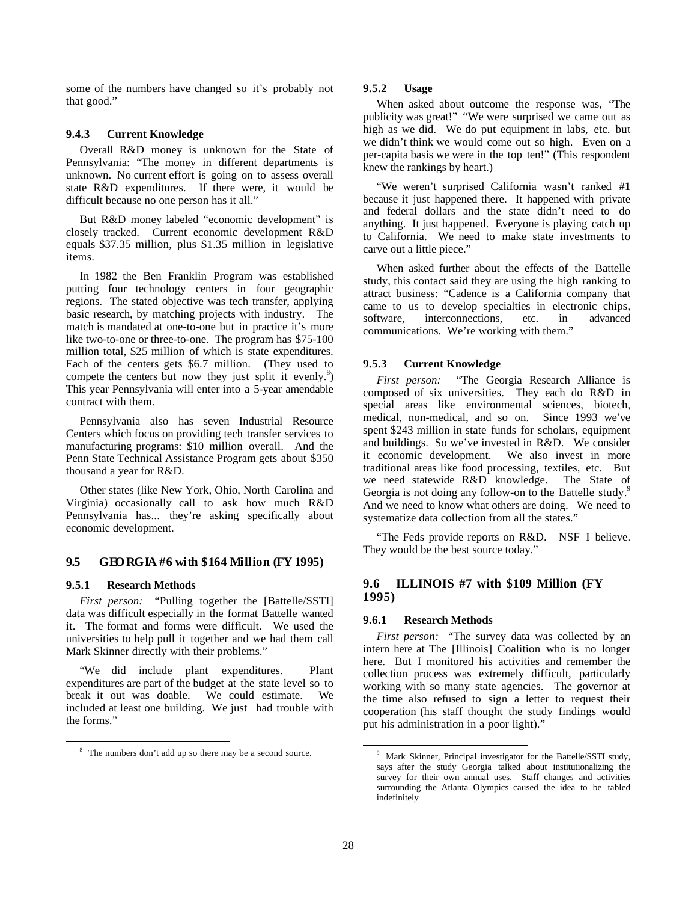some of the numbers have changed so it's probably not that good."

### 9.4.3 Current Knowledge

Overall R&D money is unknown for the State of Pennsylvania: "The money in different departments is unknown. No current effort is going on to assess overall state R&D expenditures. If there were, it would be difficult because no one person has it all."

But R&D money labeled "economic development" is closely tracked. Current economic development R&D equals $37.35 million, plus $1.35 million in legislative items.

In 1982 the Ben Franklin Program was established putting four technology centers in four geographic regions. The stated objective was tech transfer, applying basic research, by matching projects with industry. The match is mandated at one-to-one but in practice it's more like two-to-one or three-to-one. The program has $75-100 million total, $25 million of which is state expenditures. Each of the centers gets $6.7 million. (They used to compete the centers but now they just split it evenly.[8]) This year Pennsylvania will enter into a 5-year amendable contract with them.

Pennsylvania also has seven Industrial Resource Centers which focus on providing tech transfer services to manufacturing programs: $10 million overall. And the Penn State Technical Assistance Program gets about $350 thousand a year for R&D.

Other states (like New York, Ohio, North Carolina and Virginia) occasionally call to ask how much R&D Pennsylvania has... they're asking specifically about economic development.

## 9.5 GEORGIA #6 with $164 Million (FY 1995)

### 9.5.1 Research Methods

*First person:* "Pulling together the [Battelle/SSTI] data was difficult especially in the format Battelle wanted it. The format and forms were difficult. We used the universities to help pull it together and we had them call Mark Skinner directly with their problems."

"We did include plant expenditures. Plant expenditures are part of the budget at the state level so to break it out was doable. We could estimate. We included at least one building. We just had trouble with the forms."

### 9.5.2 Usage

When asked about outcome the response was, "The publicity was great!" "We were surprised we came out as high as we did. We do put equipment in labs, etc. but we didn't think we would come out so high. Even on a per-capita basis we were in the top ten!" (This respondent knew the rankings by heart.)

"We weren't surprised California wasn't ranked #1 because it just happened there. It happened with private and federal dollars and the state didn't need to do anything. It just happened. Everyone is playing catch up to California. We need to make state investments to carve out a little piece."

When asked further about the effects of the Battelle study, this contact said they are using the high ranking to attract business: "Cadence is a California company that came to us to develop specialties in electronic chips, software, interconnections, etc. in advanced communications. We're working with them."

### 9.5.3 Current Knowledge

*First person:* "The Georgia Research Alliance is composed of six universities. They each do R&D in special areas like environmental sciences, biotech, medical, non-medical, and so on. Since 1993 we've spent $243 million in state funds for scholars, equipment and buildings. So we've invested in R&D. We consider it economic development. We also invest in more traditional areas like food processing, textiles, etc. But we need statewide R&D knowledge. The State of Georgia is not doing any follow-on to the Battelle study.[9] And we need to know what others are doing. We need to systematize data collection from all the states."

"The Feds provide reports on R&D. NSF I believe. They would be the best source today."

## 9.6 ILLINOIS #7 with $109 Million (FY 1995)

### 9.6.1 Research Methods

*First person:* "The survey data was collected by an intern here at The [Illinois] Coalition who is no longer here. But I monitored his activities and remember the collection process was extremely difficult, particularly working with so many state agencies. The governor at the time also refused to sign a letter to request their cooperation (his staff thought the study findings would put his administration in a poor light)."

---

[8] The numbers don't add up so there may be a second source.

[9] Mark Skinner, Principal investigator for the Battelle/SSTI study, says after the study Georgia talked about institutionalizing the survey for their own annual uses. Staff changes and activities surrounding the Atlanta Olympics caused the idea to be tabled indefinitely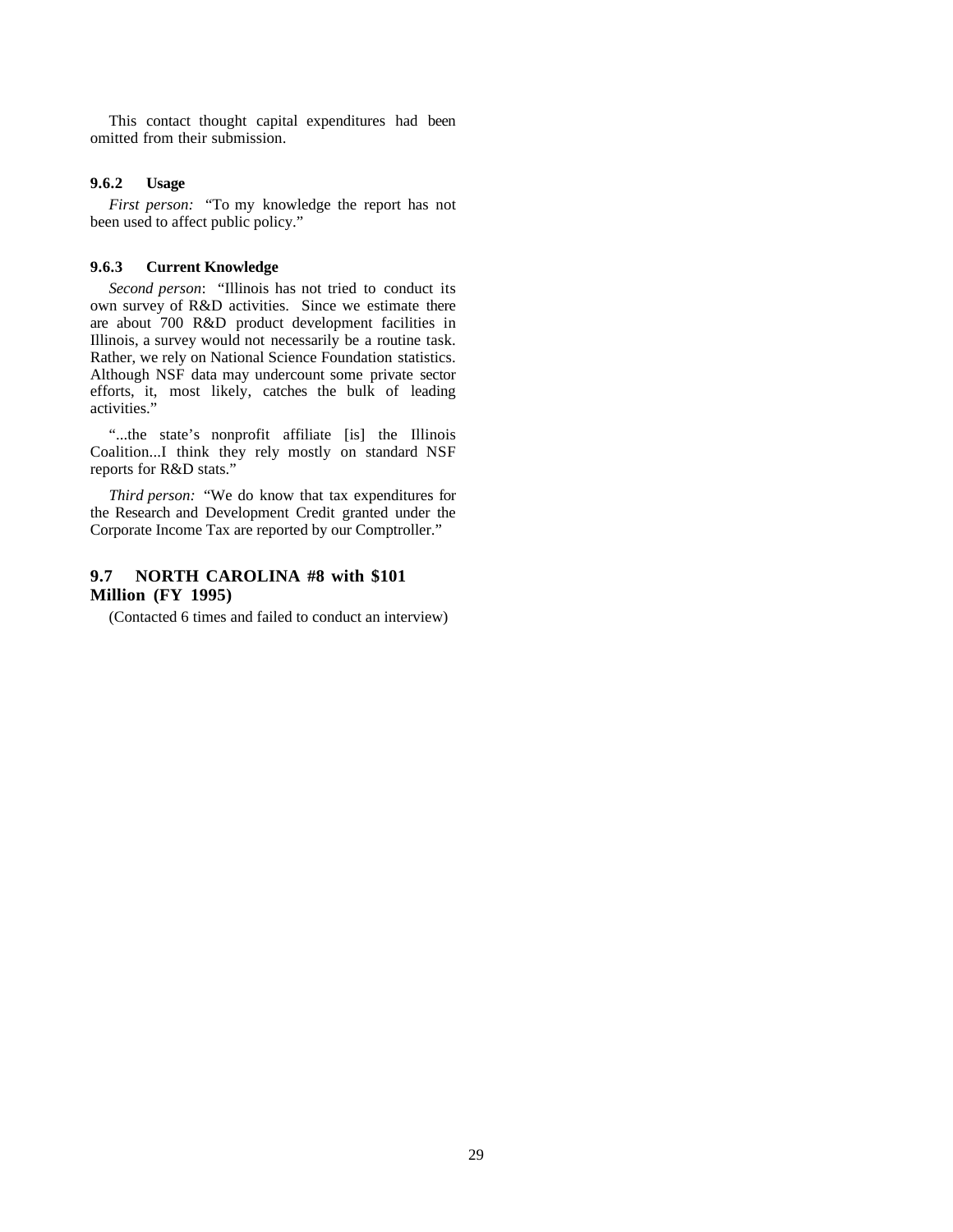This contact thought capital expenditures had been omitted from their submission.

### 9.6.2 Usage

*First person:* "To my knowledge the report has not been used to affect public policy."

### 9.6.3 Current Knowledge

*Second person*: "Illinois has not tried to conduct its own survey of R&D activities. Since we estimate there are about 700 R&D product development facilities in Illinois, a survey would not necessarily be a routine task. Rather, we rely on National Science Foundation statistics. Although NSF data may undercount some private sector efforts, it, most likely, catches the bulk of leading activities."

"...the state's nonprofit affiliate [is] the Illinois Coalition...I think they rely mostly on standard NSF reports for R&D stats."

*Third person:* "We do know that tax expenditures for the Research and Development Credit granted under the Corporate Income Tax are reported by our Comptroller."

## 9.7 NORTH CAROLINA #8 with $101 Million (FY 1995)

(Contacted 6 times and failed to conduct an interview)